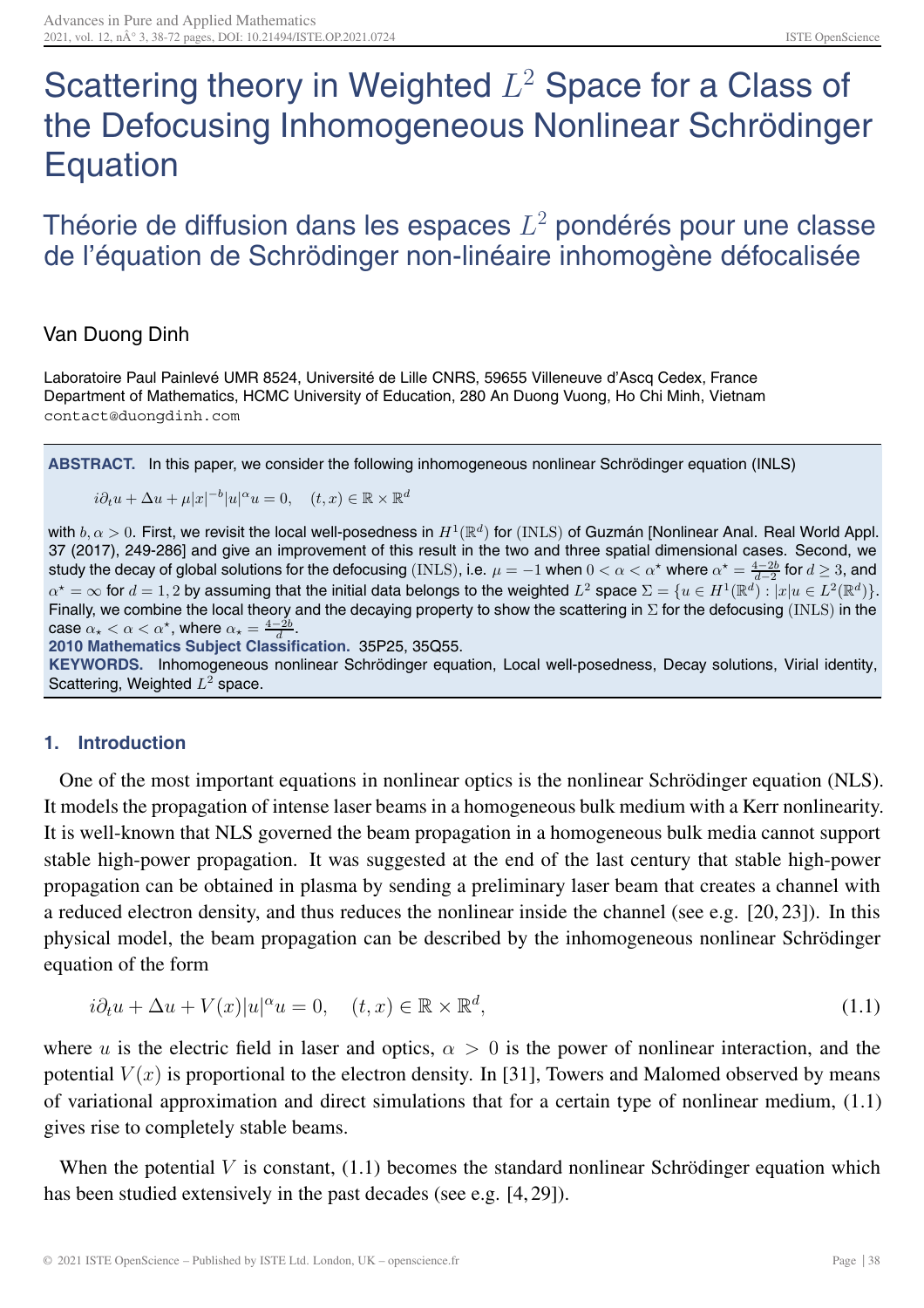# Scattering theory in Weighted $L^2$ Space for a Class of the Defocusing Inhomogeneous Nonlinear Schrödinger Equation

## Théorie de diffusion dans les espaces $L^2$ pondérés pour une classe de l'équation de Schrödinger non-linéaire inhomogène défocalisée

Van Duong Dinh

Laboratoire Paul Painlevé UMR 8524, Université de Lille CNRS, 59655 Villeneuve d'Ascq Cedex, France
Department of Mathematics, HCMC University of Education, 280 An Duong Vuong, Ho Chi Minh, Vietnam
contact@duongdinh.com

**ABSTRACT.** In this paper, we consider the following inhomogeneous nonlinear Schrödinger equation (INLS)

$$i\partial_t u + \Delta u + \mu|x|^{-b}|u|^\alpha u = 0, \quad (t,x) \in \mathbb{R} \times \mathbb{R}^d$$

with $b, \alpha > 0$. First, we revisit the local well-posedness in $H^1(\mathbb{R}^d)$ for (INLS) of Guzmán [Nonlinear Anal. Real World Appl. 37 (2017), 249-286] and give an improvement of this result in the two and three spatial dimensional cases. Second, we study the decay of global solutions for the defocusing (INLS), i.e. $\mu = -1$ when $0 < \alpha < \alpha^\star$ where $\alpha^\star = \frac{4-2b}{d-2}$ for $d \geq 3$, and $\alpha^\star = \infty$ for $d = 1, 2$ by assuming that the initial data belongs to the weighted $L^2$ space $\Sigma = \{u \in H^1(\mathbb{R}^d) : |x|u \in L^2(\mathbb{R}^d)\}$. Finally, we combine the local theory and the decaying property to show the scattering in $\Sigma$ for the defocusing (INLS) in the case $\alpha_\star < \alpha < \alpha^\star$, where $\alpha_\star = \frac{4-2b}{d}$.

**2010 Mathematics Subject Classification.** 35P25, 35Q55.

**KEYWORDS.** Inhomogeneous nonlinear Schrödinger equation, Local well-posedness, Decay solutions, Virial identity, Scattering, Weighted $L^2$ space.

## 1. Introduction

One of the most important equations in nonlinear optics is the nonlinear Schrödinger equation (NLS). It models the propagation of intense laser beams in a homogeneous bulk medium with a Kerr nonlinearity. It is well-known that NLS governed the beam propagation in a homogeneous bulk media cannot support stable high-power propagation. It was suggested at the end of the last century that stable high-power propagation can be obtained in plasma by sending a preliminary laser beam that creates a channel with a reduced electron density, and thus reduces the nonlinear inside the channel (see e.g. [20, 23]). In this physical model, the beam propagation can be described by the inhomogeneous nonlinear Schrödinger equation of the form

$$i\partial_t u + \Delta u + V(x)|u|^\alpha u = 0, \quad (t,x) \in \mathbb{R} \times \mathbb{R}^d, \tag{1.1}$$

where $u$ is the electric field in laser and optics, $\alpha > 0$ is the power of nonlinear interaction, and the potential $V(x)$ is proportional to the electron density. In [31], Towers and Malomed observed by means of variational approximation and direct simulations that for a certain type of nonlinear medium, (1.1) gives rise to completely stable beams.

When the potential $V$ is constant, (1.1) becomes the standard nonlinear Schrödinger equation which has been studied extensively in the past decades (see e.g. [4, 29]).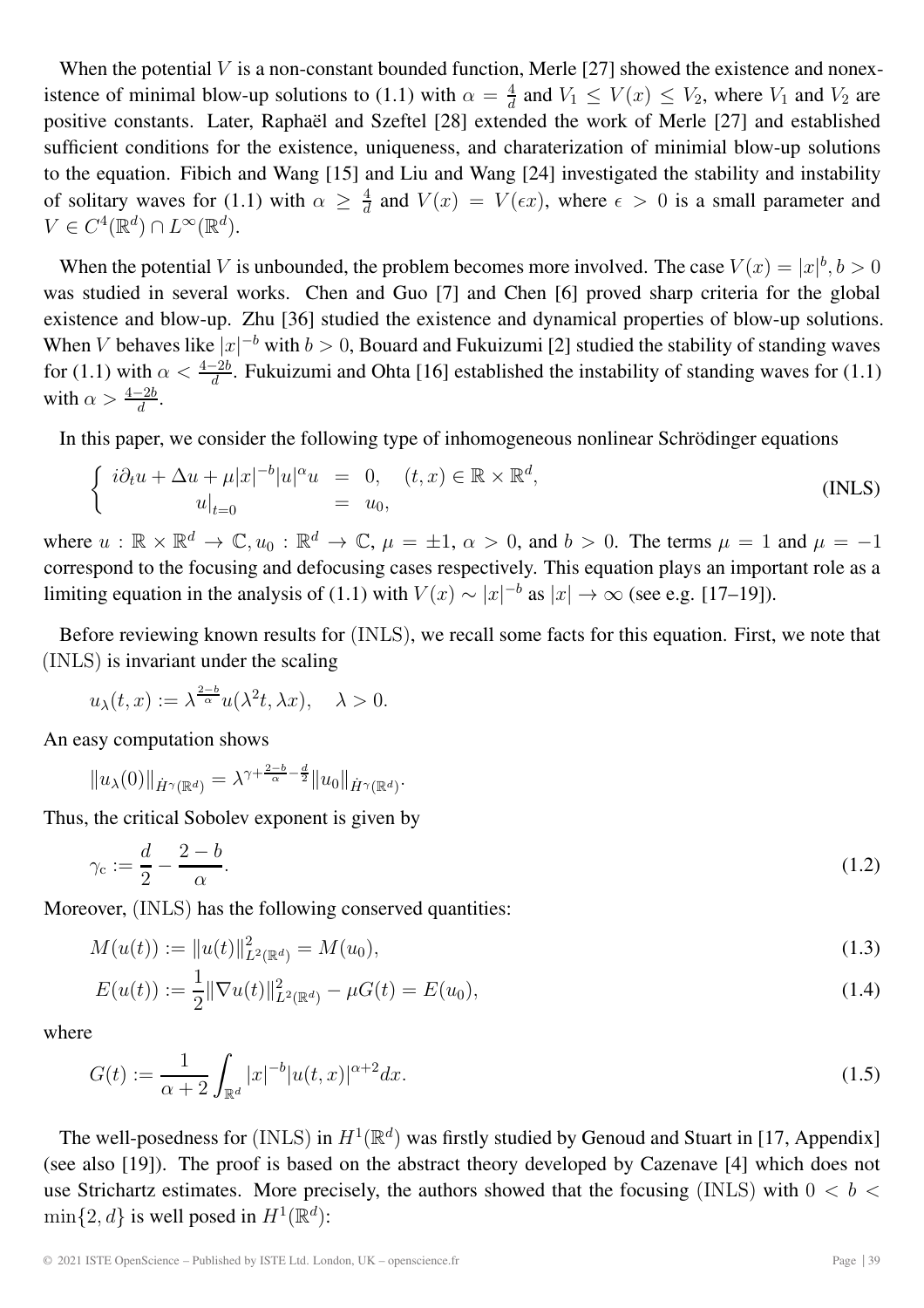When the potential $V$ is a non-constant bounded function, Merle [27] showed the existence and nonexistence of minimal blow-up solutions to (1.1) with $\alpha = \frac{4}{d}$ and $V_1 \leq V(x) \leq V_2$, where $V_1$ and $V_2$ are positive constants. Later, Raphaël and Szeftel [28] extended the work of Merle [27] and established sufficient conditions for the existence, uniqueness, and charaterization of minimial blow-up solutions to the equation. Fibich and Wang [15] and Liu and Wang [24] investigated the stability and instability of solitary waves for (1.1) with $\alpha \geq \frac{4}{d}$ and $V(x) = V(\epsilon x)$, where $\epsilon > 0$ is a small parameter and $V \in C^4(\mathbb{R}^d) \cap L^\infty(\mathbb{R}^d)$.

When the potential $V$ is unbounded, the problem becomes more involved. The case $V(x) = |x|^b, b > 0$ was studied in several works. Chen and Guo [7] and Chen [6] proved sharp criteria for the global existence and blow-up. Zhu [36] studied the existence and dynamical properties of blow-up solutions. When $V$ behaves like $|x|^{-b}$ with $b > 0$, Bouard and Fukuizumi [2] studied the stability of standing waves for (1.1) with $\alpha < \frac{4-2b}{d}$. Fukuizumi and Ohta [16] established the instability of standing waves for (1.1) with $\alpha > \frac{4-2b}{d}$.

In this paper, we consider the following type of inhomogeneous nonlinear Schrödinger equations

$$\left\{ \begin{array}{rcl} i\partial_t u + \Delta u + \mu |x|^{-b}|u|^\alpha u &=& 0, \quad (t,x) \in \mathbb{R} \times \mathbb{R}^d, \\ u\big|_{t=0} &=& u_0, \end{array} \right. \tag{INLS}$$

where $u : \mathbb{R} \times \mathbb{R}^d \to \mathbb{C}, u_0 : \mathbb{R}^d \to \mathbb{C}$, $\mu = \pm 1$, $\alpha > 0$, and $b > 0$. The terms $\mu = 1$ and $\mu = -1$ correspond to the focusing and defocusing cases respectively. This equation plays an important role as a limiting equation in the analysis of (1.1) with $V(x) \sim |x|^{-b}$ as $|x| \to \infty$ (see e.g. [17–19]).

Before reviewing known results for (INLS), we recall some facts for this equation. First, we note that (INLS) is invariant under the scaling

$$u_\lambda(t,x) := \lambda^{\frac{2-b}{\alpha}} u(\lambda^2 t, \lambda x), \quad \lambda > 0.$$

An easy computation shows

$$\|u_\lambda(0)\|_{\dot{H}^\gamma(\mathbb{R}^d)} = \lambda^{\gamma + \frac{2-b}{\alpha} - \frac{d}{2}} \|u_0\|_{\dot{H}^\gamma(\mathbb{R}^d)}.$$

Thus, the critical Sobolev exponent is given by

$$\gamma_c := \frac{d}{2} - \frac{2-b}{\alpha}. \tag{1.2}$$

Moreover, (INLS) has the following conserved quantities:

$$M(u(t)) := \|u(t)\|^2_{L^2(\mathbb{R}^d)} = M(u_0), \tag{1.3}$$

$$E(u(t)) := \frac{1}{2}\|\nabla u(t)\|^2_{L^2(\mathbb{R}^d)} - \mu G(t) = E(u_0), \tag{1.4}$$

where

$$G(t) := \frac{1}{\alpha+2}\int_{\mathbb{R}^d} |x|^{-b}|u(t,x)|^{\alpha+2}dx. \tag{1.5}$$

The well-posedness for (INLS) in $H^1(\mathbb{R}^d)$ was firstly studied by Genoud and Stuart in [17, Appendix] (see also [19]). The proof is based on the abstract theory developed by Cazenave [4] which does not use Strichartz estimates. More precisely, the authors showed that the focusing (INLS) with $0 < b < \min\{2, d\}$ is well posed in $H^1(\mathbb{R}^d)$: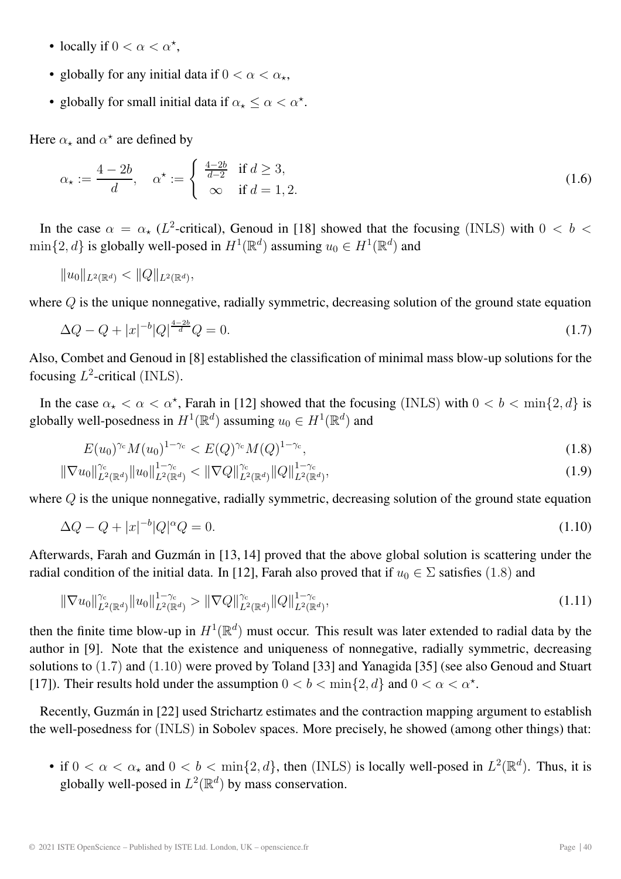- locally if $0 < \alpha < \alpha^\star$,
- globally for any initial data if $0 < \alpha < \alpha_\star$,
- globally for small initial data if $\alpha_\star \leq \alpha < \alpha^\star$.

Here $\alpha_\star$ and $\alpha^\star$ are defined by

$$\alpha_\star := \frac{4-2b}{d}, \quad \alpha^\star := \begin{cases} \frac{4-2b}{d-2} & \text{if } d \geq 3, \\ \infty & \text{if } d = 1, 2. \end{cases} \tag{1.6}$$

In the case $\alpha = \alpha_\star$ ($L^2$-critical), Genoud in [18] showed that the focusing (INLS) with $0 < b < \min\{2, d\}$ is globally well-posed in $H^1(\mathbb{R}^d)$ assuming $u_0 \in H^1(\mathbb{R}^d)$ and

$$\|u_0\|_{L^2(\mathbb{R}^d)} < \|Q\|_{L^2(\mathbb{R}^d)},$$

where $Q$ is the unique nonnegative, radially symmetric, decreasing solution of the ground state equation

$$\Delta Q - Q + |x|^{-b}|Q|^{\frac{4-2b}{d}}Q = 0. \tag{1.7}$$

Also, Combet and Genoud in [8] established the classification of minimal mass blow-up solutions for the focusing $L^2$-critical (INLS).

In the case $\alpha_\star < \alpha < \alpha^\star$, Farah in [12] showed that the focusing (INLS) with $0 < b < \min\{2, d\}$ is globally well-posedness in $H^1(\mathbb{R}^d)$ assuming $u_0 \in H^1(\mathbb{R}^d)$ and

$$E(u_0)^{\gamma_c} M(u_0)^{1-\gamma_c} < E(Q)^{\gamma_c} M(Q)^{1-\gamma_c}, \tag{1.8}$$

$$\|\nabla u_0\|^{\gamma_c}_{L^2(\mathbb{R}^d)} \|u_0\|^{1-\gamma_c}_{L^2(\mathbb{R}^d)} < \|\nabla Q\|^{\gamma_c}_{L^2(\mathbb{R}^d)} \|Q\|^{1-\gamma_c}_{L^2(\mathbb{R}^d)}, \tag{1.9}$$

where $Q$ is the unique nonnegative, radially symmetric, decreasing solution of the ground state equation

$$\Delta Q - Q + |x|^{-b}|Q|^{\alpha}Q = 0. \tag{1.10}$$

Afterwards, Farah and Guzmán in [13, 14] proved that the above global solution is scattering under the radial condition of the initial data. In [12], Farah also proved that if $u_0 \in \Sigma$ satisfies $(1.8)$ and

$$\|\nabla u_0\|^{\gamma_c}_{L^2(\mathbb{R}^d)} \|u_0\|^{1-\gamma_c}_{L^2(\mathbb{R}^d)} > \|\nabla Q\|^{\gamma_c}_{L^2(\mathbb{R}^d)} \|Q\|^{1-\gamma_c}_{L^2(\mathbb{R}^d)}, \tag{1.11}$$

then the finite time blow-up in $H^1(\mathbb{R}^d)$ must occur. This result was later extended to radial data by the author in [9]. Note that the existence and uniqueness of nonnegative, radially symmetric, decreasing solutions to $(1.7)$ and $(1.10)$ were proved by Toland [33] and Yanagida [35] (see also Genoud and Stuart [17]). Their results hold under the assumption $0 < b < \min\{2, d\}$ and $0 < \alpha < \alpha^\star$.

Recently, Guzmán in [22] used Strichartz estimates and the contraction mapping argument to establish the well-posedness for (INLS) in Sobolev spaces. More precisely, he showed (among other things) that:

- if $0 < \alpha < \alpha_\star$ and $0 < b < \min\{2, d\}$, then (INLS) is locally well-posed in $L^2(\mathbb{R}^d)$. Thus, it is globally well-posed in $L^2(\mathbb{R}^d)$ by mass conservation.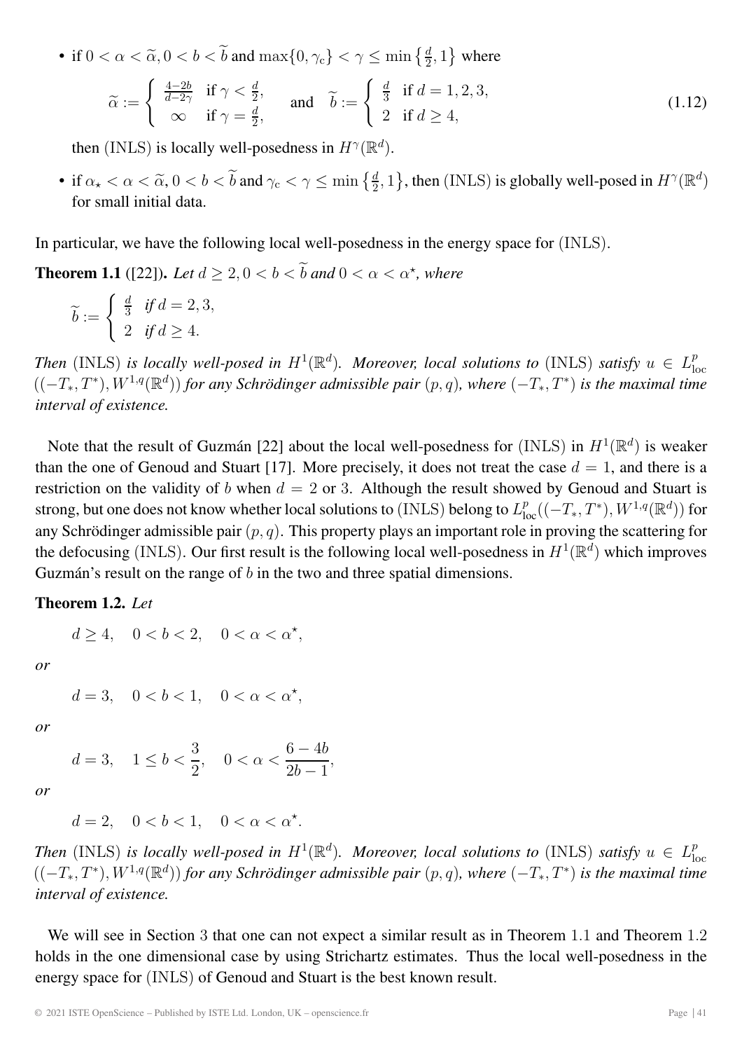- if $0 < \alpha < \widetilde{\alpha}, 0 < b < \widetilde{b}$ and $\max\{0, \gamma_c\} < \gamma \leq \min\left\{\frac{d}{2}, 1\right\}$ where

$$\widetilde{\alpha} := \begin{cases} \frac{4-2b}{d-2\gamma} & \text{if } \gamma < \frac{d}{2}, \\ \infty & \text{if } \gamma = \frac{d}{2}, \end{cases} \quad \text{and} \quad \widetilde{b} := \begin{cases} \frac{d}{3} & \text{if } d = 1, 2, 3, \\ 2 & \text{if } d \geq 4, \end{cases} \tag{1.12}$$

  then (INLS) is locally well-posedness in $H^\gamma(\mathbb{R}^d)$.

- if $\alpha_\star < \alpha < \widetilde{\alpha}, 0 < b < \widetilde{b}$ and $\gamma_c < \gamma \leq \min\left\{\frac{d}{2}, 1\right\}$, then (INLS) is globally well-posed in $H^\gamma(\mathbb{R}^d)$ for small initial data.

In particular, we have the following local well-posedness in the energy space for (INLS).

**Theorem 1.1** ([22]). *Let $d \geq 2, 0 < b < \widetilde{b}$ and $0 < \alpha < \alpha^\star$, where*

$$\widetilde{b} := \begin{cases} \frac{d}{3} & \text{if } d = 2, 3, \\ 2 & \text{if } d \geq 4. \end{cases}$$

*Then (INLS) is locally well-posed in $H^1(\mathbb{R}^d)$. Moreover, local solutions to (INLS) satisfy $u \in L^p_{\text{loc}}((-T_*, T^*), W^{1,q}(\mathbb{R}^d))$ for any Schrödinger admissible pair $(p, q)$, where $(-T_*, T^*)$ is the maximal time interval of existence.*

Note that the result of Guzmán [22] about the local well-posedness for (INLS) in $H^1(\mathbb{R}^d)$ is weaker than the one of Genoud and Stuart [17]. More precisely, it does not treat the case $d = 1$, and there is a restriction on the validity of $b$ when $d = 2$ or $3$. Although the result showed by Genoud and Stuart is strong, but one does not know whether local solutions to (INLS) belong to $L^p_{\text{loc}}((-T_*, T^*), W^{1,q}(\mathbb{R}^d))$ for any Schrödinger admissible pair $(p, q)$. This property plays an important role in proving the scattering for the defocusing (INLS). Our first result is the following local well-posedness in $H^1(\mathbb{R}^d)$ which improves Guzmán's result on the range of $b$ in the two and three spatial dimensions.

**Theorem 1.2.** *Let*

$$d \geq 4, \quad 0 < b < 2, \quad 0 < \alpha < \alpha^\star,$$

*or*

$$d = 3, \quad 0 < b < 1, \quad 0 < \alpha < \alpha^\star,$$

*or*

$$d = 3, \quad 1 \leq b < \frac{3}{2}, \quad 0 < \alpha < \frac{6 - 4b}{2b - 1},$$

*or*

$$d = 2, \quad 0 < b < 1, \quad 0 < \alpha < \alpha^\star.$$

*Then (INLS) is locally well-posed in $H^1(\mathbb{R}^d)$. Moreover, local solutions to (INLS) satisfy $u \in L^p_{\text{loc}}((-T_*, T^*), W^{1,q}(\mathbb{R}^d))$ for any Schrödinger admissible pair $(p, q)$, where $(-T_*, T^*)$ is the maximal time interval of existence.*

We will see in Section 3 that one can not expect a similar result as in Theorem 1.1 and Theorem 1.2 holds in the one dimensional case by using Strichartz estimates. Thus the local well-posedness in the energy space for (INLS) of Genoud and Stuart is the best known result.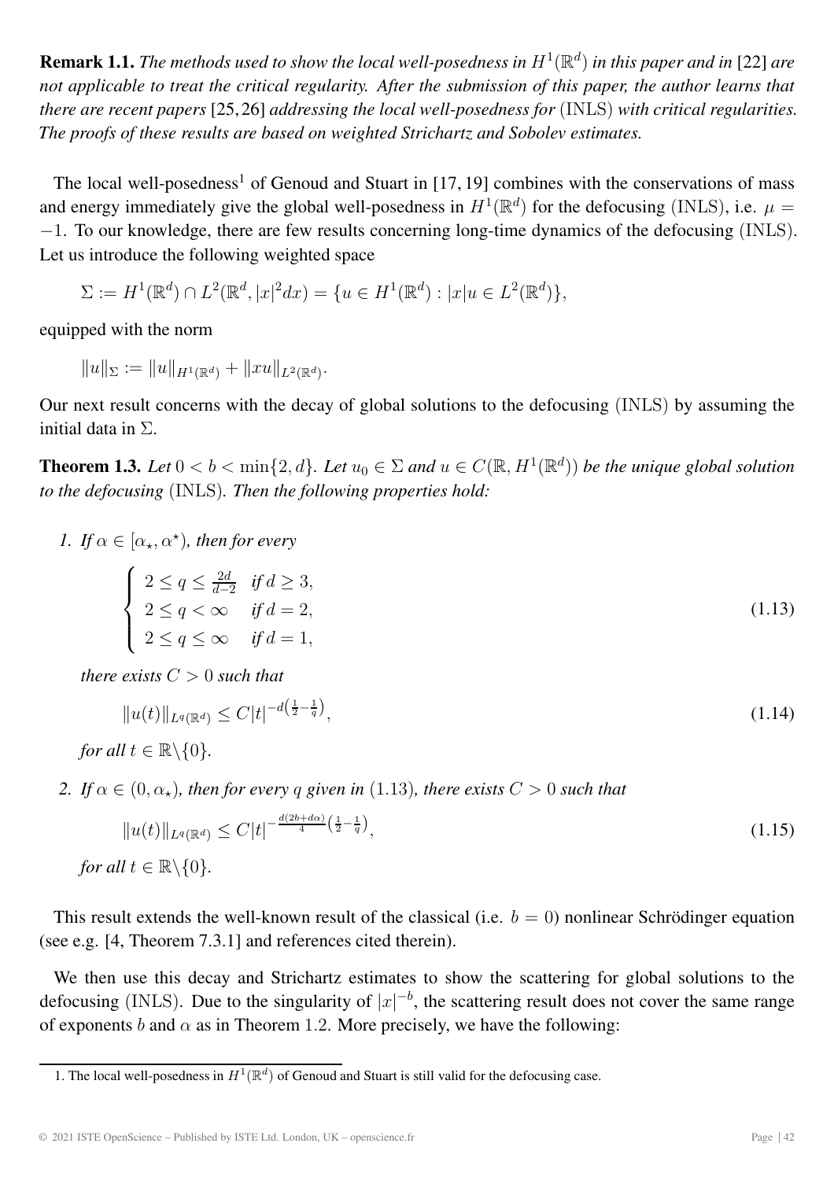**Remark 1.1.** *The methods used to show the local well-posedness in $H^1(\mathbb{R}^d)$ in this paper and in* [22] *are not applicable to treat the critical regularity. After the submission of this paper, the author learns that there are recent papers* [25, 26] *addressing the local well-posedness for* (INLS) *with critical regularities. The proofs of these results are based on weighted Strichartz and Sobolev estimates.*

The local well-posedness[1] of Genoud and Stuart in [17, 19] combines with the conservations of mass and energy immediately give the global well-posedness in $H^1(\mathbb{R}^d)$ for the defocusing (INLS), i.e. $\mu = -1$. To our knowledge, there are few results concerning long-time dynamics of the defocusing (INLS). Let us introduce the following weighted space

$$\Sigma := H^1(\mathbb{R}^d) \cap L^2(\mathbb{R}^d, |x|^2 dx) = \{u \in H^1(\mathbb{R}^d) : |x|u \in L^2(\mathbb{R}^d)\},$$

equipped with the norm

$$\|u\|_\Sigma := \|u\|_{H^1(\mathbb{R}^d)} + \|xu\|_{L^2(\mathbb{R}^d)}.$$

Our next result concerns with the decay of global solutions to the defocusing (INLS) by assuming the initial data in $\Sigma$.

**Theorem 1.3.** *Let $0 < b < \min\{2, d\}$. Let $u_0 \in \Sigma$ and $u \in C(\mathbb{R}, H^1(\mathbb{R}^d))$ be the unique global solution to the defocusing* (INLS)*. Then the following properties hold:*

1. *If $\alpha \in [\alpha_\star, \alpha^\star)$, then for every*

$$\begin{cases} 2 \leq q \leq \frac{2d}{d-2} & \text{if } d \geq 3, \\ 2 \leq q < \infty & \text{if } d = 2, \\ 2 \leq q \leq \infty & \text{if } d = 1, \end{cases} \tag{1.13}$$

*there exists $C > 0$ such that*

$$\|u(t)\|_{L^q(\mathbb{R}^d)} \leq C|t|^{-d\left(\frac{1}{2} - \frac{1}{q}\right)}, \tag{1.14}$$

*for all $t \in \mathbb{R}\backslash\{0\}$.*

2. *If $\alpha \in (0, \alpha_\star)$, then for every $q$ given in* (1.13)*, there exists $C > 0$ such that*

$$\|u(t)\|_{L^q(\mathbb{R}^d)} \leq C|t|^{-\frac{d(2b+d\alpha)}{4}\left(\frac{1}{2} - \frac{1}{q}\right)}, \tag{1.15}$$

*for all $t \in \mathbb{R}\backslash\{0\}$.*

This result extends the well-known result of the classical (i.e. $b = 0$) nonlinear Schrödinger equation (see e.g. [4, Theorem 7.3.1] and references cited therein).

We then use this decay and Strichartz estimates to show the scattering for global solutions to the defocusing (INLS). Due to the singularity of $|x|^{-b}$, the scattering result does not cover the same range of exponents $b$ and $\alpha$ as in Theorem 1.2. More precisely, we have the following:

1. The local well-posedness in $H^1(\mathbb{R}^d)$ of Genoud and Stuart is still valid for the defocusing case.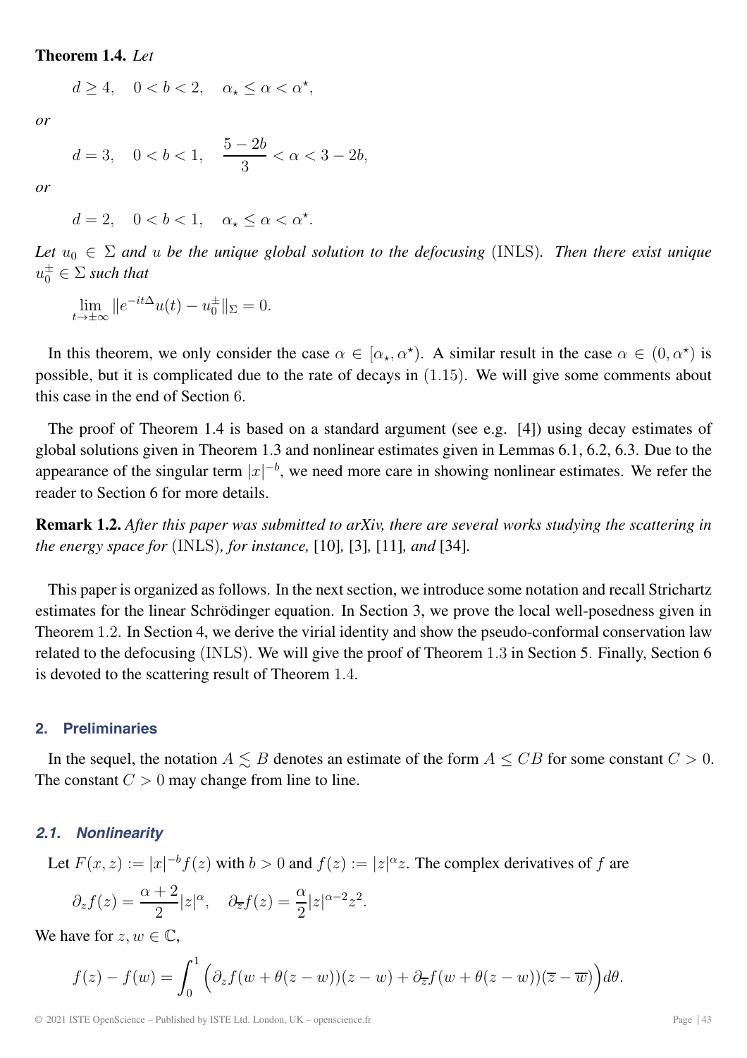**Theorem 1.4.** *Let*

$$d \geq 4, \quad 0 < b < 2, \quad \alpha_\star \leq \alpha < \alpha^\star,$$

*or*

$$d = 3, \quad 0 < b < 1, \quad \frac{5-2b}{3} < \alpha < 3 - 2b,$$

*or*

$$d = 2, \quad 0 < b < 1, \quad \alpha_\star \leq \alpha < \alpha^\star.$$

*Let $u_0 \in \Sigma$ and $u$ be the unique global solution to the defocusing* (INLS). *Then there exist unique $u_0^\pm \in \Sigma$ such that*

$$\lim_{t \to \pm\infty} \|e^{-it\Delta} u(t) - u_0^\pm\|_\Sigma = 0.$$

In this theorem, we only consider the case $\alpha \in [\alpha_\star, \alpha^\star)$. A similar result in the case $\alpha \in (0, \alpha^\star)$ is possible, but it is complicated due to the rate of decays in $(1.15)$. We will give some comments about this case in the end of Section 6.

The proof of Theorem 1.4 is based on a standard argument (see e.g. [4]) using decay estimates of global solutions given in Theorem 1.3 and nonlinear estimates given in Lemmas 6.1, 6.2, 6.3. Due to the appearance of the singular term $|x|^{-b}$, we need more care in showing nonlinear estimates. We refer the reader to Section 6 for more details.

**Remark 1.2.** *After this paper was submitted to arXiv, there are several works studying the scattering in the energy space for* (INLS)*, for instance,* [10]*,* [3]*,* [11]*, and* [34]*.*

This paper is organized as follows. In the next section, we introduce some notation and recall Strichartz estimates for the linear Schrödinger equation. In Section 3, we prove the local well-posedness given in Theorem 1.2. In Section 4, we derive the virial identity and show the pseudo-conformal conservation law related to the defocusing (INLS). We will give the proof of Theorem 1.3 in Section 5. Finally, Section 6 is devoted to the scattering result of Theorem 1.4.

## 2. Preliminaries

In the sequel, the notation $A \lesssim B$ denotes an estimate of the form $A \leq CB$ for some constant $C > 0$. The constant $C > 0$ may change from line to line.

### 2.1. Nonlinearity

Let $F(x, z) := |x|^{-b} f(z)$ with $b > 0$ and $f(z) := |z|^\alpha z$. The complex derivatives of $f$ are

$$\partial_z f(z) = \frac{\alpha + 2}{2} |z|^\alpha, \quad \partial_{\overline{z}} f(z) = \frac{\alpha}{2} |z|^{\alpha - 2} z^2.$$

We have for $z, w \in \mathbb{C}$,

$$f(z) - f(w) = \int_0^1 \Big( \partial_z f(w + \theta(z - w))(z - w) + \partial_{\overline{z}} f(w + \theta(z - w))(\overline{z} - \overline{w}) \Big) d\theta.$$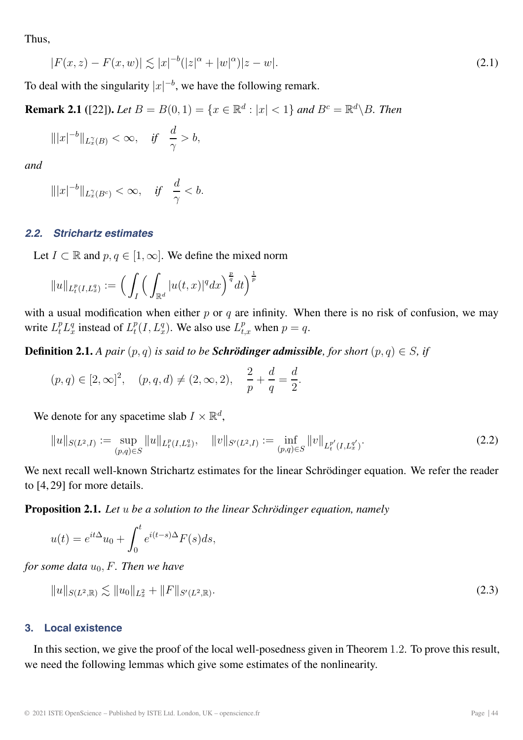Thus,

$$|F(x,z) - F(x,w)| \lesssim |x|^{-b}(|z|^{\alpha} + |w|^{\alpha})|z-w|. \tag{2.1}$$

To deal with the singularity $|x|^{-b}$, we have the following remark.

**Remark 2.1 ([22]).** *Let $B = B(0,1) = \{x \in \mathbb{R}^d : |x| < 1\}$ and $B^c = \mathbb{R}^d \backslash B$. Then*

$$\||x|^{-b}\|_{L^{\gamma}_x(B)} < \infty, \quad \textit{if} \quad \frac{d}{\gamma} > b,$$

*and*

$$\||x|^{-b}\|_{L^{\gamma}_x(B^c)} < \infty, \quad \textit{if} \quad \frac{d}{\gamma} < b.$$

### 2.2. Strichartz estimates

Let $I \subset \mathbb{R}$ and $p, q \in [1, \infty]$. We define the mixed norm

$$\|u\|_{L^p_t(I, L^q_x)} := \Big( \int_I \Big( \int_{\mathbb{R}^d} |u(t,x)|^q dx \Big)^{\frac{p}{q}} dt \Big)^{\frac{1}{p}}$$

with a usual modification when either $p$ or $q$ are infinity. When there is no risk of confusion, we may write $L^p_t L^q_x$ instead of $L^p_t(I, L^q_x)$. We also use $L^p_{t,x}$ when $p = q$.

**Definition 2.1.** *A pair $(p,q)$ is said to be **Schrödinger admissible**, for short $(p,q) \in S$, if*

$$(p,q) \in [2,\infty]^2, \quad (p,q,d) \neq (2,\infty,2), \quad \frac{2}{p} + \frac{d}{q} = \frac{d}{2}.$$

We denote for any spacetime slab $I \times \mathbb{R}^d$,

$$\|u\|_{S(L^2,I)} := \sup_{(p,q)\in S} \|u\|_{L^p_t(I,L^q_x)}, \quad \|v\|_{S'(L^2,I)} := \inf_{(p,q)\in S} \|v\|_{L^{p'}_t(I,L^{q'}_x)}. \tag{2.2}$$

We next recall well-known Strichartz estimates for the linear Schrödinger equation. We refer the reader to [4, 29] for more details.

**Proposition 2.1.** *Let $u$ be a solution to the linear Schrödinger equation, namely*

$$u(t) = e^{it\Delta}u_0 + \int_0^t e^{i(t-s)\Delta}F(s)ds,$$

*for some data $u_0, F$. Then we have*

$$\|u\|_{S(L^2,\mathbb{R})} \lesssim \|u_0\|_{L^2_x} + \|F\|_{S'(L^2,\mathbb{R})}. \tag{2.3}$$

## 3. Local existence

In this section, we give the proof of the local well-posedness given in Theorem 1.2. To prove this result, we need the following lemmas which give some estimates of the nonlinearity.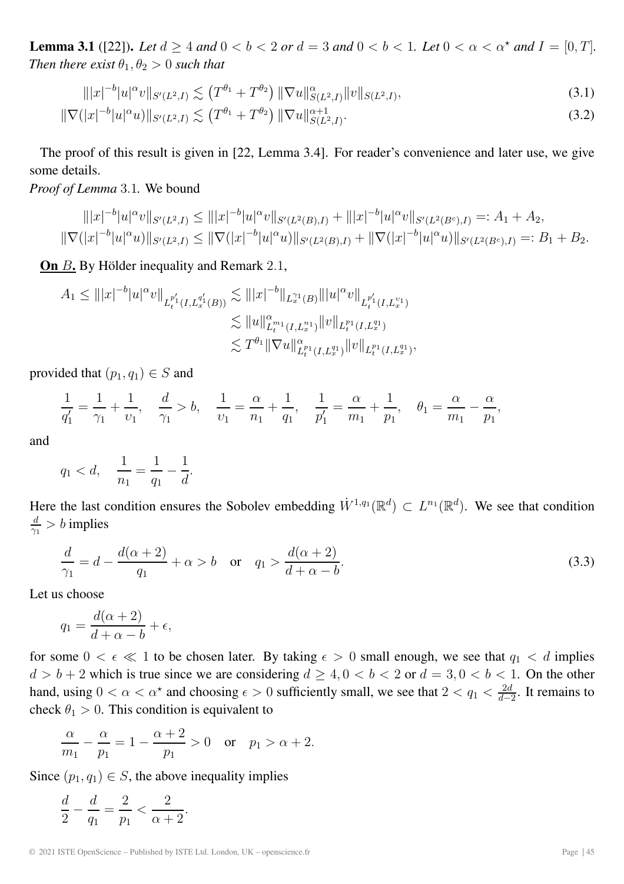**Lemma 3.1** ([22]). *Let $d \geq 4$ and $0 < b < 2$ or $d = 3$ and $0 < b < 1$. Let $0 < \alpha < \alpha^\star$ and $I = [0, T]$. Then there exist $\theta_1, \theta_2 > 0$ such that*

$$\||x|^{-b}|u|^\alpha v\|_{S'(L^2,I)} \lesssim \left(T^{\theta_1} + T^{\theta_2}\right) \|\nabla u\|^\alpha_{S(L^2,I)} \|v\|_{S(L^2,I)}, \tag{3.1}$$

$$\|\nabla(|x|^{-b}|u|^\alpha u)\|_{S'(L^2,I)} \lesssim \left(T^{\theta_1} + T^{\theta_2}\right) \|\nabla u\|^{\alpha+1}_{S(L^2,I)}. \tag{3.2}$$

The proof of this result is given in [22, Lemma 3.4]. For reader's convenience and later use, we give some details.

*Proof of Lemma* 3.1. We bound

$$\||x|^{-b}|u|^\alpha v\|_{S'(L^2,I)} \leq \||x|^{-b}|u|^\alpha v\|_{S'(L^2(B),I)} + \||x|^{-b}|u|^\alpha v\|_{S'(L^2(B^c),I)} =: A_1 + A_2,$$

$$\|\nabla(|x|^{-b}|u|^\alpha u)\|_{S'(L^2,I)} \leq \|\nabla(|x|^{-b}|u|^\alpha u)\|_{S'(L^2(B),I)} + \|\nabla(|x|^{-b}|u|^\alpha u)\|_{S'(L^2(B^c),I)} =: B_1 + B_2.$$

**On $B$.** By Hölder inequality and Remark 2.1,

$$\begin{aligned}
A_1 \leq \||x|^{-b}|u|^\alpha v\|_{L^{p_1'}_t(I, L^{q_1'}_x(B))} &\lesssim \||x|^{-b}\|_{L^{\gamma_1}_x(B)} \||u|^\alpha v\|_{L^{p_1'}_t(I, L^{\upsilon_1}_x)} \\
&\lesssim \|u\|^\alpha_{L^{m_1}_t(I, L^{n_1}_x)} \|v\|_{L^{p_1}_t(I, L^{q_1}_x)} \\
&\lesssim T^{\theta_1} \|\nabla u\|^\alpha_{L^{p_1}_t(I, L^{q_1}_x)} \|v\|_{L^{p_1}_t(I, L^{q_1}_x)},
\end{aligned}$$

provided that $(p_1, q_1) \in S$ and

$$\frac{1}{q_1'} = \frac{1}{\gamma_1} + \frac{1}{\upsilon_1}, \quad \frac{d}{\gamma_1} > b, \quad \frac{1}{\upsilon_1} = \frac{\alpha}{n_1} + \frac{1}{q_1}, \quad \frac{1}{p_1'} = \frac{\alpha}{m_1} + \frac{1}{p_1}, \quad \theta_1 = \frac{\alpha}{m_1} - \frac{\alpha}{p_1},$$

and

$$q_1 < d, \quad \frac{1}{n_1} = \frac{1}{q_1} - \frac{1}{d}.$$

Here the last condition ensures the Sobolev embedding $\dot{W}^{1,q_1}(\mathbb{R}^d) \subset L^{n_1}(\mathbb{R}^d)$. We see that condition $\frac{d}{\gamma_1} > b$ implies

$$\frac{d}{\gamma_1} = d - \frac{d(\alpha+2)}{q_1} + \alpha > b \quad \text{or} \quad q_1 > \frac{d(\alpha+2)}{d+\alpha-b}. \tag{3.3}$$

Let us choose

$$q_1 = \frac{d(\alpha+2)}{d+\alpha-b} + \epsilon,$$

for some $0 < \epsilon \ll 1$ to be chosen later. By taking $\epsilon > 0$ small enough, we see that $q_1 < d$ implies $d > b + 2$ which is true since we are considering $d \geq 4, 0 < b < 2$ or $d = 3, 0 < b < 1$. On the other hand, using $0 < \alpha < \alpha^\star$ and choosing $\epsilon > 0$ sufficiently small, we see that $2 < q_1 < \frac{2d}{d-2}$. It remains to check $\theta_1 > 0$. This condition is equivalent to

$$\frac{\alpha}{m_1} - \frac{\alpha}{p_1} = 1 - \frac{\alpha+2}{p_1} > 0 \quad \text{or} \quad p_1 > \alpha + 2.$$

Since $(p_1, q_1) \in S$, the above inequality implies

$$\frac{d}{2} - \frac{d}{q_1} = \frac{2}{p_1} < \frac{2}{\alpha+2}.$$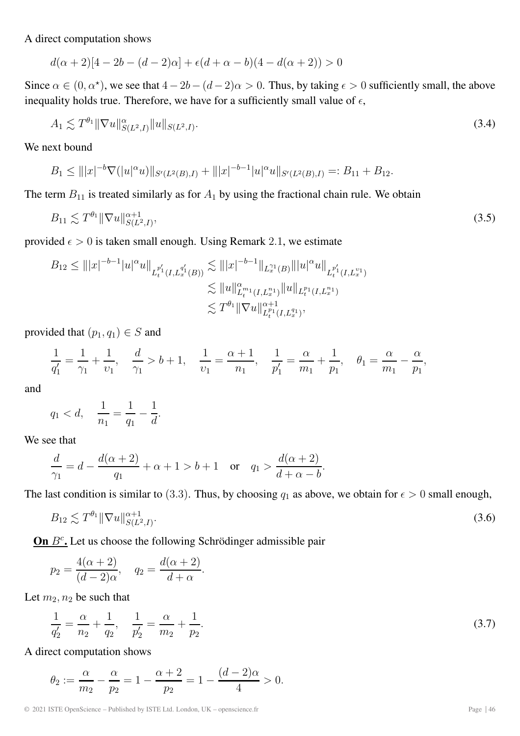A direct computation shows

$$d(\alpha+2)[4-2b-(d-2)\alpha]+\epsilon(d+\alpha-b)(4-d(\alpha+2))>0$$

Since $\alpha \in (0,\alpha^\star)$, we see that $4-2b-(d-2)\alpha>0$. Thus, by taking $\epsilon>0$ sufficiently small, the above inequality holds true. Therefore, we have for a sufficiently small value of $\epsilon$,

$$A_1 \lesssim T^{\theta_1}\|\nabla u\|^{\alpha}_{S(L^2,I)}\|u\|_{S(L^2,I)}. \tag{3.4}$$

We next bound

$$B_1 \leq \||x|^{-b}\nabla(|u|^\alpha u)\|_{S'(L^2(B),I)} + \||x|^{-b-1}|u|^\alpha u\|_{S'(L^2(B),I)} =: B_{11}+B_{12}.$$

The term $B_{11}$ is treated similarly as for $A_1$ by using the fractional chain rule. We obtain

$$B_{11} \lesssim T^{\theta_1}\|\nabla u\|^{\alpha+1}_{S(L^2,I)}, \tag{3.5}$$

provided $\epsilon>0$ is taken small enough. Using Remark 2.1, we estimate

$$\begin{aligned}
B_{12} \leq \||x|^{-b-1}|u|^\alpha u\|_{L_t^{p_1'}(I,L_x^{q_1'}(B))} &\lesssim \||x|^{-b-1}\|_{L_x^{\gamma_1}(B)}\||u|^\alpha u\|_{L_t^{p_1'}(I,L_x^{\upsilon_1})} \\
&\lesssim \|u\|^\alpha_{L_t^{m_1}(I,L_x^{n_1})}\|u\|_{L_t^{p_1}(I,L_x^{n_1})} \\
&\lesssim T^{\theta_1}\|\nabla u\|^{\alpha+1}_{L_t^{p_1}(I,L_x^{q_1})},
\end{aligned}$$

provided that $(p_1,q_1)\in S$ and

$$\frac{1}{q_1'}=\frac{1}{\gamma_1}+\frac{1}{\upsilon_1}, \quad \frac{d}{\gamma_1}>b+1, \quad \frac{1}{\upsilon_1}=\frac{\alpha+1}{n_1}, \quad \frac{1}{p_1'}=\frac{\alpha}{m_1}+\frac{1}{p_1}, \quad \theta_1=\frac{\alpha}{m_1}-\frac{\alpha}{p_1},$$

and

$$q_1<d, \quad \frac{1}{n_1}=\frac{1}{q_1}-\frac{1}{d}.$$

We see that

$$\frac{d}{\gamma_1}=d-\frac{d(\alpha+2)}{q_1}+\alpha+1>b+1 \quad \text{or} \quad q_1>\frac{d(\alpha+2)}{d+\alpha-b}.$$

The last condition is similar to (3.3). Thus, by choosing $q_1$ as above, we obtain for $\epsilon>0$ small enough,

$$B_{12} \lesssim T^{\theta_1}\|\nabla u\|^{\alpha+1}_{S(L^2,I)}. \tag{3.6}$$

**<u>On $B^c$</u>.** Let us choose the following Schrödinger admissible pair

$$p_2=\frac{4(\alpha+2)}{(d-2)\alpha}, \quad q_2=\frac{d(\alpha+2)}{d+\alpha}.$$

Let $m_2,n_2$ be such that

$$\frac{1}{q_2'}=\frac{\alpha}{n_2}+\frac{1}{q_2}, \quad \frac{1}{p_2'}=\frac{\alpha}{m_2}+\frac{1}{p_2}. \tag{3.7}$$

A direct computation shows

$$\theta_2:=\frac{\alpha}{m_2}-\frac{\alpha}{p_2}=1-\frac{\alpha+2}{p_2}=1-\frac{(d-2)\alpha}{4}>0.$$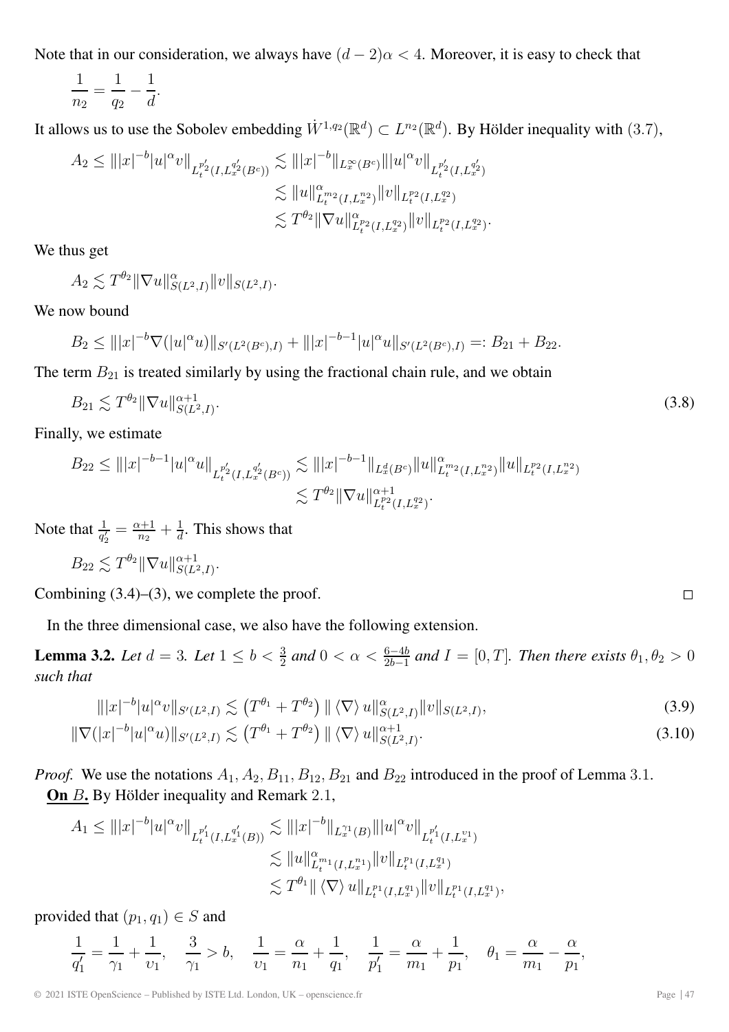Note that in our consideration, we always have $(d-2)\alpha < 4$. Moreover, it is easy to check that

$$\frac{1}{n_2} = \frac{1}{q_2} - \frac{1}{d}.$$

It allows us to use the Sobolev embedding $\dot{W}^{1,q_2}(\mathbb{R}^d) \subset L^{n_2}(\mathbb{R}^d)$. By Hölder inequality with $(3.7)$,

$$\begin{aligned}
A_2 \leq \||x|^{-b}|u|^\alpha v\|_{L_t^{p_2'}(I, L_x^{q_2'}(B^c))} &\lesssim \||x|^{-b}\|_{L_x^\infty(B^c)} \||u|^\alpha v\|_{L_t^{p_2'}(I, L_x^{q_2'})} \\
&\lesssim \|u\|^\alpha_{L_t^{m_2}(I, L_x^{n_2})} \|v\|_{L_t^{p_2}(I, L_x^{q_2})} \\
&\lesssim T^{\theta_2} \|\nabla u\|^\alpha_{L_t^{p_2}(I, L_x^{q_2})} \|v\|_{L_t^{p_2}(I, L_x^{q_2})}.
\end{aligned}$$

We thus get

$$A_2 \lesssim T^{\theta_2} \|\nabla u\|^\alpha_{S(L^2, I)} \|v\|_{S(L^2, I)}.$$

We now bound

$$B_2 \leq \||x|^{-b} \nabla(|u|^\alpha u)\|_{S'(L^2(B^c), I)} + \||x|^{-b-1}|u|^\alpha u\|_{S'(L^2(B^c), I)} =: B_{21} + B_{22}.$$

The term $B_{21}$ is treated similarly by using the fractional chain rule, and we obtain

$$B_{21} \lesssim T^{\theta_2} \|\nabla u\|^{\alpha+1}_{S(L^2, I)}. \tag{3.8}$$

Finally, we estimate

$$\begin{aligned}
B_{22} \leq \||x|^{-b-1}|u|^\alpha u\|_{L_t^{p_2'}(I, L_x^{q_2'}(B^c))} &\lesssim \||x|^{-b-1}\|_{L_x^d(B^c)} \|u\|^\alpha_{L_t^{m_2}(I, L_x^{n_2})} \|u\|_{L_t^{p_2}(I, L_x^{n_2})} \\
&\lesssim T^{\theta_2} \|\nabla u\|^{\alpha+1}_{L_t^{p_2}(I, L_x^{q_2})}.
\end{aligned}$$

Note that $\frac{1}{q_2'} = \frac{\alpha+1}{n_2} + \frac{1}{d}$. This shows that

$$B_{22} \lesssim T^{\theta_2} \|\nabla u\|^{\alpha+1}_{S(L^2, I)}.$$

Combining (3.4)–(3), we complete the proof. $\square$

In the three dimensional case, we also have the following extension.

**Lemma 3.2.** *Let $d = 3$. Let $1 \leq b < \frac{3}{2}$ and $0 < \alpha < \frac{6-4b}{2b-1}$ and $I = [0, T]$. Then there exists $\theta_1, \theta_2 > 0$ such that*

$$\||x|^{-b}|u|^\alpha v\|_{S'(L^2, I)} \lesssim \left(T^{\theta_1} + T^{\theta_2}\right) \|\langle \nabla \rangle u\|^\alpha_{S(L^2, I)} \|v\|_{S(L^2, I)}, \tag{3.9}$$

$$\|\nabla(|x|^{-b}|u|^\alpha u)\|_{S'(L^2, I)} \lesssim \left(T^{\theta_1} + T^{\theta_2}\right) \|\langle \nabla \rangle u\|^{\alpha+1}_{S(L^2, I)}. \tag{3.10}$$

*Proof.* We use the notations $A_1, A_2, B_{11}, B_{12}, B_{21}$ and $B_{22}$ introduced in the proof of Lemma 3.1.

**On $B$.** By Hölder inequality and Remark 2.1,

$$\begin{aligned}
A_1 \leq \||x|^{-b}|u|^\alpha v\|_{L_t^{p_1'}(I, L_x^{q_1'}(B))} &\lesssim \||x|^{-b}\|_{L_x^{\gamma_1}(B)} \||u|^\alpha v\|_{L_t^{p_1'}(I, L_x^{\upsilon_1})} \\
&\lesssim \|u\|^\alpha_{L_t^{m_1}(I, L_x^{n_1})} \|v\|_{L_t^{p_1}(I, L_x^{q_1})} \\
&\lesssim T^{\theta_1} \|\langle \nabla \rangle u\|_{L_t^{p_1}(I, L_x^{q_1})} \|v\|_{L_t^{p_1}(I, L_x^{q_1})},
\end{aligned}$$

provided that $(p_1, q_1) \in S$ and

$$\frac{1}{q_1'} = \frac{1}{\gamma_1} + \frac{1}{\upsilon_1}, \quad \frac{3}{\gamma_1} > b, \quad \frac{1}{\upsilon_1} = \frac{\alpha}{n_1} + \frac{1}{q_1}, \quad \frac{1}{p_1'} = \frac{\alpha}{m_1} + \frac{1}{p_1}, \quad \theta_1 = \frac{\alpha}{m_1} - \frac{\alpha}{p_1},$$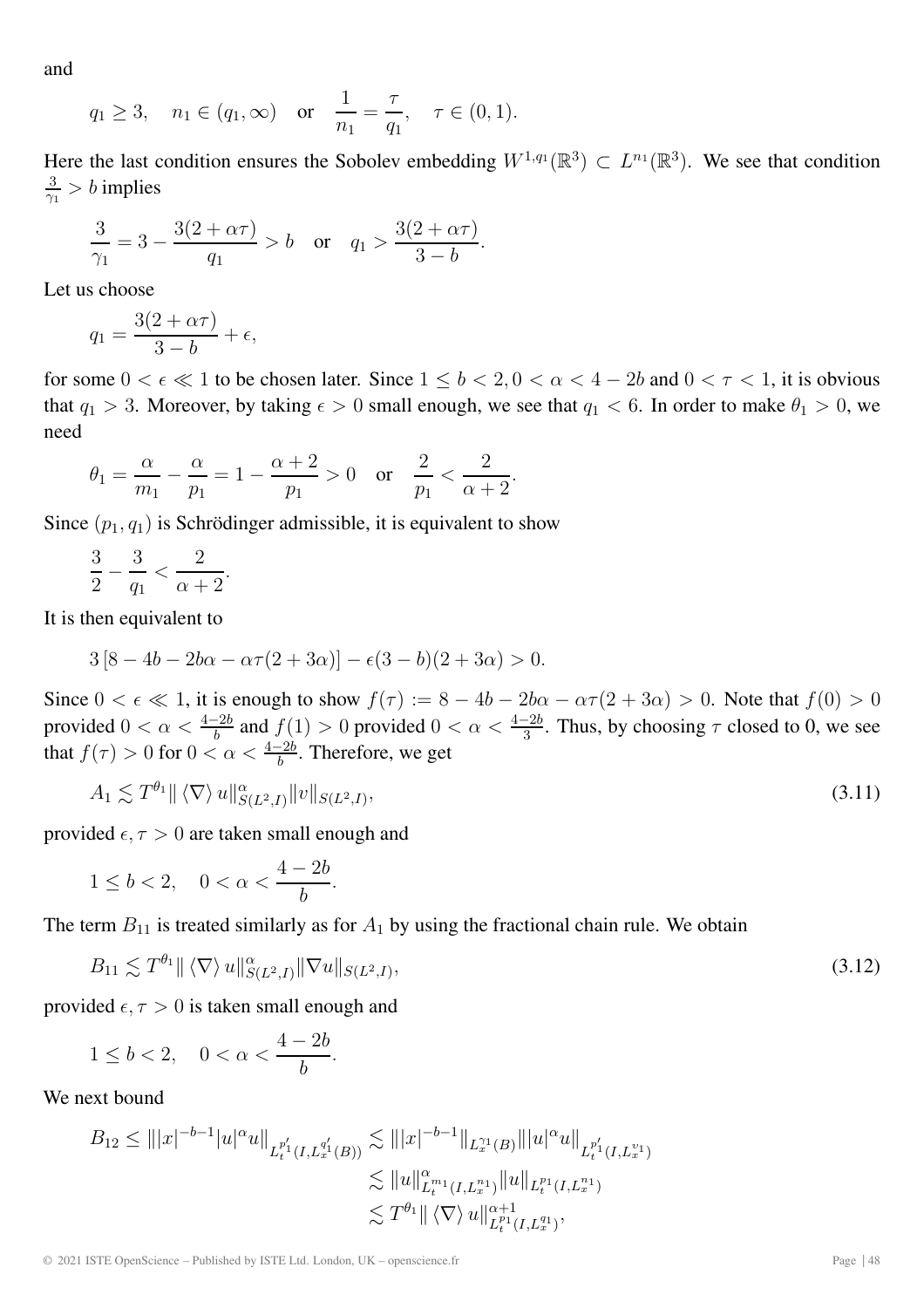and

$$q_1 \geq 3, \quad n_1 \in (q_1, \infty) \quad \text{or} \quad \frac{1}{n_1} = \frac{\tau}{q_1}, \quad \tau \in (0,1).$$

Here the last condition ensures the Sobolev embedding $W^{1,q_1}(\mathbb{R}^3) \subset L^{n_1}(\mathbb{R}^3)$. We see that condition $\frac{3}{\gamma_1} > b$ implies

$$\frac{3}{\gamma_1} = 3 - \frac{3(2+\alpha\tau)}{q_1} > b \quad \text{or} \quad q_1 > \frac{3(2+\alpha\tau)}{3-b}.$$

Let us choose

$$q_1 = \frac{3(2+\alpha\tau)}{3-b} + \epsilon,$$

for some $0 < \epsilon \ll 1$ to be chosen later. Since $1 \leq b < 2, 0 < \alpha < 4-2b$ and $0 < \tau < 1$, it is obvious that $q_1 > 3$. Moreover, by taking $\epsilon > 0$ small enough, we see that $q_1 < 6$. In order to make $\theta_1 > 0$, we need

$$\theta_1 = \frac{\alpha}{m_1} - \frac{\alpha}{p_1} = 1 - \frac{\alpha+2}{p_1} > 0 \quad \text{or} \quad \frac{2}{p_1} < \frac{2}{\alpha+2}.$$

Since $(p_1, q_1)$ is Schrödinger admissible, it is equivalent to show

$$\frac{3}{2} - \frac{3}{q_1} < \frac{2}{\alpha+2}.$$

It is then equivalent to

$$3\left[8 - 4b - 2b\alpha - \alpha\tau(2+3\alpha)\right] - \epsilon(3-b)(2+3\alpha) > 0.$$

Since $0 < \epsilon \ll 1$, it is enough to show $f(\tau) := 8 - 4b - 2b\alpha - \alpha\tau(2+3\alpha) > 0$. Note that $f(0) > 0$ provided $0 < \alpha < \frac{4-2b}{b}$ and $f(1) > 0$ provided $0 < \alpha < \frac{4-2b}{3}$. Thus, by choosing $\tau$ closed to 0, we see that $f(\tau) > 0$ for $0 < \alpha < \frac{4-2b}{b}$. Therefore, we get

$$A_1 \lesssim T^{\theta_1} \| \langle \nabla \rangle u\|^{\alpha}_{S(L^2,I)} \|v\|_{S(L^2,I)}, \tag{3.11}$$

provided $\epsilon, \tau > 0$ are taken small enough and

$$1 \leq b < 2, \quad 0 < \alpha < \frac{4-2b}{b}.$$

The term $B_{11}$ is treated similarly as for $A_1$ by using the fractional chain rule. We obtain

$$B_{11} \lesssim T^{\theta_1} \| \langle \nabla \rangle u\|^{\alpha}_{S(L^2,I)} \|\nabla u\|_{S(L^2,I)}, \tag{3.12}$$

provided $\epsilon, \tau > 0$ is taken small enough and

$$1 \leq b < 2, \quad 0 < \alpha < \frac{4-2b}{b}.$$

We next bound

$$\begin{aligned}
B_{12} \leq \||x|^{-b-1}|u|^{\alpha}u\|_{L^{p_1'}_t(I, L^{q_1'}_x(B))} &\lesssim \||x|^{-b-1}\|_{L^{\gamma_1}_x(B)} \||u|^{\alpha}u\|_{L^{p_1'}_t(I, L^{v_1}_x)} \\
&\lesssim \|u\|^{\alpha}_{L^{m_1}_t(I, L^{n_1}_x)} \|u\|_{L^{p_1}_t(I, L^{n_1}_x)} \\
&\lesssim T^{\theta_1} \| \langle \nabla \rangle u\|^{\alpha+1}_{L^{p_1}_t(I, L^{q_1}_x)},
\end{aligned}$$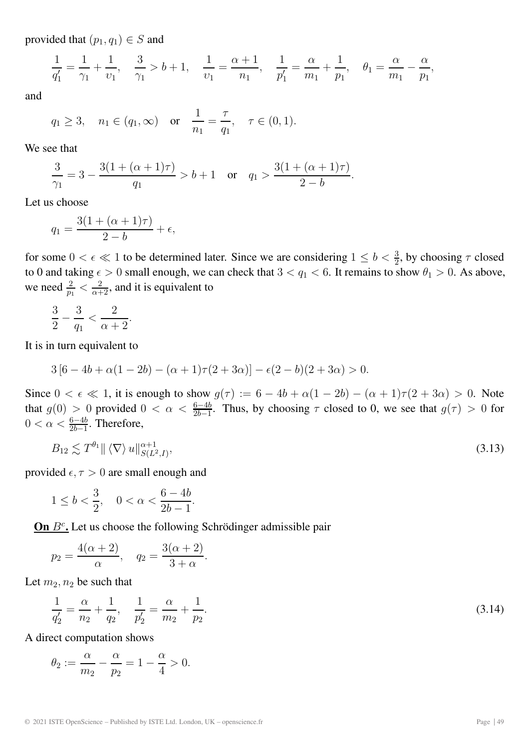provided that $(p_1, q_1) \in S$ and

$$\frac{1}{q_1'} = \frac{1}{\gamma_1} + \frac{1}{\upsilon_1}, \quad \frac{3}{\gamma_1} > b+1, \quad \frac{1}{\upsilon_1} = \frac{\alpha+1}{n_1}, \quad \frac{1}{p_1'} = \frac{\alpha}{m_1} + \frac{1}{p_1}, \quad \theta_1 = \frac{\alpha}{m_1} - \frac{\alpha}{p_1},$$

and

$$q_1 \geq 3, \quad n_1 \in (q_1, \infty) \quad \text{or} \quad \frac{1}{n_1} = \frac{\tau}{q_1}, \quad \tau \in (0,1).$$

We see that

$$\frac{3}{\gamma_1} = 3 - \frac{3(1+(\alpha+1)\tau)}{q_1} > b+1 \quad \text{or} \quad q_1 > \frac{3(1+(\alpha+1)\tau)}{2-b}.$$

Let us choose

$$q_1 = \frac{3(1+(\alpha+1)\tau)}{2-b} + \epsilon,$$

for some $0 < \epsilon \ll 1$ to be determined later. Since we are considering $1 \leq b < \frac{3}{2}$, by choosing $\tau$ closed to 0 and taking $\epsilon > 0$ small enough, we can check that $3 < q_1 < 6$. It remains to show $\theta_1 > 0$. As above, we need $\frac{2}{p_1} < \frac{2}{\alpha+2}$, and it is equivalent to

$$\frac{3}{2} - \frac{3}{q_1} < \frac{2}{\alpha+2}.$$

It is in turn equivalent to

$$3\left[6 - 4b + \alpha(1-2b) - (\alpha+1)\tau(2+3\alpha)\right] - \epsilon(2-b)(2+3\alpha) > 0.$$

Since $0 < \epsilon \ll 1$, it is enough to show $g(\tau) := 6 - 4b + \alpha(1-2b) - (\alpha+1)\tau(2+3\alpha) > 0$. Note that $g(0) > 0$ provided $0 < \alpha < \frac{6-4b}{2b-1}$. Thus, by choosing $\tau$ closed to 0, we see that $g(\tau) > 0$ for $0 < \alpha < \frac{6-4b}{2b-1}$. Therefore,

$$B_{12} \lesssim T^{\theta_1} \| \langle \nabla \rangle u\|^{\alpha+1}_{S(L^2, I)}, \tag{3.13}$$

provided $\epsilon, \tau > 0$ are small enough and

$$1 \leq b < \frac{3}{2}, \quad 0 < \alpha < \frac{6-4b}{2b-1}.$$

**On $B^c$.** Let us choose the following Schrödinger admissible pair

$$p_2 = \frac{4(\alpha+2)}{\alpha}, \quad q_2 = \frac{3(\alpha+2)}{3+\alpha}.$$

Let $m_2, n_2$ be such that

$$\frac{1}{q_2'} = \frac{\alpha}{n_2} + \frac{1}{q_2}, \quad \frac{1}{p_2'} = \frac{\alpha}{m_2} + \frac{1}{p_2}. \tag{3.14}$$

A direct computation shows

$$\theta_2 := \frac{\alpha}{m_2} - \frac{\alpha}{p_2} = 1 - \frac{\alpha}{4} > 0.$$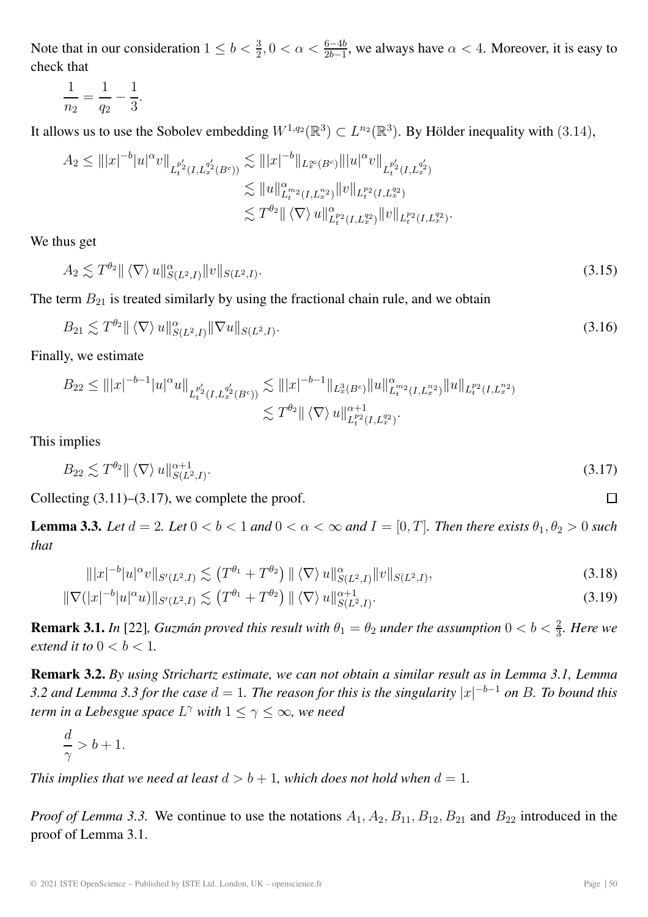Note that in our consideration $1 \leq b < \frac{3}{2}, 0 < \alpha < \frac{6-4b}{2b-1}$, we always have $\alpha < 4$. Moreover, it is easy to check that

$$\frac{1}{n_2} = \frac{1}{q_2} - \frac{1}{3}.$$

It allows us to use the Sobolev embedding $W^{1,q_2}(\mathbb{R}^3) \subset L^{n_2}(\mathbb{R}^3)$. By Hölder inequality with (3.14),

$$\begin{aligned}
A_2 \leq \||x|^{-b}|u|^\alpha v\|_{L_t^{p_2'}(I,L_x^{q_2'}(B^c))} &\lesssim \||x|^{-b}\|_{L_x^\infty(B^c)}\||u|^\alpha v\|_{L_t^{p_2'}(I,L_x^{q_2'})} \\
&\lesssim \|u\|^\alpha_{L_t^{m_2}(I,L_x^{n_2})}\|v\|_{L_t^{p_2}(I,L_x^{q_2})} \\
&\lesssim T^{\theta_2}\|\langle\nabla\rangle u\|^\alpha_{L_t^{p_2}(I,L_x^{q_2})}\|v\|_{L_t^{p_2}(I,L_x^{q_2})}.
\end{aligned}$$

We thus get

$$A_2 \lesssim T^{\theta_2}\|\langle\nabla\rangle u\|^\alpha_{S(L^2,I)}\|v\|_{S(L^2,I)}. \tag{3.15}$$

The term $B_{21}$ is treated similarly by using the fractional chain rule, and we obtain

$$B_{21} \lesssim T^{\theta_2}\|\langle\nabla\rangle u\|^\alpha_{S(L^2,I)}\|\nabla u\|_{S(L^2,I)}. \tag{3.16}$$

Finally, we estimate

$$\begin{aligned}
B_{22} \leq \||x|^{-b-1}|u|^\alpha u\|_{L_t^{p_2'}(I,L_x^{q_2'}(B^c))} &\lesssim \||x|^{-b-1}\|_{L_x^3(B^c)}\|u\|^\alpha_{L_t^{m_2}(I,L_x^{n_2})}\|u\|_{L_t^{p_2}(I,L_x^{n_2})} \\
&\lesssim T^{\theta_2}\|\langle\nabla\rangle u\|^{\alpha+1}_{L_t^{p_2}(I,L_x^{q_2})}.
\end{aligned}$$

This implies

$$B_{22} \lesssim T^{\theta_2}\|\langle\nabla\rangle u\|^{\alpha+1}_{S(L^2,I)}. \tag{3.17}$$

Collecting (3.11)–(3.17), we complete the proof. □

**Lemma 3.3.** *Let $d = 2$. Let $0 < b < 1$ and $0 < \alpha < \infty$ and $I = [0,T]$. Then there exists $\theta_1, \theta_2 > 0$ such that*

$$\||x|^{-b}|u|^\alpha v\|_{S'(L^2,I)} \lesssim \left(T^{\theta_1} + T^{\theta_2}\right)\|\langle\nabla\rangle u\|^\alpha_{S(L^2,I)}\|v\|_{S(L^2,I)}, \tag{3.18}$$

$$\|\nabla(|x|^{-b}|u|^\alpha u)\|_{S'(L^2,I)} \lesssim \left(T^{\theta_1} + T^{\theta_2}\right)\|\langle\nabla\rangle u\|^{\alpha+1}_{S(L^2,I)}. \tag{3.19}$$

**Remark 3.1.** *In [22], Guzmán proved this result with $\theta_1 = \theta_2$ under the assumption $0 < b < \frac{2}{3}$. Here we extend it to $0 < b < 1$.*

**Remark 3.2.** *By using Strichartz estimate, we can not obtain a similar result as in Lemma 3.1, Lemma 3.2 and Lemma 3.3 for the case $d = 1$. The reason for this is the singularity $|x|^{-b-1}$ on $B$. To bound this term in a Lebesgue space $L^\gamma$ with $1 \leq \gamma \leq \infty$, we need*

$$\frac{d}{\gamma} > b + 1.$$

*This implies that we need at least $d > b + 1$, which does not hold when $d = 1$.*

*Proof of Lemma 3.3.* We continue to use the notations $A_1, A_2, B_{11}, B_{12}, B_{21}$ and $B_{22}$ introduced in the proof of Lemma 3.1.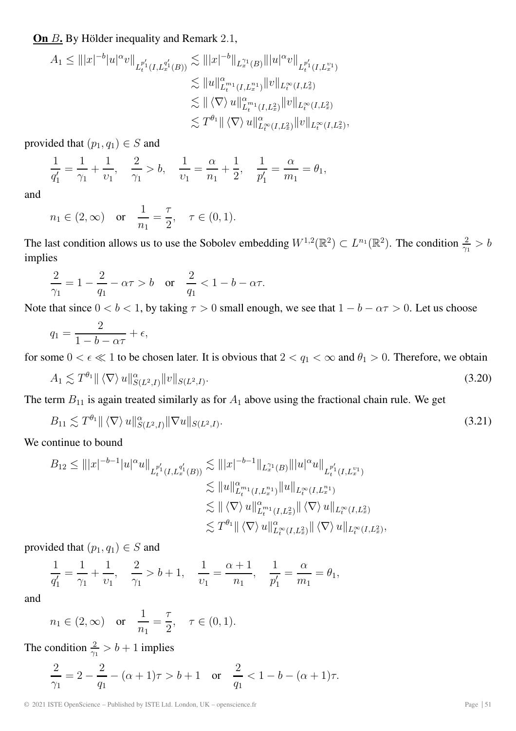**<u>On $B$.</u>** By Hölder inequality and Remark 2.1,

$$
\begin{aligned}
A_1 \leq \||x|^{-b}|u|^{\alpha}v\|_{L_t^{p_1'}(I,L_x^{q_1'}(B))} &\lesssim \||x|^{-b}\|_{L_x^{\gamma_1}(B)}\||u|^{\alpha}v\|_{L_t^{p_1'}(I,L_x^{\upsilon_1})} \\
&\lesssim \|u\|^{\alpha}_{L_t^{m_1}(I,L_x^{n_1})}\|v\|_{L_t^{\infty}(I,L_x^2)} \\
&\lesssim \|\langle\nabla\rangle u\|^{\alpha}_{L_t^{m_1}(I,L_x^2)}\|v\|_{L_t^{\infty}(I,L_x^2)} \\
&\lesssim T^{\theta_1}\|\langle\nabla\rangle u\|^{\alpha}_{L_t^{\infty}(I,L_x^2)}\|v\|_{L_t^{\infty}(I,L_x^2)},
\end{aligned}
$$

provided that $(p_1,q_1)\in S$ and

$$
\frac{1}{q_1'}=\frac{1}{\gamma_1}+\frac{1}{\upsilon_1}, \quad \frac{2}{\gamma_1}>b, \quad \frac{1}{\upsilon_1}=\frac{\alpha}{n_1}+\frac{1}{2}, \quad \frac{1}{p_1'}=\frac{\alpha}{m_1}=\theta_1,
$$

and

$$
n_1\in(2,\infty) \quad \text{or} \quad \frac{1}{n_1}=\frac{\tau}{2}, \quad \tau\in(0,1).
$$

The last condition allows us to use the Sobolev embedding $W^{1,2}(\mathbb{R}^2)\subset L^{n_1}(\mathbb{R}^2)$. The condition $\frac{2}{\gamma_1}>b$ implies

$$
\frac{2}{\gamma_1}=1-\frac{2}{q_1}-\alpha\tau>b \quad \text{or} \quad \frac{2}{q_1}<1-b-\alpha\tau.
$$

Note that since $0<b<1$, by taking $\tau>0$ small enough, we see that $1-b-\alpha\tau>0$. Let us choose

$$
q_1=\frac{2}{1-b-\alpha\tau}+\epsilon,
$$

for some $0<\epsilon\ll 1$ to be chosen later. It is obvious that $2<q_1<\infty$ and $\theta_1>0$. Therefore, we obtain

$$
A_1\lesssim T^{\theta_1}\|\langle\nabla\rangle u\|^{\alpha}_{S(L^2,I)}\|v\|_{S(L^2,I)}. \tag{3.20}
$$

The term $B_{11}$ is again treated similarly as for $A_1$ above using the fractional chain rule. We get

$$
B_{11}\lesssim T^{\theta_1}\|\langle\nabla\rangle u\|^{\alpha}_{S(L^2,I)}\|\nabla u\|_{S(L^2,I)}. \tag{3.21}
$$

We continue to bound

$$
\begin{aligned}
B_{12} \leq \||x|^{-b-1}|u|^{\alpha}u\|_{L_t^{p_1'}(I,L_x^{q_1'}(B))} &\lesssim \||x|^{-b-1}\|_{L_x^{\gamma_1}(B)}\||u|^{\alpha}u\|_{L_t^{p_1'}(I,L_x^{\upsilon_1})} \\
&\lesssim \|u\|^{\alpha}_{L_t^{m_1}(I,L_x^{n_1})}\|u\|_{L_t^{\infty}(I,L_x^{n_1})} \\
&\lesssim \|\langle\nabla\rangle u\|^{\alpha}_{L_t^{m_1}(I,L_x^2)}\|\langle\nabla\rangle u\|_{L_t^{\infty}(I,L_x^2)} \\
&\lesssim T^{\theta_1}\|\langle\nabla\rangle u\|^{\alpha}_{L_t^{\infty}(I,L_x^2)}\|\langle\nabla\rangle u\|_{L_t^{\infty}(I,L_x^2)},
\end{aligned}
$$

provided that $(p_1,q_1)\in S$ and

$$
\frac{1}{q_1'}=\frac{1}{\gamma_1}+\frac{1}{\upsilon_1}, \quad \frac{2}{\gamma_1}>b+1, \quad \frac{1}{\upsilon_1}=\frac{\alpha+1}{n_1}, \quad \frac{1}{p_1'}=\frac{\alpha}{m_1}=\theta_1,
$$

and

$$
n_1\in(2,\infty) \quad \text{or} \quad \frac{1}{n_1}=\frac{\tau}{2}, \quad \tau\in(0,1).
$$

The condition $\frac{2}{\gamma_1}>b+1$ implies

$$
\frac{2}{\gamma_1}=2-\frac{2}{q_1}-(\alpha+1)\tau>b+1 \quad \text{or} \quad \frac{2}{q_1}<1-b-(\alpha+1)\tau.
$$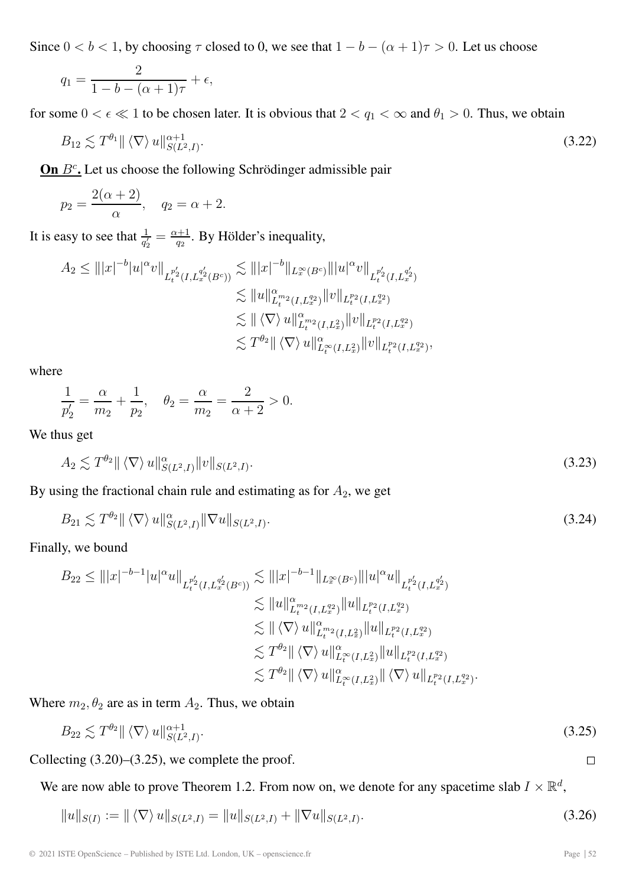Since $0 < b < 1$, by choosing $\tau$ closed to 0, we see that $1 - b - (\alpha+1)\tau > 0$. Let us choose

$$q_1 = \frac{2}{1-b-(\alpha+1)\tau} + \epsilon,$$

for some $0 < \epsilon \ll 1$ to be chosen later. It is obvious that $2 < q_1 < \infty$ and $\theta_1 > 0$. Thus, we obtain

$$B_{12} \lesssim T^{\theta_1} \| \langle \nabla \rangle u\|^{\alpha+1}_{S(L^2,I)}. \tag{3.22}$$

**On $B^c$.** Let us choose the following Schrödinger admissible pair

$$p_2 = \frac{2(\alpha+2)}{\alpha}, \quad q_2 = \alpha + 2.$$

It is easy to see that $\frac{1}{q_2'} = \frac{\alpha+1}{q_2}$. By Hölder's inequality,

$$\begin{aligned}
A_2 \leq \||x|^{-b}|u|^\alpha v\|_{L_t^{p_2'}(I,L_x^{q_2'}(B^c))} &\lesssim \||x|^{-b}\|_{L_x^\infty(B^c)} \||u|^\alpha v\|_{L_t^{p_2'}(I,L_x^{q_2'})} \\
&\lesssim \|u\|^\alpha_{L_t^{m_2}(I,L_x^{q_2})} \|v\|_{L_t^{p_2}(I,L_x^{q_2})} \\
&\lesssim \| \langle \nabla \rangle u\|^\alpha_{L_t^{m_2}(I,L_x^2)} \|v\|_{L_t^{p_2}(I,L_x^{q_2})} \\
&\lesssim T^{\theta_2} \| \langle \nabla \rangle u\|^\alpha_{L_t^\infty(I,L_x^2)} \|v\|_{L_t^{p_2}(I,L_x^{q_2})},
\end{aligned}$$

where

$$\frac{1}{p_2'} = \frac{\alpha}{m_2} + \frac{1}{p_2}, \quad \theta_2 = \frac{\alpha}{m_2} = \frac{2}{\alpha+2} > 0.$$

We thus get

$$A_2 \lesssim T^{\theta_2} \| \langle \nabla \rangle u\|^\alpha_{S(L^2,I)} \|v\|_{S(L^2,I)}. \tag{3.23}$$

By using the fractional chain rule and estimating as for $A_2$, we get

$$B_{21} \lesssim T^{\theta_2} \| \langle \nabla \rangle u\|^\alpha_{S(L^2,I)} \|\nabla u\|_{S(L^2,I)}. \tag{3.24}$$

Finally, we bound

$$\begin{aligned}
B_{22} \leq \||x|^{-b-1}|u|^\alpha u\|_{L_t^{p_2'}(I,L_x^{q_2'}(B^c))} &\lesssim \||x|^{-b-1}\|_{L_x^\infty(B^c)} \||u|^\alpha u\|_{L_t^{p_2'}(I,L_x^{q_2'})} \\
&\lesssim \|u\|^\alpha_{L_t^{m_2}(I,L_x^{q_2})} \|u\|_{L_t^{p_2}(I,L_x^{q_2})} \\
&\lesssim \| \langle \nabla \rangle u\|^\alpha_{L_t^{m_2}(I,L_x^2)} \|u\|_{L_t^{p_2}(I,L_x^{q_2})} \\
&\lesssim T^{\theta_2} \| \langle \nabla \rangle u\|^\alpha_{L_t^\infty(I,L_x^2)} \|u\|_{L_t^{p_2}(I,L_x^{q_2})} \\
&\lesssim T^{\theta_2} \| \langle \nabla \rangle u\|^\alpha_{L_t^\infty(I,L_x^2)} \| \langle \nabla \rangle u\|_{L_t^{p_2}(I,L_x^{q_2})}.
\end{aligned}$$

Where $m_2, \theta_2$ are as in term $A_2$. Thus, we obtain

$$B_{22} \lesssim T^{\theta_2} \| \langle \nabla \rangle u\|^{\alpha+1}_{S(L^2,I)}. \tag{3.25}$$

Collecting (3.20)–(3.25), we complete the proof. □

We are now able to prove Theorem 1.2. From now on, we denote for any spacetime slab $I \times \mathbb{R}^d$,

$$\|u\|_{S(I)} := \| \langle \nabla \rangle u\|_{S(L^2,I)} = \|u\|_{S(L^2,I)} + \|\nabla u\|_{S(L^2,I)}. \tag{3.26}$$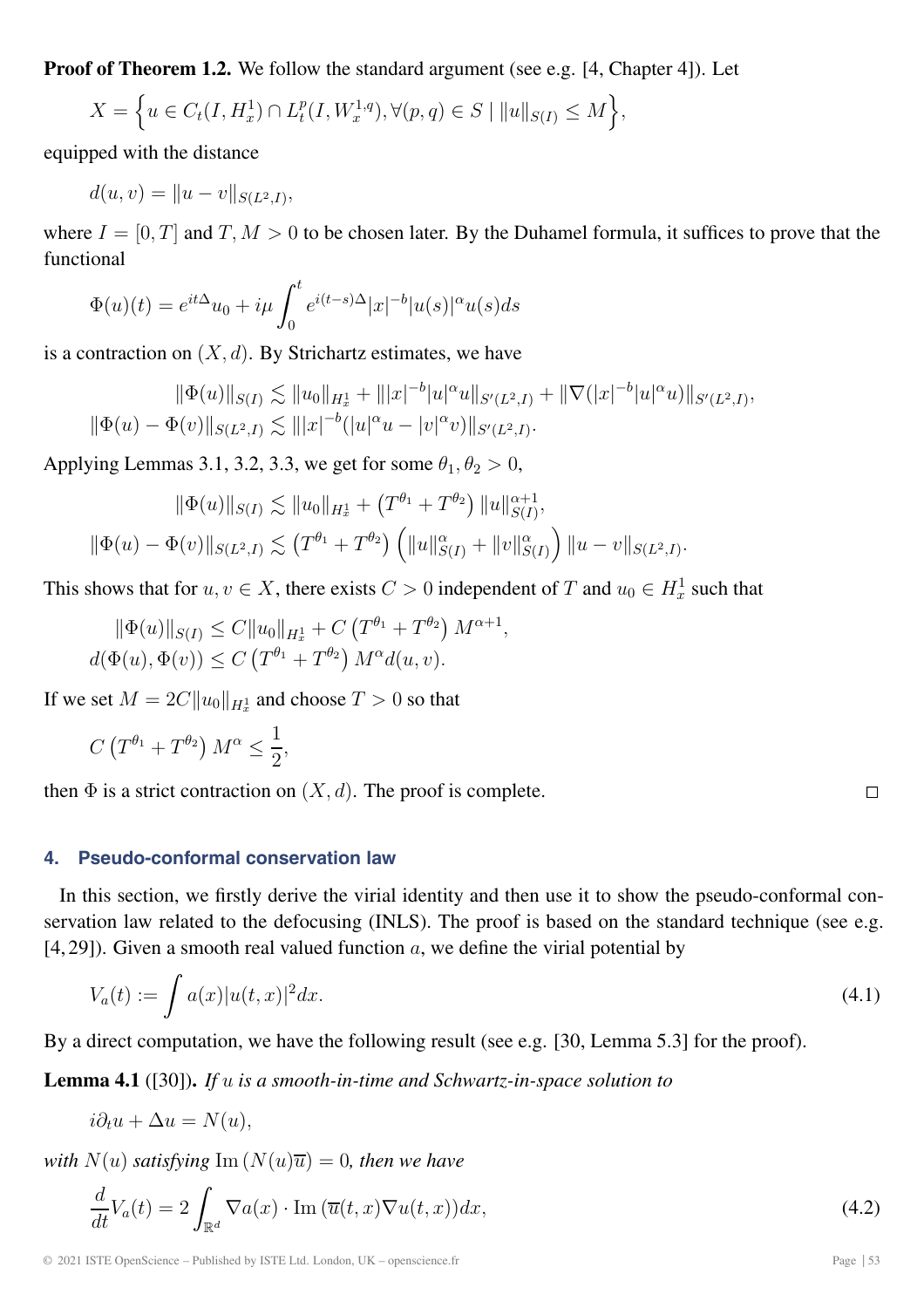**Proof of Theorem 1.2.** We follow the standard argument (see e.g. [4, Chapter 4]). Let

$$X = \Big\{ u \in C_t(I, H^1_x) \cap L^p_t(I, W^{1,q}_x), \forall (p,q) \in S \mid \|u\|_{S(I)} \leq M \Big\},$$

equipped with the distance

$$d(u,v) = \|u - v\|_{S(L^2, I)},$$

where $I = [0,T]$ and $T, M > 0$ to be chosen later. By the Duhamel formula, it suffices to prove that the functional

$$\Phi(u)(t) = e^{it\Delta}u_0 + i\mu \int_0^t e^{i(t-s)\Delta} |x|^{-b} |u(s)|^\alpha u(s) ds$$

is a contraction on $(X, d)$. By Strichartz estimates, we have

$$\begin{aligned}
\|\Phi(u)\|_{S(I)} &\lesssim \|u_0\|_{H^1_x} + \||x|^{-b}|u|^\alpha u\|_{S'(L^2,I)} + \|\nabla(|x|^{-b}|u|^\alpha u)\|_{S'(L^2,I)}, \\
\|\Phi(u) - \Phi(v)\|_{S(L^2,I)} &\lesssim \||x|^{-b}(|u|^\alpha u - |v|^\alpha v)\|_{S'(L^2,I)}.
\end{aligned}$$

Applying Lemmas 3.1, 3.2, 3.3, we get for some $\theta_1, \theta_2 > 0$,

$$\begin{aligned}
\|\Phi(u)\|_{S(I)} &\lesssim \|u_0\|_{H^1_x} + \left(T^{\theta_1} + T^{\theta_2}\right) \|u\|^{\alpha+1}_{S(I)}, \\
\|\Phi(u) - \Phi(v)\|_{S(L^2,I)} &\lesssim \left(T^{\theta_1} + T^{\theta_2}\right) \left( \|u\|^\alpha_{S(I)} + \|v\|^\alpha_{S(I)} \right) \|u - v\|_{S(L^2,I)}.
\end{aligned}$$

This shows that for $u, v \in X$, there exists $C > 0$ independent of $T$ and $u_0 \in H^1_x$ such that

$$\begin{aligned}
\|\Phi(u)\|_{S(I)} &\leq C\|u_0\|_{H^1_x} + C\left(T^{\theta_1} + T^{\theta_2}\right) M^{\alpha+1}, \\
d(\Phi(u), \Phi(v)) &\leq C\left(T^{\theta_1} + T^{\theta_2}\right) M^\alpha d(u,v).
\end{aligned}$$

If we set $M = 2C\|u_0\|_{H^1_x}$ and choose $T > 0$ so that

$$C\left(T^{\theta_1} + T^{\theta_2}\right) M^\alpha \leq \frac{1}{2},$$

then $\Phi$ is a strict contraction on $(X, d)$. The proof is complete. □

## 4. Pseudo-conformal conservation law

In this section, we firstly derive the virial identity and then use it to show the pseudo-conformal conservation law related to the defocusing (INLS). The proof is based on the standard technique (see e.g. [4, 29]). Given a smooth real valued function $a$, we define the virial potential by

$$V_a(t) := \int a(x)|u(t,x)|^2 dx. \tag{4.1}$$

By a direct computation, we have the following result (see e.g. [30, Lemma 5.3] for the proof).

**Lemma 4.1** ([30])**.** *If $u$ is a smooth-in-time and Schwartz-in-space solution to*

$$i\partial_t u + \Delta u = N(u),$$

*with $N(u)$ satisfying $\operatorname{Im}(N(u)\overline{u}) = 0$, then we have*

$$\frac{d}{dt}V_a(t) = 2\int_{\mathbb{R}^d} \nabla a(x) \cdot \operatorname{Im}(\overline{u}(t,x)\nabla u(t,x)) dx, \tag{4.2}$$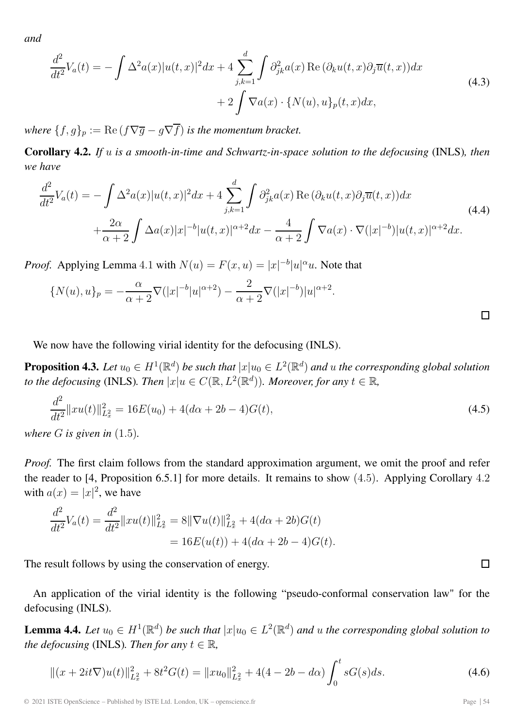*and*

$$\frac{d^2}{dt^2}V_a(t) = -\int \Delta^2 a(x)|u(t,x)|^2 dx + 4\sum_{j,k=1}^{d}\int \partial_{jk}^2 a(x)\,\mathrm{Re}\,(\partial_k u(t,x)\partial_j \overline{u}(t,x))dx + 2\int \nabla a(x)\cdot \{N(u),u\}_p(t,x)dx, \tag{4.3}$$

*where* $\{f,g\}_p := \mathrm{Re}\,(f\nabla\overline{g} - g\nabla\overline{f})$ *is the momentum bracket.*

**Corollary 4.2.** *If* $u$ *is a smooth-in-time and Schwartz-in-space solution to the defocusing* (INLS)*, then we have*

$$\frac{d^2}{dt^2}V_a(t) = -\int \Delta^2 a(x)|u(t,x)|^2 dx + 4\sum_{j,k=1}^{d}\int \partial_{jk}^2 a(x)\,\mathrm{Re}\,(\partial_k u(t,x)\partial_j \overline{u}(t,x))dx + \frac{2\alpha}{\alpha+2}\int \Delta a(x)|x|^{-b}|u(t,x)|^{\alpha+2}dx - \frac{4}{\alpha+2}\int \nabla a(x)\cdot\nabla(|x|^{-b})|u(t,x)|^{\alpha+2}dx. \tag{4.4}$$

*Proof.* Applying Lemma 4.1 with $N(u) = F(x,u) = |x|^{-b}|u|^\alpha u$. Note that

$$\{N(u),u\}_p = -\frac{\alpha}{\alpha+2}\nabla(|x|^{-b}|u|^{\alpha+2}) - \frac{2}{\alpha+2}\nabla(|x|^{-b})|u|^{\alpha+2}.$$

□

We now have the following virial identity for the defocusing (INLS).

**Proposition 4.3.** *Let* $u_0 \in H^1(\mathbb{R}^d)$ *be such that* $|x|u_0 \in L^2(\mathbb{R}^d)$ *and* $u$ *the corresponding global solution to the defocusing* (INLS)*. Then* $|x|u \in C(\mathbb{R}, L^2(\mathbb{R}^d))$*. Moreover, for any* $t \in \mathbb{R}$*,*

$$\frac{d^2}{dt^2}\|xu(t)\|_{L_x^2}^2 = 16E(u_0) + 4(d\alpha + 2b - 4)G(t), \tag{4.5}$$

*where* $G$ *is given in* (1.5)*.*

*Proof.* The first claim follows from the standard approximation argument, we omit the proof and refer the reader to [4, Proposition 6.5.1] for more details. It remains to show (4.5). Applying Corollary 4.2 with $a(x) = |x|^2$, we have

$$\begin{aligned}\frac{d^2}{dt^2}V_a(t) = \frac{d^2}{dt^2}\|xu(t)\|_{L_x^2}^2 &= 8\|\nabla u(t)\|_{L_x^2}^2 + 4(d\alpha + 2b)G(t)\\ &= 16E(u(t)) + 4(d\alpha + 2b - 4)G(t).\end{aligned}$$

The result follows by using the conservation of energy. □

An application of the virial identity is the following "pseudo-conformal conservation law" for the defocusing (INLS).

**Lemma 4.4.** *Let* $u_0 \in H^1(\mathbb{R}^d)$ *be such that* $|x|u_0 \in L^2(\mathbb{R}^d)$ *and* $u$ *the corresponding global solution to the defocusing* (INLS)*. Then for any* $t \in \mathbb{R}$*,*

$$\|(x + 2it\nabla)u(t)\|_{L_x^2}^2 + 8t^2 G(t) = \|xu_0\|_{L_x^2}^2 + 4(4 - 2b - d\alpha)\int_0^t sG(s)ds. \tag{4.6}$$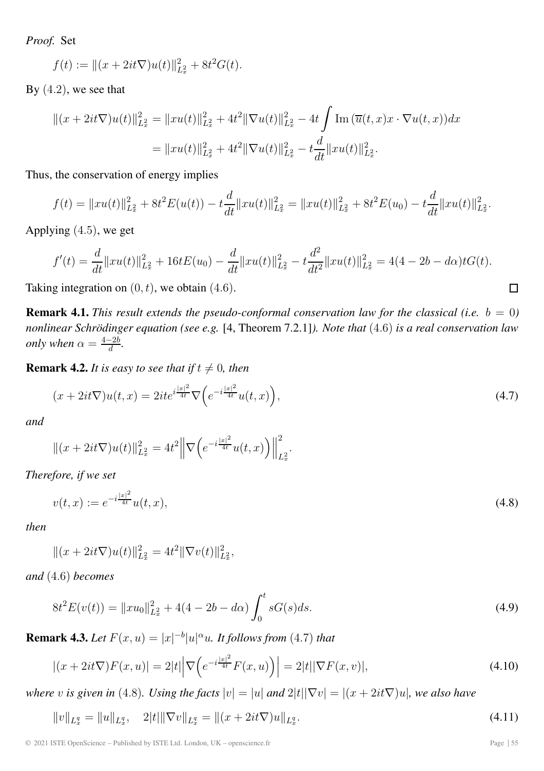*Proof.* Set

$$f(t) := \|(x + 2it\nabla)u(t)\|_{L^2_x}^2 + 8t^2 G(t).$$

By $(4.2)$, we see that

$$\begin{aligned}
\|(x + 2it\nabla)u(t)\|_{L^2_x}^2 &= \|xu(t)\|_{L^2_x}^2 + 4t^2\|\nabla u(t)\|_{L^2_x}^2 - 4t\int \operatorname{Im}\left(\overline{u}(t,x) x \cdot \nabla u(t,x)\right)dx \\
&= \|xu(t)\|_{L^2_x}^2 + 4t^2\|\nabla u(t)\|_{L^2_x}^2 - t\frac{d}{dt}\|xu(t)\|_{L^2_x}^2.
\end{aligned}$$

Thus, the conservation of energy implies

$$f(t) = \|xu(t)\|_{L^2_x}^2 + 8t^2 E(u(t)) - t\frac{d}{dt}\|xu(t)\|_{L^2_x}^2 = \|xu(t)\|_{L^2_x}^2 + 8t^2 E(u_0) - t\frac{d}{dt}\|xu(t)\|_{L^2_x}^2.$$

Applying $(4.5)$, we get

$$f'(t) = \frac{d}{dt}\|xu(t)\|_{L^2_x}^2 + 16tE(u_0) - \frac{d}{dt}\|xu(t)\|_{L^2_x}^2 - t\frac{d^2}{dt^2}\|xu(t)\|_{L^2_x}^2 = 4(4 - 2b - d\alpha)tG(t).$$

Taking integration on $(0, t)$, we obtain $(4.6)$. $\square$

**Remark 4.1.** *This result extends the pseudo-conformal conservation law for the classical (i.e. $b = 0$) nonlinear Schrödinger equation (see e.g.* [4, Theorem 7.2.1]*). Note that* $(4.6)$ *is a real conservation law only when $\alpha = \frac{4-2b}{d}$.*

**Remark 4.2.** *It is easy to see that if $t \neq 0$, then*

$$(x + 2it\nabla)u(t,x) = 2ite^{i\frac{|x|^2}{4t}}\nabla\Big(e^{-i\frac{|x|^2}{4t}}u(t,x)\Big), \tag{4.7}$$

*and*

$$\|(x + 2it\nabla)u(t)\|_{L^2_x}^2 = 4t^2\Big\|\nabla\Big(e^{-i\frac{|x|^2}{4t}}u(t,x)\Big)\Big\|_{L^2_x}^2.$$

*Therefore, if we set*

$$v(t,x) := e^{-i\frac{|x|^2}{4t}}u(t,x), \tag{4.8}$$

*then*

$$\|(x + 2it\nabla)u(t)\|_{L^2_x}^2 = 4t^2\|\nabla v(t)\|_{L^2_x}^2,$$

*and* $(4.6)$ *becomes*

$$8t^2 E(v(t)) = \|xu_0\|_{L^2_x}^2 + 4(4 - 2b - d\alpha)\int_0^t sG(s)ds. \tag{4.9}$$

**Remark 4.3.** *Let $F(x,u) = |x|^{-b}|u|^\alpha u$. It follows from* $(4.7)$ *that*

$$|(x + 2it\nabla)F(x,u)| = 2|t|\Big|\nabla\Big(e^{-i\frac{|x|^2}{4t}}F(x,u)\Big)\Big| = 2|t||\nabla F(x,v)|, \tag{4.10}$$

*where $v$ is given in* $(4.8)$*. Using the facts $|v| = |u|$ and $2|t||\nabla v| = |(x + 2it\nabla)u|$, we also have*

$$\|v\|_{L^q_x} = \|u\|_{L^q_x}, \quad 2|t|\|\nabla v\|_{L^q_x} = \|(x + 2it\nabla)u\|_{L^q_x}. \tag{4.11}$$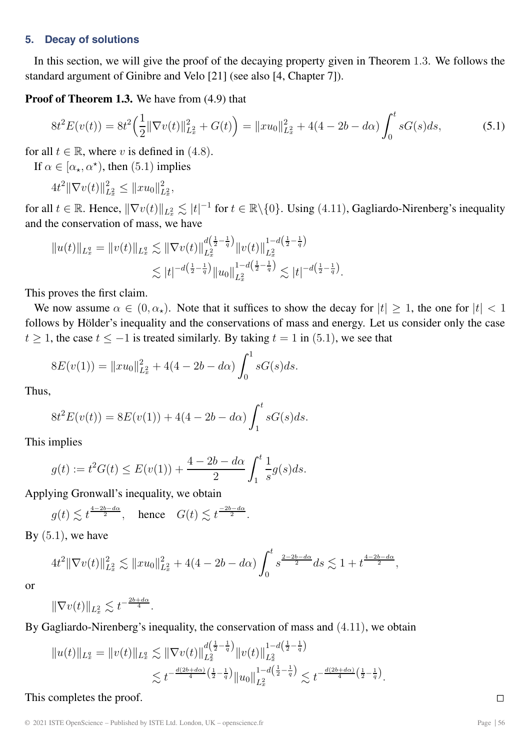## 5. Decay of solutions

In this section, we will give the proof of the decaying property given in Theorem 1.3. We follows the standard argument of Ginibre and Velo [21] (see also [4, Chapter 7]).

**Proof of Theorem 1.3.** We have from (4.9) that

$$8t^2E(v(t)) = 8t^2\Big(\frac{1}{2}\|\nabla v(t)\|^2_{L^2_x} + G(t)\Big) = \|xu_0\|^2_{L^2_x} + 4(4-2b-d\alpha)\int_0^t sG(s)ds, \tag{5.1}$$

for all $t \in \mathbb{R}$, where $v$ is defined in (4.8).

If $\alpha \in [\alpha_\star, \alpha^\star)$, then (5.1) implies

$$4t^2\|\nabla v(t)\|^2_{L^2_x} \leq \|xu_0\|^2_{L^2_x},$$

for all $t \in \mathbb{R}$. Hence, $\|\nabla v(t)\|_{L^2_x} \lesssim |t|^{-1}$ for $t \in \mathbb{R}\backslash\{0\}$. Using (4.11), Gagliardo-Nirenberg's inequality and the conservation of mass, we have

$$\begin{aligned}\|u(t)\|_{L^q_x} = \|v(t)\|_{L^q_x} &\lesssim \|\nabla v(t)\|^{d\left(\frac{1}{2}-\frac{1}{q}\right)}_{L^2_x}\|v(t)\|^{1-d\left(\frac{1}{2}-\frac{1}{q}\right)}_{L^2_x} \\ &\lesssim |t|^{-d\left(\frac{1}{2}-\frac{1}{q}\right)}\|u_0\|^{1-d\left(\frac{1}{2}-\frac{1}{q}\right)}_{L^2_x} \lesssim |t|^{-d\left(\frac{1}{2}-\frac{1}{q}\right)}.\end{aligned}$$

This proves the first claim.

We now assume $\alpha \in (0, \alpha_\star)$. Note that it suffices to show the decay for $|t| \geq 1$, the one for $|t| < 1$ follows by Hölder's inequality and the conservations of mass and energy. Let us consider only the case $t \geq 1$, the case $t \leq -1$ is treated similarly. By taking $t = 1$ in (5.1), we see that

$$8E(v(1)) = \|xu_0\|^2_{L^2_x} + 4(4-2b-d\alpha)\int_0^1 sG(s)ds.$$

Thus,

$$8t^2E(v(t)) = 8E(v(1)) + 4(4-2b-d\alpha)\int_1^t sG(s)ds.$$

This implies

$$g(t) := t^2G(t) \leq E(v(1)) + \frac{4-2b-d\alpha}{2}\int_1^t \frac{1}{s}g(s)ds.$$

Applying Gronwall's inequality, we obtain

$$g(t) \lesssim t^{\frac{4-2b-d\alpha}{2}}, \quad \text{hence} \quad G(t) \lesssim t^{\frac{-2b-d\alpha}{2}}.$$

By (5.1), we have

$$4t^2\|\nabla v(t)\|^2_{L^2_x} \lesssim \|xu_0\|^2_{L^2_x} + 4(4-2b-d\alpha)\int_0^t s^{\frac{2-2b-d\alpha}{2}}ds \lesssim 1 + t^{\frac{4-2b-d\alpha}{2}},$$

or

$$\|\nabla v(t)\|_{L^2_x} \lesssim t^{-\frac{2b+d\alpha}{4}}.$$

By Gagliardo-Nirenberg's inequality, the conservation of mass and (4.11), we obtain

$$\begin{aligned}\|u(t)\|_{L^q_x} = \|v(t)\|_{L^q_x} &\lesssim \|\nabla v(t)\|^{d\left(\frac{1}{2}-\frac{1}{q}\right)}_{L^2_x}\|v(t)\|^{1-d\left(\frac{1}{2}-\frac{1}{q}\right)}_{L^2_x} \\ &\lesssim t^{-\frac{d(2b+d\alpha)}{4}\left(\frac{1}{2}-\frac{1}{q}\right)}\|u_0\|^{1-d\left(\frac{1}{2}-\frac{1}{q}\right)}_{L^2_x} \lesssim t^{-\frac{d(2b+d\alpha)}{4}\left(\frac{1}{2}-\frac{1}{q}\right)}.\end{aligned}$$

This completes the proof. □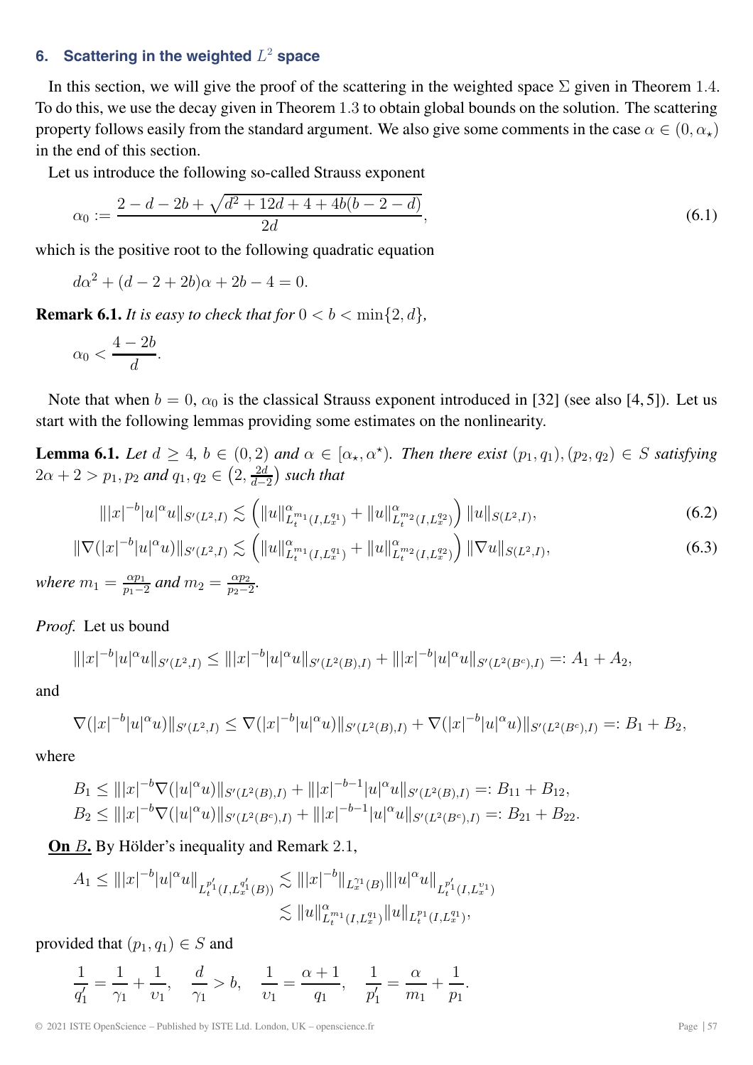## 6. Scattering in the weighted $L^2$ space

In this section, we will give the proof of the scattering in the weighted space $\Sigma$ given in Theorem 1.4. To do this, we use the decay given in Theorem 1.3 to obtain global bounds on the solution. The scattering property follows easily from the standard argument. We also give some comments in the case $\alpha \in (0, \alpha_\star)$ in the end of this section.

Let us introduce the following so-called Strauss exponent

$$\alpha_0 := \frac{2-d-2b+\sqrt{d^2+12d+4+4b(b-2-d)}}{2d}, \tag{6.1}$$

which is the positive root to the following quadratic equation

$$d\alpha^2 + (d-2+2b)\alpha + 2b - 4 = 0.$$

**Remark 6.1.** *It is easy to check that for $0 < b < \min\{2, d\}$,*

$$\alpha_0 < \frac{4-2b}{d}.$$

Note that when $b = 0$, $\alpha_0$ is the classical Strauss exponent introduced in [32] (see also [4, 5]). Let us start with the following lemmas providing some estimates on the nonlinearity.

**Lemma 6.1.** *Let $d \geq 4$, $b \in (0,2)$ and $\alpha \in [\alpha_\star, \alpha^\star)$. Then there exist $(p_1, q_1), (p_2, q_2) \in S$ satisfying $2\alpha + 2 > p_1, p_2$ and $q_1, q_2 \in \left(2, \frac{2d}{d-2}\right)$ such that*

$$\||x|^{-b}|u|^\alpha u\|_{S'(L^2,I)} \lesssim \left(\|u\|^\alpha_{L^{m_1}_t(I,L^{q_1}_x)} + \|u\|^\alpha_{L^{m_2}_t(I,L^{q_2}_x)}\right)\|u\|_{S(L^2,I)}, \tag{6.2}$$

$$\|\nabla(|x|^{-b}|u|^\alpha u)\|_{S'(L^2,I)} \lesssim \left(\|u\|^\alpha_{L^{m_1}_t(I,L^{q_1}_x)} + \|u\|^\alpha_{L^{m_2}_t(I,L^{q_2}_x)}\right)\|\nabla u\|_{S(L^2,I)}, \tag{6.3}$$

*where $m_1 = \frac{\alpha p_1}{p_1-2}$ and $m_2 = \frac{\alpha p_2}{p_2-2}$.*

*Proof.* Let us bound

$$\||x|^{-b}|u|^\alpha u\|_{S'(L^2,I)} \leq \||x|^{-b}|u|^\alpha u\|_{S'(L^2(B),I)} + \||x|^{-b}|u|^\alpha u\|_{S'(L^2(B^c),I)} =: A_1 + A_2,$$

and

$$\nabla(|x|^{-b}|u|^\alpha u)\|_{S'(L^2,I)} \leq \nabla(|x|^{-b}|u|^\alpha u)\|_{S'(L^2(B),I)} + \nabla(|x|^{-b}|u|^\alpha u)\|_{S'(L^2(B^c),I)} =: B_1 + B_2,$$

where

$$\begin{aligned}
B_1 &\leq \||x|^{-b}\nabla(|u|^\alpha u)\|_{S'(L^2(B),I)} + \||x|^{-b-1}|u|^\alpha u\|_{S'(L^2(B),I)} =: B_{11} + B_{12}, \\
B_2 &\leq \||x|^{-b}\nabla(|u|^\alpha u)\|_{S'(L^2(B^c),I)} + \||x|^{-b-1}|u|^\alpha u\|_{S'(L^2(B^c),I)} =: B_{21} + B_{22}.
\end{aligned}$$

**<u>On</u> $B$.** By Hölder's inequality and Remark 2.1,

$$\begin{aligned}
A_1 \leq \||x|^{-b}|u|^\alpha u\|_{L^{p_1'}_t(I,L^{q_1'}_x(B))} &\lesssim \||x|^{-b}\|_{L^{\gamma_1}_x(B)}\||u|^\alpha u\|_{L^{p_1'}_t(I,L^{\upsilon_1}_x)} \\
&\lesssim \|u\|^\alpha_{L^{m_1}_t(I,L^{q_1}_x)}\|u\|_{L^{p_1}_t(I,L^{q_1}_x)},
\end{aligned}$$

provided that $(p_1, q_1) \in S$ and

$$\frac{1}{q_1'} = \frac{1}{\gamma_1} + \frac{1}{\upsilon_1}, \quad \frac{d}{\gamma_1} > b, \quad \frac{1}{\upsilon_1} = \frac{\alpha+1}{q_1}, \quad \frac{1}{p_1'} = \frac{\alpha}{m_1} + \frac{1}{p_1}.$$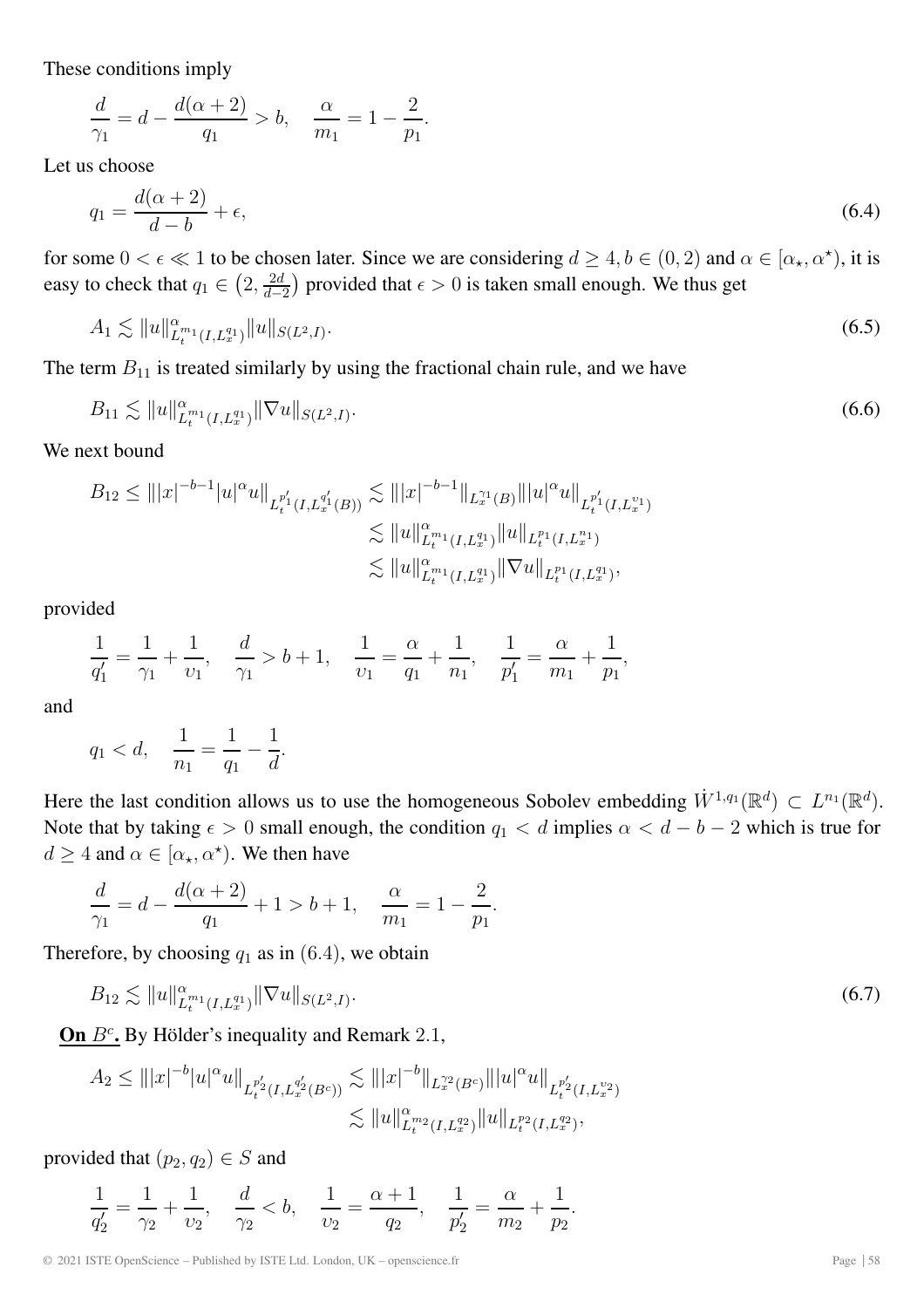These conditions imply

$$\frac{d}{\gamma_1} = d - \frac{d(\alpha+2)}{q_1} > b, \quad \frac{\alpha}{m_1} = 1 - \frac{2}{p_1}.$$

Let us choose

$$q_1 = \frac{d(\alpha+2)}{d-b} + \epsilon, \tag{6.4}$$

for some $0 < \epsilon \ll 1$ to be chosen later. Since we are considering $d \geq 4, b \in (0,2)$ and $\alpha \in [\alpha_\star, \alpha^\star)$, it is easy to check that $q_1 \in \left(2, \frac{2d}{d-2}\right)$ provided that $\epsilon > 0$ is taken small enough. We thus get

$$A_1 \lesssim \|u\|^{\alpha}_{L^{m_1}_t(I,L^{q_1}_x)} \|u\|_{S(L^2,I)}. \tag{6.5}$$

The term $B_{11}$ is treated similarly by using the fractional chain rule, and we have

$$B_{11} \lesssim \|u\|^{\alpha}_{L^{m_1}_t(I,L^{q_1}_x)} \|\nabla u\|_{S(L^2,I)}. \tag{6.6}$$

We next bound

$$\begin{aligned}
B_{12} \leq \||x|^{-b-1}|u|^\alpha u\|_{L^{p_1'}_t(I,L^{q_1'}_x(B))} &\lesssim \||x|^{-b-1}\|_{L^{\gamma_1}_x(B)} \||u|^\alpha u\|_{L^{p_1'}_t(I,L^{\upsilon_1}_x)} \\
&\lesssim \|u\|^{\alpha}_{L^{m_1}_t(I,L^{q_1}_x)} \|u\|_{L^{p_1}_t(I,L^{n_1}_x)} \\
&\lesssim \|u\|^{\alpha}_{L^{m_1}_t(I,L^{q_1}_x)} \|\nabla u\|_{L^{p_1}_t(I,L^{q_1}_x)},
\end{aligned}$$

provided

$$\frac{1}{q_1'} = \frac{1}{\gamma_1} + \frac{1}{\upsilon_1}, \quad \frac{d}{\gamma_1} > b+1, \quad \frac{1}{\upsilon_1} = \frac{\alpha}{q_1} + \frac{1}{n_1}, \quad \frac{1}{p_1'} = \frac{\alpha}{m_1} + \frac{1}{p_1},$$

and

$$q_1 < d, \quad \frac{1}{n_1} = \frac{1}{q_1} - \frac{1}{d}.$$

Here the last condition allows us to use the homogeneous Sobolev embedding $\dot{W}^{1,q_1}(\mathbb{R}^d) \subset L^{n_1}(\mathbb{R}^d)$. Note that by taking $\epsilon > 0$ small enough, the condition $q_1 < d$ implies $\alpha < d - b - 2$ which is true for $d \geq 4$ and $\alpha \in [\alpha_\star, \alpha^\star)$. We then have

$$\frac{d}{\gamma_1} = d - \frac{d(\alpha+2)}{q_1} + 1 > b+1, \quad \frac{\alpha}{m_1} = 1 - \frac{2}{p_1}.$$

Therefore, by choosing $q_1$ as in $(6.4)$, we obtain

$$B_{12} \lesssim \|u\|^{\alpha}_{L^{m_1}_t(I,L^{q_1}_x)} \|\nabla u\|_{S(L^2,I)}. \tag{6.7}$$

**On $B^c$.** By Hölder's inequality and Remark 2.1,

$$\begin{aligned}
A_2 \leq \||x|^{-b}|u|^\alpha u\|_{L^{p_2'}_t(I,L^{q_2'}_x(B^c))} &\lesssim \||x|^{-b}\|_{L^{\gamma_2}_x(B^c)} \||u|^\alpha u\|_{L^{p_2'}_t(I,L^{\upsilon_2}_x)} \\
&\lesssim \|u\|^{\alpha}_{L^{m_2}_t(I,L^{q_2}_x)} \|u\|_{L^{p_2}_t(I,L^{q_2}_x)},
\end{aligned}$$

provided that $(p_2, q_2) \in S$ and

$$\frac{1}{q_2'} = \frac{1}{\gamma_2} + \frac{1}{\upsilon_2}, \quad \frac{d}{\gamma_2} < b, \quad \frac{1}{\upsilon_2} = \frac{\alpha+1}{q_2}, \quad \frac{1}{p_2'} = \frac{\alpha}{m_2} + \frac{1}{p_2}.$$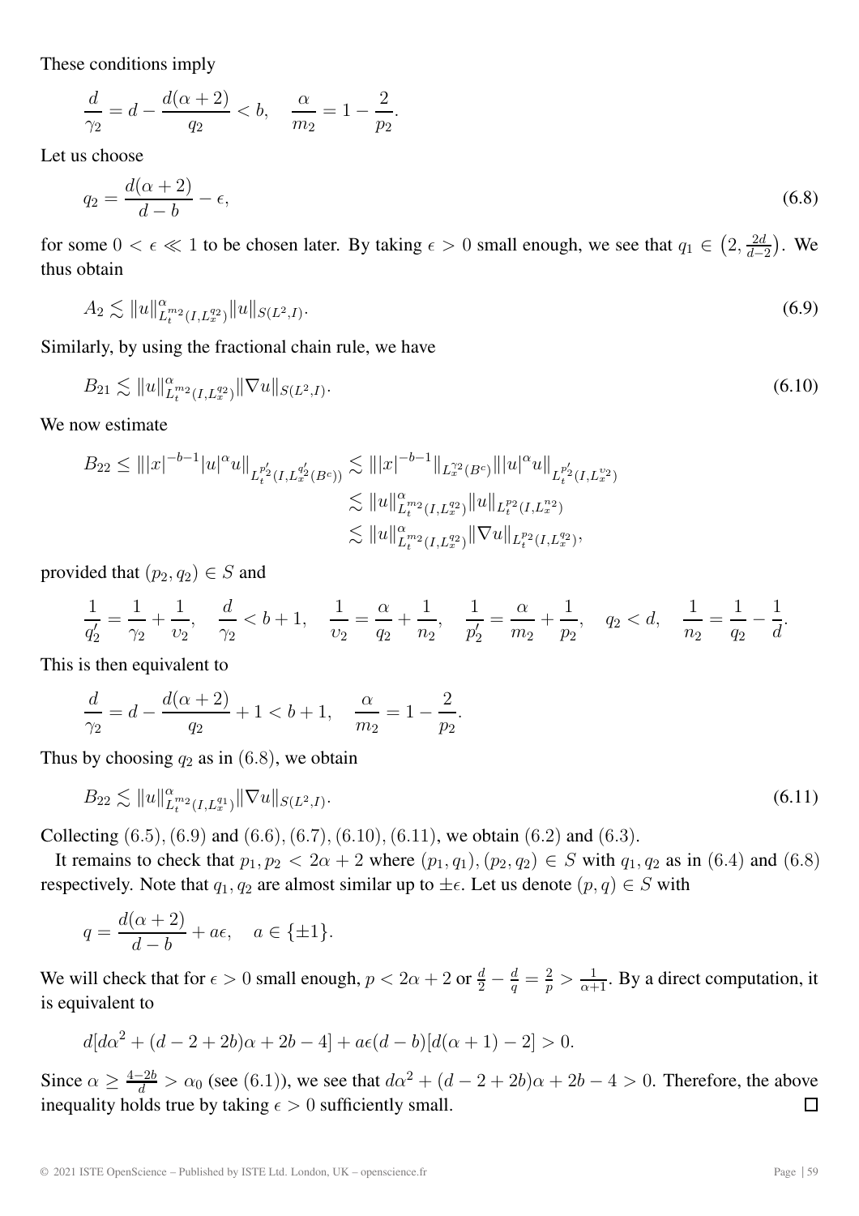These conditions imply

$$\frac{d}{\gamma_2} = d - \frac{d(\alpha+2)}{q_2} < b, \quad \frac{\alpha}{m_2} = 1 - \frac{2}{p_2}.$$

Let us choose

$$q_2 = \frac{d(\alpha+2)}{d-b} - \epsilon, \tag{6.8}$$

for some $0 < \epsilon \ll 1$ to be chosen later. By taking $\epsilon > 0$ small enough, we see that $q_1 \in \left(2, \frac{2d}{d-2}\right)$. We thus obtain

$$A_2 \lesssim \|u\|^\alpha_{L^{m_2}_t(I,L^{q_2}_x)} \|u\|_{S(L^2,I)}. \tag{6.9}$$

Similarly, by using the fractional chain rule, we have

$$B_{21} \lesssim \|u\|^\alpha_{L^{m_2}_t(I,L^{q_2}_x)} \|\nabla u\|_{S(L^2,I)}. \tag{6.10}$$

We now estimate

$$\begin{aligned}
B_{22} \leq \||x|^{-b-1}|u|^\alpha u\|_{L^{p_2'}_t(I,L^{q_2'}_x(B^c))} &\lesssim \||x|^{-b-1}\|_{L^{\gamma_2}_x(B^c)} \||u|^\alpha u\|_{L^{p_2'}_t(I,L^{\upsilon_2}_x)} \\
&\lesssim \|u\|^\alpha_{L^{m_2}_t(I,L^{q_2}_x)} \|u\|_{L^{p_2}_t(I,L^{n_2}_x)} \\
&\lesssim \|u\|^\alpha_{L^{m_2}_t(I,L^{q_2}_x)} \|\nabla u\|_{L^{p_2}_t(I,L^{q_2}_x)},
\end{aligned}$$

provided that $(p_2, q_2) \in S$ and

$$\frac{1}{q_2'} = \frac{1}{\gamma_2} + \frac{1}{\upsilon_2}, \quad \frac{d}{\gamma_2} < b+1, \quad \frac{1}{\upsilon_2} = \frac{\alpha}{q_2} + \frac{1}{n_2}, \quad \frac{1}{p_2'} = \frac{\alpha}{m_2} + \frac{1}{p_2}, \quad q_2 < d, \quad \frac{1}{n_2} = \frac{1}{q_2} - \frac{1}{d}.$$

This is then equivalent to

$$\frac{d}{\gamma_2} = d - \frac{d(\alpha+2)}{q_2} + 1 < b+1, \quad \frac{\alpha}{m_2} = 1 - \frac{2}{p_2}.$$

Thus by choosing $q_2$ as in (6.8), we obtain

$$B_{22} \lesssim \|u\|^\alpha_{L^{m_2}_t(I,L^{q_1}_x)} \|\nabla u\|_{S(L^2,I)}. \tag{6.11}$$

Collecting (6.5), (6.9) and (6.6), (6.7), (6.10), (6.11), we obtain (6.2) and (6.3).

It remains to check that $p_1, p_2 < 2\alpha + 2$ where $(p_1, q_1), (p_2, q_2) \in S$ with $q_1, q_2$ as in (6.4) and (6.8) respectively. Note that $q_1, q_2$ are almost similar up to $\pm\epsilon$. Let us denote $(p, q) \in S$ with

$$q = \frac{d(\alpha+2)}{d-b} + a\epsilon, \quad a \in \{\pm 1\}.$$

We will check that for $\epsilon > 0$ small enough, $p < 2\alpha + 2$ or $\frac{d}{2} - \frac{d}{q} = \frac{2}{p} > \frac{1}{\alpha+1}$. By a direct computation, it is equivalent to

$$d[d\alpha^2 + (d-2+2b)\alpha + 2b - 4] + a\epsilon(d-b)[d(\alpha+1) - 2] > 0.$$

Since $\alpha \geq \frac{4-2b}{d} > \alpha_0$ (see (6.1)), we see that $d\alpha^2 + (d-2+2b)\alpha + 2b - 4 > 0$. Therefore, the above inequality holds true by taking $\epsilon > 0$ sufficiently small. $\square$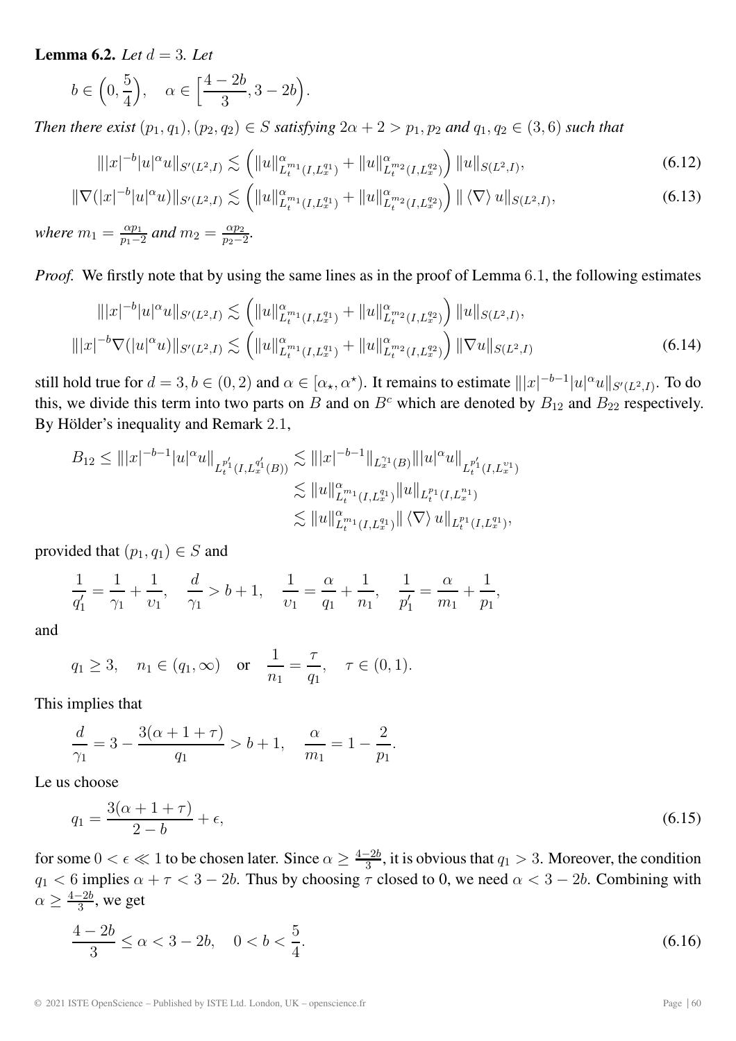**Lemma 6.2.** *Let $d = 3$. Let*

$$b \in \Big(0, \frac{5}{4}\Big), \quad \alpha \in \Big[\frac{4-2b}{3}, 3-2b\Big).$$

*Then there exist $(p_1, q_1), (p_2, q_2) \in S$ satisfying $2\alpha + 2 > p_1, p_2$ and $q_1, q_2 \in (3, 6)$ such that*

$$\||x|^{-b}|u|^\alpha u\|_{S'(L^2,I)} \lesssim \Big( \|u\|^\alpha_{L^{m_1}_t(I,L^{q_1}_x)} + \|u\|^\alpha_{L^{m_2}_t(I,L^{q_2}_x)} \Big) \|u\|_{S(L^2,I)}, \tag{6.12}$$

$$\|\nabla(|x|^{-b}|u|^\alpha u)\|_{S'(L^2,I)} \lesssim \Big( \|u\|^\alpha_{L^{m_1}_t(I,L^{q_1}_x)} + \|u\|^\alpha_{L^{m_2}_t(I,L^{q_2}_x)} \Big) \|\langle \nabla \rangle u\|_{S(L^2,I)}, \tag{6.13}$$

*where $m_1 = \frac{\alpha p_1}{p_1 - 2}$ and $m_2 = \frac{\alpha p_2}{p_2 - 2}$.*

*Proof.* We firstly note that by using the same lines as in the proof of Lemma 6.1, the following estimates

$$\||x|^{-b}|u|^\alpha u\|_{S'(L^2,I)} \lesssim \Big( \|u\|^\alpha_{L^{m_1}_t(I,L^{q_1}_x)} + \|u\|^\alpha_{L^{m_2}_t(I,L^{q_2}_x)} \Big) \|u\|_{S(L^2,I)},$$

$$\||x|^{-b}\nabla(|u|^\alpha u)\|_{S'(L^2,I)} \lesssim \Big( \|u\|^\alpha_{L^{m_1}_t(I,L^{q_1}_x)} + \|u\|^\alpha_{L^{m_2}_t(I,L^{q_2}_x)} \Big) \|\nabla u\|_{S(L^2,I)} \tag{6.14}$$

still hold true for $d = 3, b \in (0, 2)$ and $\alpha \in [\alpha_\star, \alpha^\star)$. It remains to estimate $\||x|^{-b-1}|u|^\alpha u\|_{S'(L^2,I)}$. To do this, we divide this term into two parts on $B$ and on $B^c$ which are denoted by $B_{12}$ and $B_{22}$ respectively. By Hölder's inequality and Remark 2.1,

$$\begin{aligned}
B_{12} \leq \||x|^{-b-1}|u|^\alpha u\|_{L^{p_1'}_t(I,L^{q_1'}_x(B))} &\lesssim \||x|^{-b-1}\|_{L^{\gamma_1}_x(B)} \||u|^\alpha u\|_{L^{p_1'}_t(I,L^{\upsilon_1}_x)} \\
&\lesssim \|u\|^\alpha_{L^{m_1}_t(I,L^{q_1}_x)} \|u\|_{L^{p_1}_t(I,L^{n_1}_x)} \\
&\lesssim \|u\|^\alpha_{L^{m_1}_t(I,L^{q_1}_x)} \|\langle \nabla \rangle u\|_{L^{p_1}_t(I,L^{q_1}_x)},
\end{aligned}$$

provided that $(p_1, q_1) \in S$ and

$$\frac{1}{q_1'} = \frac{1}{\gamma_1} + \frac{1}{\upsilon_1}, \quad \frac{d}{\gamma_1} > b + 1, \quad \frac{1}{\upsilon_1} = \frac{\alpha}{q_1} + \frac{1}{n_1}, \quad \frac{1}{p_1'} = \frac{\alpha}{m_1} + \frac{1}{p_1},$$

and

$$q_1 \geq 3, \quad n_1 \in (q_1, \infty) \quad \text{or} \quad \frac{1}{n_1} = \frac{\tau}{q_1}, \quad \tau \in (0, 1).$$

This implies that

$$\frac{d}{\gamma_1} = 3 - \frac{3(\alpha + 1 + \tau)}{q_1} > b + 1, \quad \frac{\alpha}{m_1} = 1 - \frac{2}{p_1}.$$

Le us choose

$$q_1 = \frac{3(\alpha + 1 + \tau)}{2 - b} + \epsilon, \tag{6.15}$$

for some $0 < \epsilon \ll 1$ to be chosen later. Since $\alpha \geq \frac{4-2b}{3}$, it is obvious that $q_1 > 3$. Moreover, the condition $q_1 < 6$ implies $\alpha + \tau < 3 - 2b$. Thus by choosing $\tau$ closed to 0, we need $\alpha < 3 - 2b$. Combining with $\alpha \geq \frac{4-2b}{3}$, we get

$$\frac{4-2b}{3} \leq \alpha < 3 - 2b, \quad 0 < b < \frac{5}{4}. \tag{6.16}$$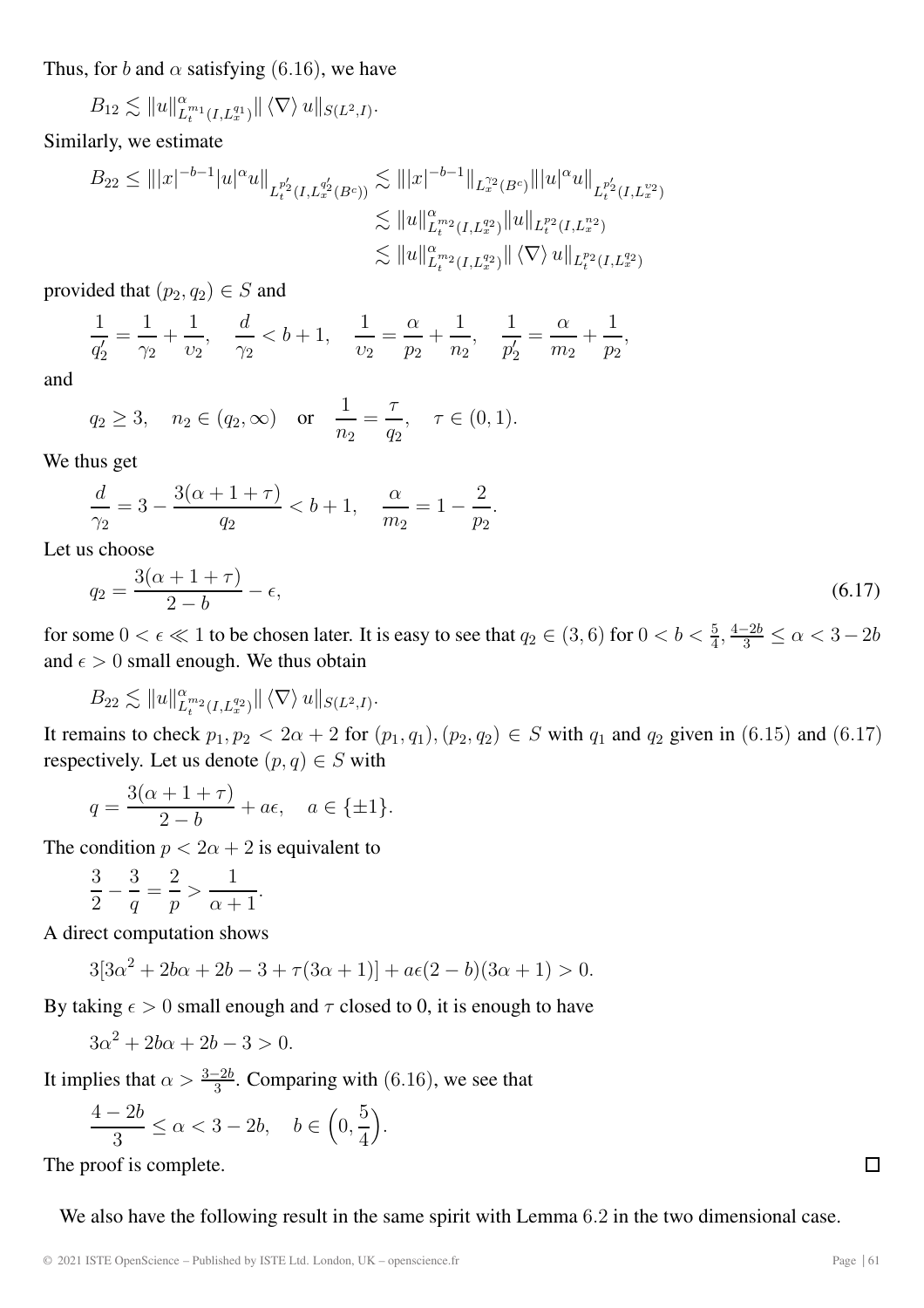Thus, for $b$ and $\alpha$ satisfying $(6.16)$, we have

$$B_{12} \lesssim \|u\|^{\alpha}_{L^{m_1}_t(I,L^{q_1}_x)} \| \langle \nabla \rangle u\|_{S(L^2,I)}.$$

Similarly, we estimate

$$\begin{aligned} B_{22} \leq \||x|^{-b-1}|u|^{\alpha}u\|_{L^{p_2'}_t(I,L^{q_2'}_x(B^c))} &\lesssim \||x|^{-b-1}\|_{L^{\gamma_2}_x(B^c)} \||u|^{\alpha}u\|_{L^{p_2'}_t(I,L^{\upsilon_2}_x)} \\ &\lesssim \|u\|^{\alpha}_{L^{m_2}_t(I,L^{q_2}_x)} \|u\|_{L^{p_2}_t(I,L^{n_2}_x)} \\ &\lesssim \|u\|^{\alpha}_{L^{m_2}_t(I,L^{q_2}_x)} \| \langle \nabla \rangle u\|_{L^{p_2}_t(I,L^{q_2}_x)} \end{aligned}$$

provided that $(p_2, q_2) \in S$ and

$$\frac{1}{q_2'} = \frac{1}{\gamma_2} + \frac{1}{\upsilon_2}, \quad \frac{d}{\gamma_2} < b+1, \quad \frac{1}{\upsilon_2} = \frac{\alpha}{p_2} + \frac{1}{n_2}, \quad \frac{1}{p_2'} = \frac{\alpha}{m_2} + \frac{1}{p_2},$$

and

$$q_2 \geq 3, \quad n_2 \in (q_2, \infty) \quad \text{or} \quad \frac{1}{n_2} = \frac{\tau}{q_2}, \quad \tau \in (0,1).$$

We thus get

$$\frac{d}{\gamma_2} = 3 - \frac{3(\alpha+1+\tau)}{q_2} < b+1, \quad \frac{\alpha}{m_2} = 1 - \frac{2}{p_2}.$$

Let us choose

$$q_2 = \frac{3(\alpha+1+\tau)}{2-b} - \epsilon, \tag{6.17}$$

for some $0 < \epsilon \ll 1$ to be chosen later. It is easy to see that $q_2 \in (3,6)$ for $0 < b < \frac{5}{4}, \frac{4-2b}{3} \leq \alpha < 3-2b$ and $\epsilon > 0$ small enough. We thus obtain

$$B_{22} \lesssim \|u\|^{\alpha}_{L^{m_2}_t(I,L^{q_2}_x)} \| \langle \nabla \rangle u\|_{S(L^2,I)}.$$

It remains to check $p_1, p_2 < 2\alpha + 2$ for $(p_1, q_1), (p_2, q_2) \in S$ with $q_1$ and $q_2$ given in $(6.15)$ and $(6.17)$ respectively. Let us denote $(p, q) \in S$ with

$$q = \frac{3(\alpha+1+\tau)}{2-b} + a\epsilon, \quad a \in \{\pm 1\}.$$

The condition $p < 2\alpha + 2$ is equivalent to

$$\frac{3}{2} - \frac{3}{q} = \frac{2}{p} > \frac{1}{\alpha+1}.$$

A direct computation shows

$$3[3\alpha^2 + 2b\alpha + 2b - 3 + \tau(3\alpha+1)] + a\epsilon(2-b)(3\alpha+1) > 0.$$

By taking $\epsilon > 0$ small enough and $\tau$ closed to 0, it is enough to have

$$3\alpha^2 + 2b\alpha + 2b - 3 > 0.$$

It implies that $\alpha > \frac{3-2b}{3}$. Comparing with $(6.16)$, we see that

$$\frac{4-2b}{3} \leq \alpha < 3-2b, \quad b \in \left(0, \frac{5}{4}\right).$$

The proof is complete. □

We also have the following result in the same spirit with Lemma 6.2 in the two dimensional case.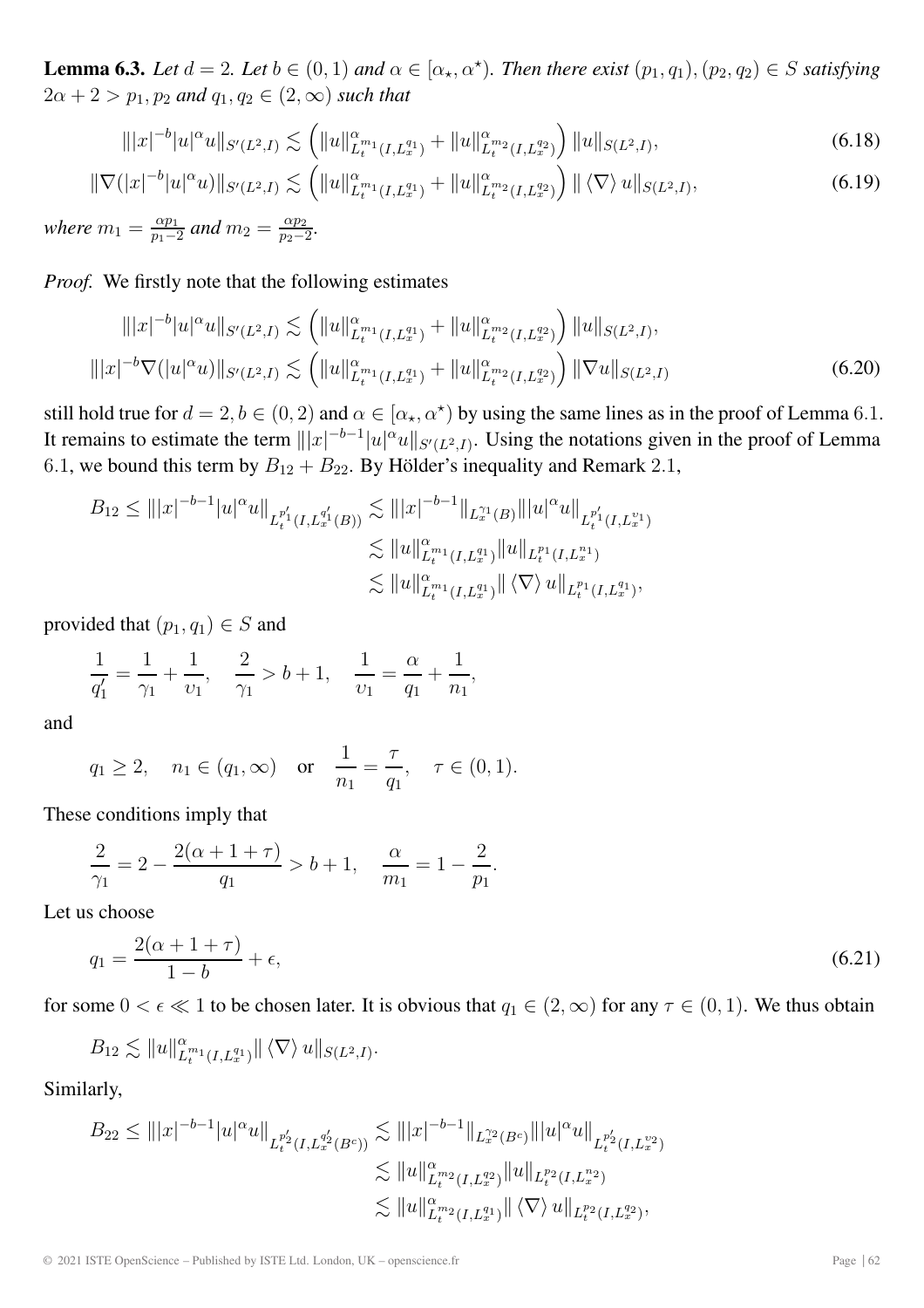**Lemma 6.3.** *Let $d = 2$. Let $b \in (0,1)$ and $\alpha \in [\alpha_\star, \alpha^\star)$. Then there exist $(p_1, q_1), (p_2, q_2) \in S$ satisfying $2\alpha + 2 > p_1, p_2$ and $q_1, q_2 \in (2, \infty)$ such that*

$$\||x|^{-b}|u|^\alpha u\|_{S'(L^2,I)} \lesssim \left(\|u\|^\alpha_{L^{m_1}_t(I,L^{q_1}_x)} + \|u\|^\alpha_{L^{m_2}_t(I,L^{q_2}_x)}\right)\|u\|_{S(L^2,I)}, \tag{6.18}$$

$$\|\nabla(|x|^{-b}|u|^\alpha u)\|_{S'(L^2,I)} \lesssim \left(\|u\|^\alpha_{L^{m_1}_t(I,L^{q_1}_x)} + \|u\|^\alpha_{L^{m_2}_t(I,L^{q_2}_x)}\right)\|\langle\nabla\rangle u\|_{S(L^2,I)}, \tag{6.19}$$

*where $m_1 = \frac{\alpha p_1}{p_1 - 2}$ and $m_2 = \frac{\alpha p_2}{p_2 - 2}$.*

*Proof.* We firstly note that the following estimates

$$\||x|^{-b}|u|^\alpha u\|_{S'(L^2,I)} \lesssim \left(\|u\|^\alpha_{L^{m_1}_t(I,L^{q_1}_x)} + \|u\|^\alpha_{L^{m_2}_t(I,L^{q_2}_x)}\right)\|u\|_{S(L^2,I)},$$
$$\||x|^{-b}\nabla(|u|^\alpha u)\|_{S'(L^2,I)} \lesssim \left(\|u\|^\alpha_{L^{m_1}_t(I,L^{q_1}_x)} + \|u\|^\alpha_{L^{m_2}_t(I,L^{q_2}_x)}\right)\|\nabla u\|_{S(L^2,I)} \tag{6.20}$$

still hold true for $d = 2, b \in (0,2)$ and $\alpha \in [\alpha_\star, \alpha^\star)$ by using the same lines as in the proof of Lemma 6.1. It remains to estimate the term $\||x|^{-b-1}|u|^\alpha u\|_{S'(L^2,I)}$. Using the notations given in the proof of Lemma 6.1, we bound this term by $B_{12} + B_{22}$. By Hölder's inequality and Remark 2.1,

$$\begin{aligned}
B_{12} \leq \||x|^{-b-1}|u|^\alpha u\|_{L^{p_1'}_t(I,L^{q_1'}_x(B))} &\lesssim \||x|^{-b-1}\|_{L^{\gamma_1}_x(B)}\||u|^\alpha u\|_{L^{p_1'}_t(I,L^{\upsilon_1}_x)} \\
&\lesssim \|u\|^\alpha_{L^{m_1}_t(I,L^{q_1}_x)}\|u\|_{L^{p_1}_t(I,L^{n_1}_x)} \\
&\lesssim \|u\|^\alpha_{L^{m_1}_t(I,L^{q_1}_x)}\|\langle\nabla\rangle u\|_{L^{p_1}_t(I,L^{q_1}_x)},
\end{aligned}$$

provided that $(p_1, q_1) \in S$ and

$$\frac{1}{q_1'} = \frac{1}{\gamma_1} + \frac{1}{\upsilon_1}, \quad \frac{2}{\gamma_1} > b + 1, \quad \frac{1}{\upsilon_1} = \frac{\alpha}{q_1} + \frac{1}{n_1},$$

and

$$q_1 \geq 2, \quad n_1 \in (q_1, \infty) \quad \text{or} \quad \frac{1}{n_1} = \frac{\tau}{q_1}, \quad \tau \in (0,1).$$

These conditions imply that

$$\frac{2}{\gamma_1} = 2 - \frac{2(\alpha + 1 + \tau)}{q_1} > b + 1, \quad \frac{\alpha}{m_1} = 1 - \frac{2}{p_1}.$$

Let us choose

$$q_1 = \frac{2(\alpha + 1 + \tau)}{1 - b} + \epsilon, \tag{6.21}$$

for some $0 < \epsilon \ll 1$ to be chosen later. It is obvious that $q_1 \in (2, \infty)$ for any $\tau \in (0,1)$. We thus obtain

$$B_{12} \lesssim \|u\|^\alpha_{L^{m_1}_t(I,L^{q_1}_x)}\|\langle\nabla\rangle u\|_{S(L^2,I)}.$$

Similarly,

$$\begin{aligned}
B_{22} \leq \||x|^{-b-1}|u|^\alpha u\|_{L^{p_2'}_t(I,L^{q_2'}_x(B^c))} &\lesssim \||x|^{-b-1}\|_{L^{\gamma_2}_x(B^c)}\||u|^\alpha u\|_{L^{p_2'}_t(I,L^{\upsilon_2}_x)} \\
&\lesssim \|u\|^\alpha_{L^{m_2}_t(I,L^{q_2}_x)}\|u\|_{L^{p_2}_t(I,L^{n_2}_x)} \\
&\lesssim \|u\|^\alpha_{L^{m_2}_t(I,L^{q_1}_x)}\|\langle\nabla\rangle u\|_{L^{p_2}_t(I,L^{q_2}_x)},
\end{aligned}$$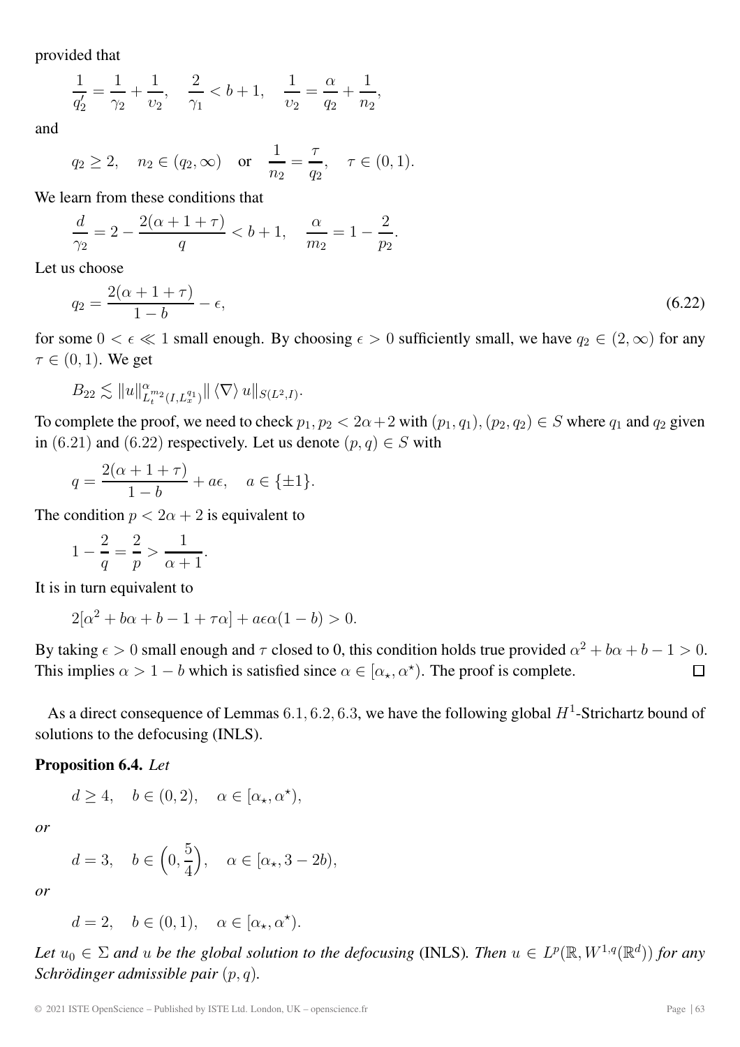provided that

$$\frac{1}{q_2'} = \frac{1}{\gamma_2} + \frac{1}{\upsilon_2}, \quad \frac{2}{\gamma_1} < b+1, \quad \frac{1}{\upsilon_2} = \frac{\alpha}{q_2} + \frac{1}{n_2},$$

and

$$q_2 \geq 2, \quad n_2 \in (q_2, \infty) \quad \text{or} \quad \frac{1}{n_2} = \frac{\tau}{q_2}, \quad \tau \in (0,1).$$

We learn from these conditions that

$$\frac{d}{\gamma_2} = 2 - \frac{2(\alpha+1+\tau)}{q} < b+1, \quad \frac{\alpha}{m_2} = 1 - \frac{2}{p_2}.$$

Let us choose

$$q_2 = \frac{2(\alpha+1+\tau)}{1-b} - \epsilon, \tag{6.22}$$

for some $0 < \epsilon \ll 1$ small enough. By choosing $\epsilon > 0$ sufficiently small, we have $q_2 \in (2, \infty)$ for any $\tau \in (0,1)$. We get

$$B_{22} \lesssim \|u\|^{\alpha}_{L_t^{m_2}(I, L_x^{q_1})} \| \langle \nabla \rangle u\|_{S(L^2, I)}.$$

To complete the proof, we need to check $p_1, p_2 < 2\alpha+2$ with $(p_1, q_1), (p_2, q_2) \in S$ where $q_1$ and $q_2$ given in (6.21) and (6.22) respectively. Let us denote $(p, q) \in S$ with

$$q = \frac{2(\alpha+1+\tau)}{1-b} + a\epsilon, \quad a \in \{\pm 1\}.$$

The condition $p < 2\alpha+2$ is equivalent to

$$1 - \frac{2}{q} = \frac{2}{p} > \frac{1}{\alpha+1}.$$

It is in turn equivalent to

$$2[\alpha^2 + b\alpha + b - 1 + \tau\alpha] + a\epsilon\alpha(1-b) > 0.$$

By taking $\epsilon > 0$ small enough and $\tau$ closed to 0, this condition holds true provided $\alpha^2 + b\alpha + b - 1 > 0$. This implies $\alpha > 1 - b$ which is satisfied since $\alpha \in [\alpha_\star, \alpha^\star)$. The proof is complete. $\square$

As a direct consequence of Lemmas 6.1, 6.2, 6.3, we have the following global $H^1$-Strichartz bound of solutions to the defocusing (INLS).

**Proposition 6.4.** *Let*

$$d \geq 4, \quad b \in (0,2), \quad \alpha \in [\alpha_\star, \alpha^\star),$$

*or*

$$d = 3, \quad b \in \left(0, \frac{5}{4}\right), \quad \alpha \in [\alpha_\star, 3-2b),$$

*or*

$$d = 2, \quad b \in (0,1), \quad \alpha \in [\alpha_\star, \alpha^\star).$$

*Let $u_0 \in \Sigma$ and $u$ be the global solution to the defocusing* (INLS)*. Then $u \in L^p(\mathbb{R}, W^{1,q}(\mathbb{R}^d))$ for any Schrödinger admissible pair $(p, q)$.*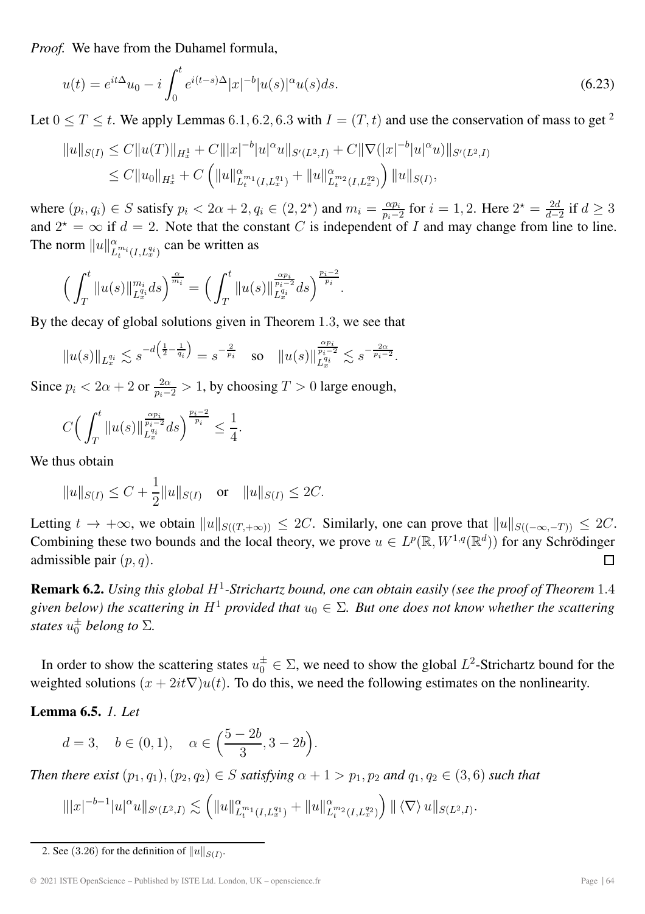*Proof.* We have from the Duhamel formula,

$$u(t) = e^{it\Delta}u_0 - i\int_0^t e^{i(t-s)\Delta}|x|^{-b}|u(s)|^\alpha u(s)ds. \tag{6.23}$$

Let $0 \leq T \leq t$. We apply Lemmas 6.1, 6.2, 6.3 with $I = (T, t)$ and use the conservation of mass to get [2]

$$\begin{aligned}\|u\|_{S(I)} &\leq C\|u(T)\|_{H^1_x} + C\||x|^{-b}|u|^\alpha u\|_{S'(L^2,I)} + C\|\nabla(|x|^{-b}|u|^\alpha u)\|_{S'(L^2,I)} \\ &\leq C\|u_0\|_{H^1_x} + C\left(\|u\|^\alpha_{L^{m_1}_t(I,L^{q_1}_x)} + \|u\|^\alpha_{L^{m_2}_t(I,L^{q_2}_x)}\right)\|u\|_{S(I)},\end{aligned}$$

where $(p_i, q_i) \in S$ satisfy $p_i < 2\alpha + 2, q_i \in (2, 2^\star)$ and $m_i = \frac{\alpha p_i}{p_i - 2}$ for $i = 1, 2$. Here $2^\star = \frac{2d}{d-2}$ if $d \geq 3$ and $2^\star = \infty$ if $d = 2$. Note that the constant $C$ is independent of $I$ and may change from line to line. The norm $\|u\|^\alpha_{L^{m_i}_t(I,L^{q_i}_x)}$ can be written as

$$\Big(\int_T^t \|u(s)\|^{m_i}_{L^{q_i}_x}ds\Big)^{\frac{\alpha}{m_i}} = \Big(\int_T^t \|u(s)\|^{\frac{\alpha p_i}{p_i-2}}_{L^{q_i}_x}ds\Big)^{\frac{p_i-2}{p_i}}.$$

By the decay of global solutions given in Theorem 1.3, we see that

$$\|u(s)\|_{L^{q_i}_x} \lesssim s^{-d\left(\frac{1}{2}-\frac{1}{q_i}\right)} = s^{-\frac{2}{p_i}} \quad \text{so} \quad \|u(s)\|^{\frac{\alpha p_i}{p_i-2}}_{L^{q_i}_x} \lesssim s^{-\frac{2\alpha}{p_i-2}}.$$

Since $p_i < 2\alpha + 2$ or $\frac{2\alpha}{p_i-2} > 1$, by choosing $T > 0$ large enough,

$$C\Big(\int_T^t \|u(s)\|^{\frac{\alpha p_i}{p_i-2}}_{L^{q_i}_x}ds\Big)^{\frac{p_i-2}{p_i}} \leq \frac{1}{4}.$$

We thus obtain

$$\|u\|_{S(I)} \leq C + \frac{1}{2}\|u\|_{S(I)} \quad \text{or} \quad \|u\|_{S(I)} \leq 2C.$$

Letting $t \to +\infty$, we obtain $\|u\|_{S((T,+\infty))} \leq 2C$. Similarly, one can prove that $\|u\|_{S((-\infty,-T))} \leq 2C$. Combining these two bounds and the local theory, we prove $u \in L^p(\mathbb{R}, W^{1,q}(\mathbb{R}^d))$ for any Schrödinger admissible pair $(p, q)$. $\square$

**Remark 6.2.** *Using this global $H^1$-Strichartz bound, one can obtain easily (see the proof of Theorem 1.4 given below) the scattering in $H^1$ provided that $u_0 \in \Sigma$. But one does not know whether the scattering states $u_0^\pm$ belong to $\Sigma$.*

In order to show the scattering states $u_0^\pm \in \Sigma$, we need to show the global $L^2$-Strichartz bound for the weighted solutions $(x + 2it\nabla)u(t)$. To do this, we need the following estimates on the nonlinearity.

**Lemma 6.5.** *1. Let*

$$d = 3, \quad b \in (0, 1), \quad \alpha \in \Big(\frac{5-2b}{3}, 3 - 2b\Big).$$

*Then there exist $(p_1, q_1), (p_2, q_2) \in S$ satisfying $\alpha + 1 > p_1, p_2$ and $q_1, q_2 \in (3, 6)$ such that*

$$\||x|^{-b-1}|u|^\alpha u\|_{S'(L^2,I)} \lesssim \left(\|u\|^\alpha_{L^{m_1}_t(I,L^{q_1}_x)} + \|u\|^\alpha_{L^{m_2}_t(I,L^{q_2}_x)}\right)\|\langle\nabla\rangle u\|_{S(L^2,I)}.$$

2. See (3.26) for the definition of $\|u\|_{S(I)}$.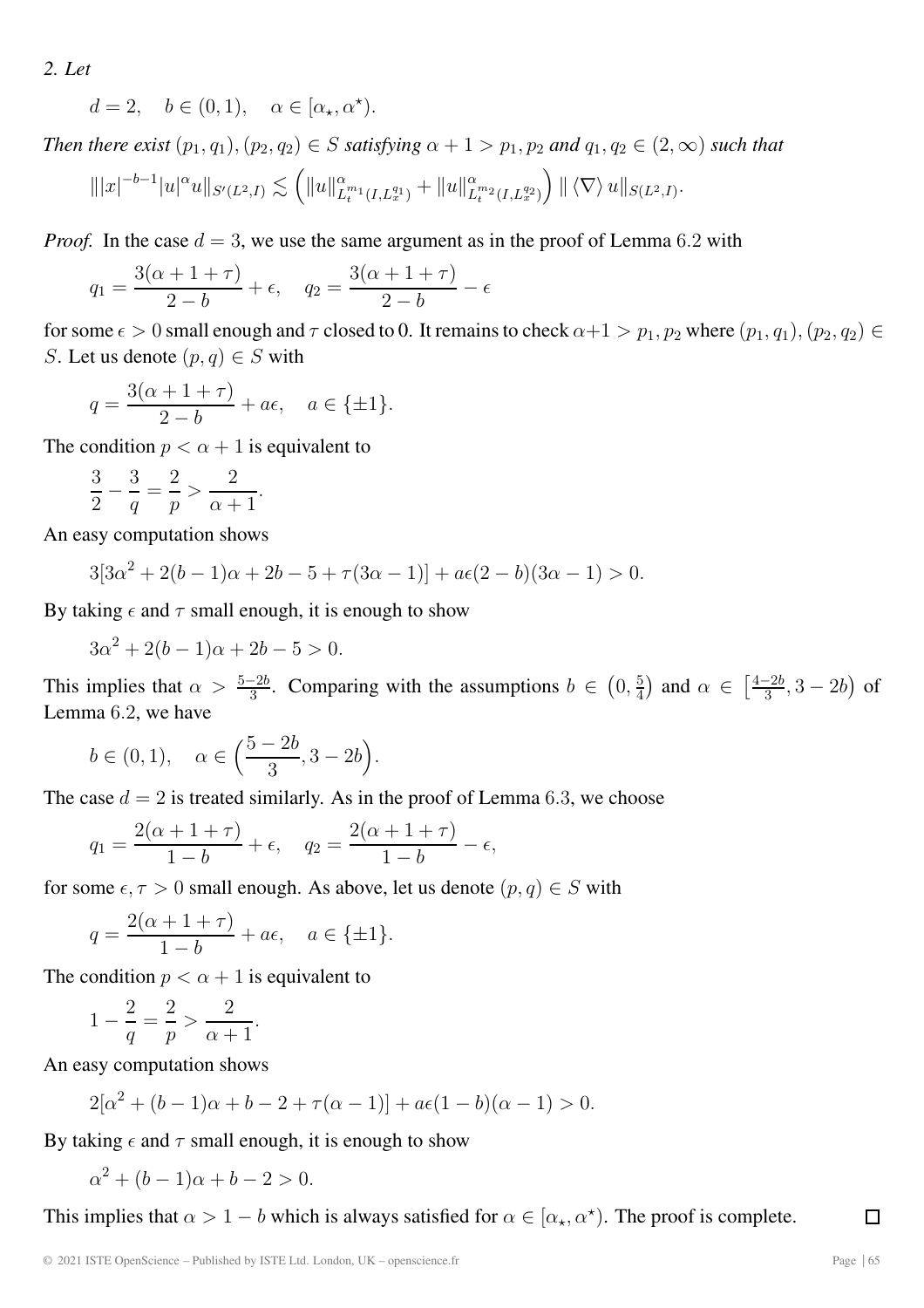*2. Let*

$$d=2, \quad b \in (0,1), \quad \alpha \in [\alpha_\star, \alpha^\star).$$

*Then there exist* $(p_1,q_1),(p_2,q_2) \in S$ *satisfying* $\alpha+1 > p_1, p_2$ *and* $q_1, q_2 \in (2,\infty)$ *such that*

$$\||x|^{-b-1}|u|^\alpha u\|_{S'(L^2,I)} \lesssim \left( \|u\|^\alpha_{L^{m_1}_t(I,L^{q_1}_x)} + \|u\|^\alpha_{L^{m_2}_t(I,L^{q_2}_x)} \right) \|\langle \nabla \rangle u\|_{S(L^2,I)}.$$

*Proof.* In the case $d=3$, we use the same argument as in the proof of Lemma 6.2 with

$$q_1 = \frac{3(\alpha+1+\tau)}{2-b} + \epsilon, \quad q_2 = \frac{3(\alpha+1+\tau)}{2-b} - \epsilon$$

for some $\epsilon>0$ small enough and $\tau$ closed to 0. It remains to check $\alpha+1 > p_1, p_2$ where $(p_1,q_1),(p_2,q_2) \in S$. Let us denote $(p,q) \in S$ with

$$q = \frac{3(\alpha+1+\tau)}{2-b} + a\epsilon, \quad a \in \{\pm 1\}.$$

The condition $p < \alpha+1$ is equivalent to

$$\frac{3}{2} - \frac{3}{q} = \frac{2}{p} > \frac{2}{\alpha+1}.$$

An easy computation shows

$$3[3\alpha^2 + 2(b-1)\alpha + 2b - 5 + \tau(3\alpha-1)] + a\epsilon(2-b)(3\alpha-1) > 0.$$

By taking $\epsilon$ and $\tau$ small enough, it is enough to show

$$3\alpha^2 + 2(b-1)\alpha + 2b - 5 > 0.$$

This implies that $\alpha > \frac{5-2b}{3}$. Comparing with the assumptions $b \in \left(0, \frac{5}{4}\right)$ and $\alpha \in \left[\frac{4-2b}{3}, 3-2b\right)$ of Lemma 6.2, we have

$$b \in (0,1), \quad \alpha \in \left(\frac{5-2b}{3}, 3-2b\right).$$

The case $d=2$ is treated similarly. As in the proof of Lemma 6.3, we choose

$$q_1 = \frac{2(\alpha+1+\tau)}{1-b} + \epsilon, \quad q_2 = \frac{2(\alpha+1+\tau)}{1-b} - \epsilon,$$

for some $\epsilon, \tau > 0$ small enough. As above, let us denote $(p,q) \in S$ with

$$q = \frac{2(\alpha+1+\tau)}{1-b} + a\epsilon, \quad a \in \{\pm 1\}.$$

The condition $p < \alpha+1$ is equivalent to

$$1 - \frac{2}{q} = \frac{2}{p} > \frac{2}{\alpha+1}.$$

An easy computation shows

$$2[\alpha^2 + (b-1)\alpha + b - 2 + \tau(\alpha-1)] + a\epsilon(1-b)(\alpha-1) > 0.$$

By taking $\epsilon$ and $\tau$ small enough, it is enough to show

$$\alpha^2 + (b-1)\alpha + b - 2 > 0.$$

This implies that $\alpha > 1-b$ which is always satisfied for $\alpha \in [\alpha_\star, \alpha^\star)$. The proof is complete. □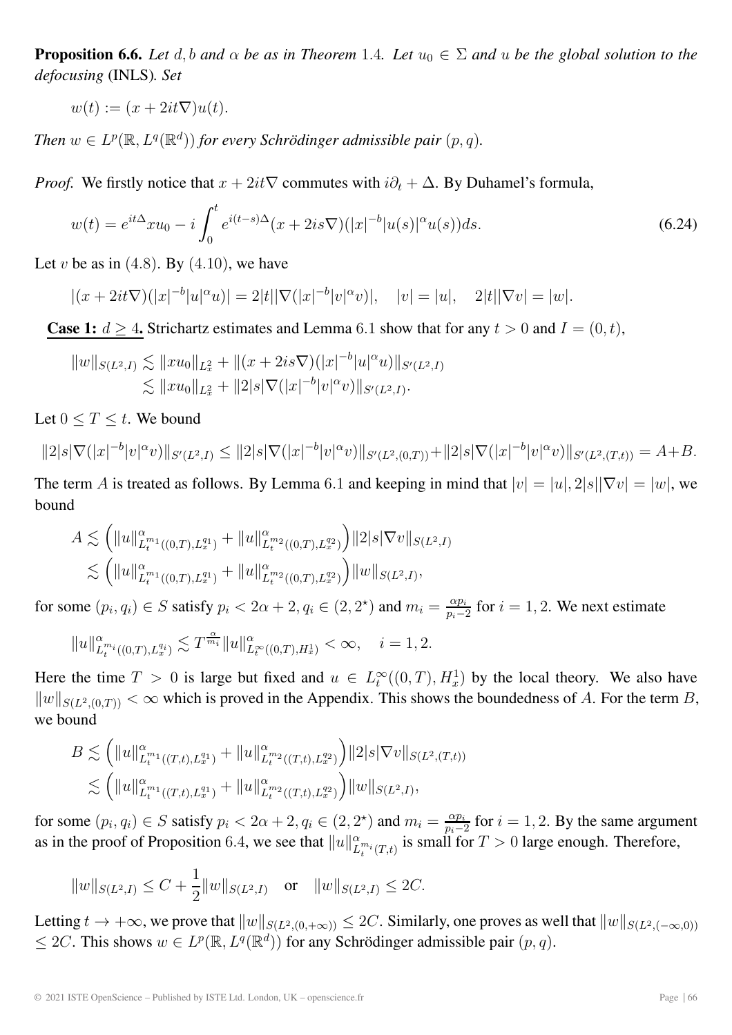**Proposition 6.6.** *Let $d, b$ and $\alpha$ be as in Theorem 1.4. Let $u_0 \in \Sigma$ and $u$ be the global solution to the defocusing* (INLS)*. Set*

$$w(t) := (x + 2it\nabla)u(t).$$

*Then $w \in L^p(\mathbb{R}, L^q(\mathbb{R}^d))$ for every Schrödinger admissible pair $(p, q)$.*

*Proof.* We firstly notice that $x + 2it\nabla$ commutes with $i\partial_t + \Delta$. By Duhamel's formula,

$$w(t) = e^{it\Delta} xu_0 - i \int_0^t e^{i(t-s)\Delta}(x + 2is\nabla)(|x|^{-b}|u(s)|^\alpha u(s))ds. \tag{6.24}$$

Let $v$ be as in (4.8). By (4.10), we have

$$|(x + 2it\nabla)(|x|^{-b}|u|^\alpha u)| = 2|t||\nabla(|x|^{-b}|v|^\alpha v)|, \quad |v| = |u|, \quad 2|t||\nabla v| = |w|.$$

**Case 1: $d \geq 4$.** Strichartz estimates and Lemma 6.1 show that for any $t > 0$ and $I = (0, t)$,

$$\begin{aligned}
\|w\|_{S(L^2,I)} &\lesssim \|xu_0\|_{L^2_x} + \|(x + 2is\nabla)(|x|^{-b}|u|^\alpha u)\|_{S'(L^2,I)} \\
&\lesssim \|xu_0\|_{L^2_x} + \|2|s|\nabla(|x|^{-b}|v|^\alpha v)\|_{S'(L^2,I)}.
\end{aligned}$$

Let $0 \leq T \leq t$. We bound

$$\|2|s|\nabla(|x|^{-b}|v|^\alpha v)\|_{S'(L^2,I)} \leq \|2|s|\nabla(|x|^{-b}|v|^\alpha v)\|_{S'(L^2,(0,T))} + \|2|s|\nabla(|x|^{-b}|v|^\alpha v)\|_{S'(L^2,(T,t))} = A + B.$$

The term $A$ is treated as follows. By Lemma 6.1 and keeping in mind that $|v| = |u|, 2|s||\nabla v| = |w|$, we bound

$$\begin{aligned}
A &\lesssim \Big(\|u\|^\alpha_{L^{m_1}_t((0,T),L^{q_1}_x)} + \|u\|^\alpha_{L^{m_2}_t((0,T),L^{q_2}_x)}\Big)\|2|s|\nabla v\|_{S(L^2,I)} \\
&\lesssim \Big(\|u\|^\alpha_{L^{m_1}_t((0,T),L^{q_1}_x)} + \|u\|^\alpha_{L^{m_2}_t((0,T),L^{q_2}_x)}\Big)\|w\|_{S(L^2,I)},
\end{aligned}$$

for some $(p_i, q_i) \in S$ satisfy $p_i < 2\alpha + 2, q_i \in (2, 2^\star)$ and $m_i = \frac{\alpha p_i}{p_i - 2}$ for $i = 1, 2$. We next estimate

$$\|u\|^\alpha_{L^{m_i}_t((0,T),L^{q_i}_x)} \lesssim T^{\frac{\alpha}{m_i}} \|u\|^\alpha_{L^\infty_t((0,T),H^1_x)} < \infty, \quad i = 1, 2.$$

Here the time $T > 0$ is large but fixed and $u \in L^\infty_t((0, T), H^1_x)$ by the local theory. We also have $\|w\|_{S(L^2,(0,T))} < \infty$ which is proved in the Appendix. This shows the boundedness of $A$. For the term $B$, we bound

$$\begin{aligned}
B &\lesssim \Big(\|u\|^\alpha_{L^{m_1}_t((T,t),L^{q_1}_x)} + \|u\|^\alpha_{L^{m_2}_t((T,t),L^{q_2}_x)}\Big)\|2|s|\nabla v\|_{S(L^2,(T,t))} \\
&\lesssim \Big(\|u\|^\alpha_{L^{m_1}_t((T,t),L^{q_1}_x)} + \|u\|^\alpha_{L^{m_2}_t((T,t),L^{q_2}_x)}\Big)\|w\|_{S(L^2,I)},
\end{aligned}$$

for some $(p_i, q_i) \in S$ satisfy $p_i < 2\alpha + 2, q_i \in (2, 2^\star)$ and $m_i = \frac{\alpha p_i}{p_i - 2}$ for $i = 1, 2$. By the same argument as in the proof of Proposition 6.4, we see that $\|u\|^\alpha_{L^{m_i}_t(T,t)}$ is small for $T > 0$ large enough. Therefore,

$$\|w\|_{S(L^2,I)} \leq C + \frac{1}{2}\|w\|_{S(L^2,I)} \quad \text{or} \quad \|w\|_{S(L^2,I)} \leq 2C.$$

Letting $t \to +\infty$, we prove that $\|w\|_{S(L^2,(0,+\infty))} \leq 2C$. Similarly, one proves as well that $\|w\|_{S(L^2,(-\infty,0))} \leq 2C$. This shows $w \in L^p(\mathbb{R}, L^q(\mathbb{R}^d))$ for any Schrödinger admissible pair $(p, q)$.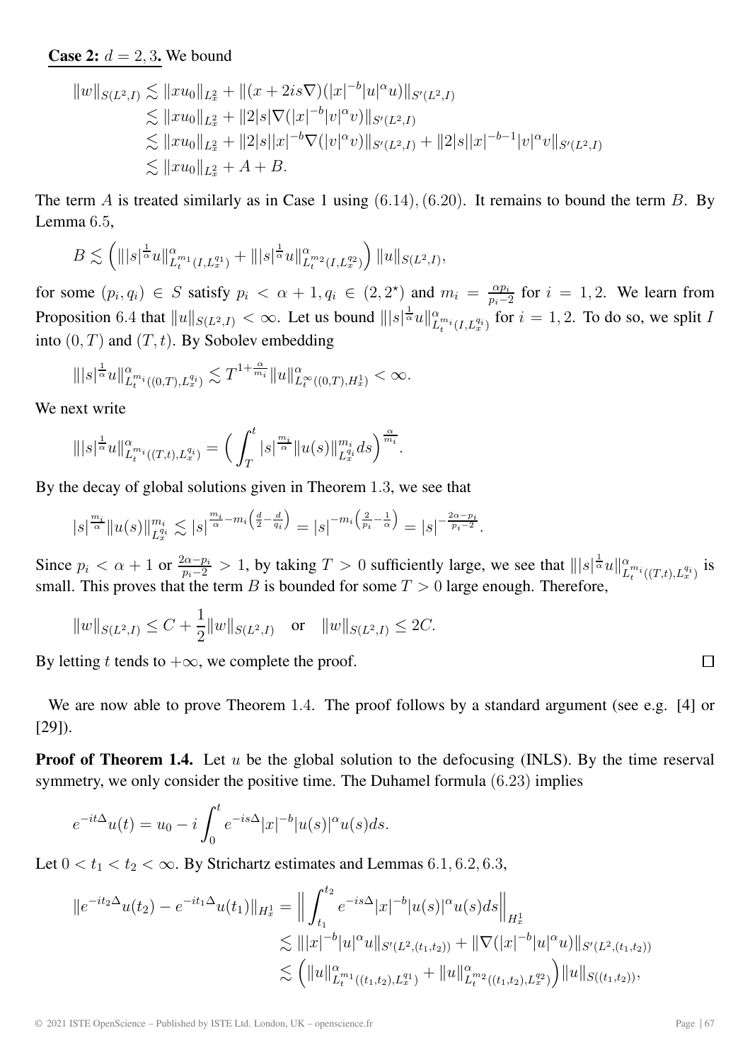**Case 2:** $d = 2, 3$**.** We bound

$$
\begin{aligned}
\|w\|_{S(L^2,I)} &\lesssim \|xu_0\|_{L^2_x} + \|(x+2is\nabla)(|x|^{-b}|u|^\alpha u)\|_{S'(L^2,I)} \\
&\lesssim \|xu_0\|_{L^2_x} + \|2|s|\nabla(|x|^{-b}|v|^\alpha v)\|_{S'(L^2,I)} \\
&\lesssim \|xu_0\|_{L^2_x} + \|2|s||x|^{-b}\nabla(|v|^\alpha v)\|_{S'(L^2,I)} + \|2|s||x|^{-b-1}|v|^\alpha v\|_{S'(L^2,I)} \\
&\lesssim \|xu_0\|_{L^2_x} + A + B.
\end{aligned}
$$

The term $A$ is treated similarly as in Case 1 using $(6.14), (6.20)$. It remains to bound the term $B$. By Lemma $6.5$,

$$
B \lesssim \left( \||s|^{\frac{1}{\alpha}} u\|^\alpha_{L^{m_1}_t(I,L^{q_1}_x)} + \||s|^{\frac{1}{\alpha}} u\|^\alpha_{L^{m_2}_t(I,L^{q_2}_x)} \right) \|u\|_{S(L^2,I)},
$$

for some $(p_i, q_i) \in S$ satisfy $p_i < \alpha + 1, q_i \in (2, 2^\star)$ and $m_i = \frac{\alpha p_i}{p_i - 2}$ for $i = 1, 2$. We learn from Proposition $6.4$ that $\|u\|_{S(L^2,I)} < \infty$. Let us bound $\||s|^{\frac{1}{\alpha}} u\|^\alpha_{L^{m_i}_t(I,L^{q_i}_x)}$ for $i = 1, 2$. To do so, we split $I$ into $(0, T)$ and $(T, t)$. By Sobolev embedding

$$
\||s|^{\frac{1}{\alpha}} u\|^\alpha_{L^{m_i}_t((0,T),L^{q_i}_x)} \lesssim T^{1+\frac{\alpha}{m_i}} \|u\|^\alpha_{L^\infty_t((0,T),H^1_x)} < \infty.
$$

We next write

$$
\||s|^{\frac{1}{\alpha}} u\|^\alpha_{L^{m_i}_t((T,t),L^{q_i}_x)} = \Big( \int_T^t |s|^{\frac{m_i}{\alpha}} \|u(s)\|^{m_i}_{L^{q_i}_x} ds \Big)^{\frac{\alpha}{m_i}}.
$$

By the decay of global solutions given in Theorem $1.3$, we see that

$$
|s|^{\frac{m_i}{\alpha}} \|u(s)\|^{m_i}_{L^{q_i}_x} \lesssim |s|^{\frac{m_i}{\alpha} - m_i\left(\frac{d}{2} - \frac{d}{q_i}\right)} = |s|^{-m_i\left(\frac{2}{p_i} - \frac{1}{\alpha}\right)} = |s|^{-\frac{2\alpha - p_i}{p_i - 2}}.
$$

Since $p_i < \alpha + 1$ or $\frac{2\alpha - p_i}{p_i - 2} > 1$, by taking $T > 0$ sufficiently large, we see that $\||s|^{\frac{1}{\alpha}} u\|^\alpha_{L^{m_i}_t((T,t),L^{q_i}_x)}$ is small. This proves that the term $B$ is bounded for some $T > 0$ large enough. Therefore,

$$
\|w\|_{S(L^2,I)} \leq C + \frac{1}{2}\|w\|_{S(L^2,I)} \quad \text{or} \quad \|w\|_{S(L^2,I)} \leq 2C.
$$

By letting $t$ tends to $+\infty$, we complete the proof. □

We are now able to prove Theorem $1.4$. The proof follows by a standard argument (see e.g. [4] or [29]).

**Proof of Theorem 1.4.** Let $u$ be the global solution to the defocusing (INLS). By the time reserval symmetry, we only consider the positive time. The Duhamel formula $(6.23)$ implies

$$
e^{-it\Delta} u(t) = u_0 - i \int_0^t e^{-is\Delta} |x|^{-b} |u(s)|^\alpha u(s) ds.
$$

Let $0 < t_1 < t_2 < \infty$. By Strichartz estimates and Lemmas $6.1, 6.2, 6.3$,

$$
\begin{aligned}
\|e^{-it_2\Delta} u(t_2) - e^{-it_1\Delta} u(t_1)\|_{H^1_x} &= \Big\| \int_{t_1}^{t_2} e^{-is\Delta} |x|^{-b} |u(s)|^\alpha u(s) ds \Big\|_{H^1_x} \\
&\lesssim \||x|^{-b}|u|^\alpha u\|_{S'(L^2,(t_1,t_2))} + \|\nabla(|x|^{-b}|u|^\alpha u)\|_{S'(L^2,(t_1,t_2))} \\
&\lesssim \Big( \|u\|^\alpha_{L^{m_1}_t((t_1,t_2),L^{q_1}_x)} + \|u\|^\alpha_{L^{m_2}_t((t_1,t_2),L^{q_2}_x)} \Big) \|u\|_{S((t_1,t_2))},
\end{aligned}
$$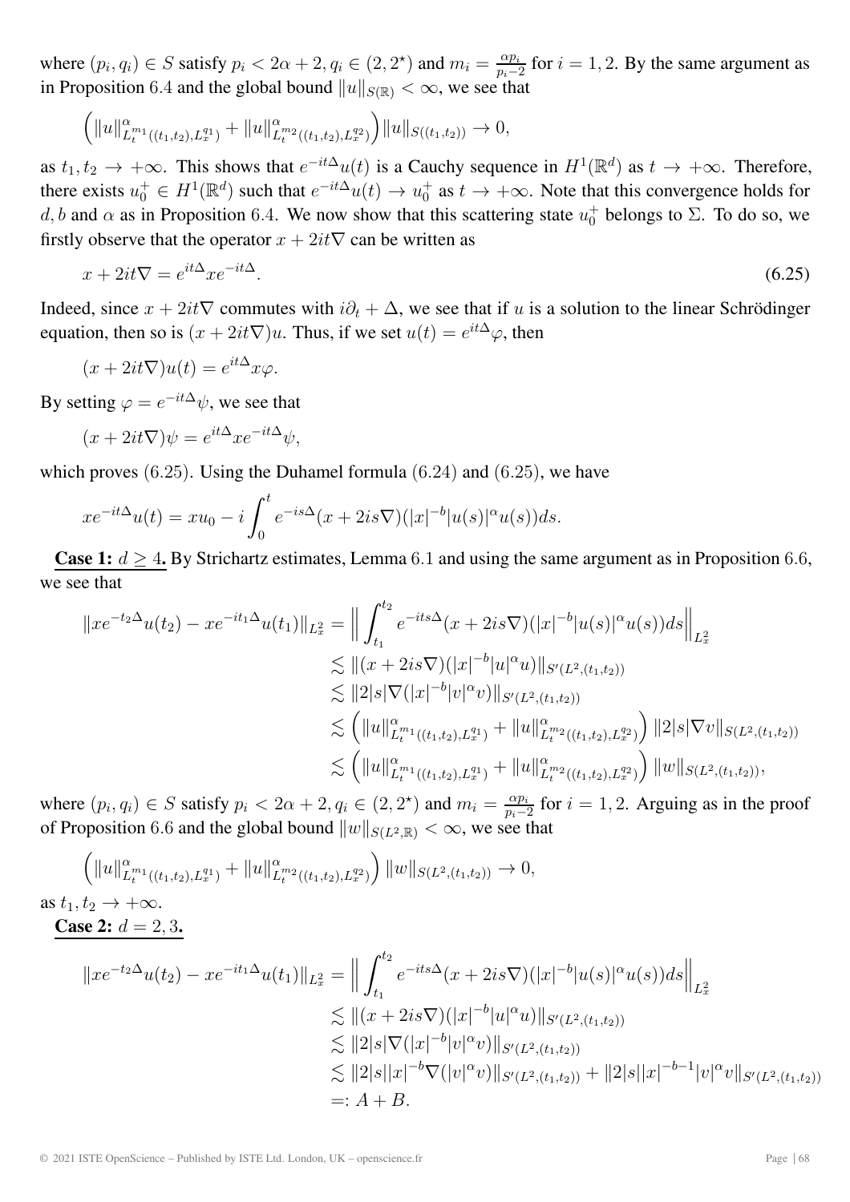where $(p_i, q_i) \in S$ satisfy $p_i < 2\alpha + 2, q_i \in (2, 2^\star)$ and $m_i = \frac{\alpha p_i}{p_i - 2}$ for $i = 1, 2$. By the same argument as in Proposition 6.4 and the global bound $\|u\|_{S(\mathbb{R})} < \infty$, we see that

$$\Big(\|u\|^\alpha_{L^{m_1}_t((t_1,t_2),L^{q_1}_x)} + \|u\|^\alpha_{L^{m_2}_t((t_1,t_2),L^{q_2}_x)}\Big)\|u\|_{S((t_1,t_2))} \to 0,$$

as $t_1, t_2 \to +\infty$. This shows that $e^{-it\Delta}u(t)$ is a Cauchy sequence in $H^1(\mathbb{R}^d)$ as $t \to +\infty$. Therefore, there exists $u_0^+ \in H^1(\mathbb{R}^d)$ such that $e^{-it\Delta}u(t) \to u_0^+$ as $t \to +\infty$. Note that this convergence holds for $d, b$ and $\alpha$ as in Proposition 6.4. We now show that this scattering state $u_0^+$ belongs to $\Sigma$. To do so, we firstly observe that the operator $x + 2it\nabla$ can be written as

$$x + 2it\nabla = e^{it\Delta}xe^{-it\Delta}. \tag{6.25}$$

Indeed, since $x + 2it\nabla$ commutes with $i\partial_t + \Delta$, we see that if $u$ is a solution to the linear Schrödinger equation, then so is $(x + 2it\nabla)u$. Thus, if we set $u(t) = e^{it\Delta}\varphi$, then

$$(x + 2it\nabla)u(t) = e^{it\Delta}x\varphi.$$

By setting $\varphi = e^{-it\Delta}\psi$, we see that

$$(x + 2it\nabla)\psi = e^{it\Delta}xe^{-it\Delta}\psi,$$

which proves (6.25). Using the Duhamel formula (6.24) and (6.25), we have

$$xe^{-it\Delta}u(t) = xu_0 - i\int_0^t e^{-is\Delta}(x + 2is\nabla)(|x|^{-b}|u(s)|^\alpha u(s))ds.$$

**Case 1: $d \geq 4$.** By Strichartz estimates, Lemma 6.1 and using the same argument as in Proposition 6.6, we see that

$$\begin{aligned}
\|xe^{-t_2\Delta}u(t_2) - xe^{-it_1\Delta}u(t_1)\|_{L^2_x} &= \Big\| \int_{t_1}^{t_2} e^{-its\Delta}(x + 2is\nabla)(|x|^{-b}|u(s)|^\alpha u(s))ds \Big\|_{L^2_x} \\
&\lesssim \|(x + 2is\nabla)(|x|^{-b}|u|^\alpha u)\|_{S'(L^2,(t_1,t_2))} \\
&\lesssim \|2|s|\nabla(|x|^{-b}|v|^\alpha v)\|_{S'(L^2,(t_1,t_2))} \\
&\lesssim \Big(\|u\|^\alpha_{L^{m_1}_t((t_1,t_2),L^{q_1}_x)} + \|u\|^\alpha_{L^{m_2}_t((t_1,t_2),L^{q_2}_x)}\Big)\|2|s|\nabla v\|_{S(L^2,(t_1,t_2))} \\
&\lesssim \Big(\|u\|^\alpha_{L^{m_1}_t((t_1,t_2),L^{q_1}_x)} + \|u\|^\alpha_{L^{m_2}_t((t_1,t_2),L^{q_2}_x)}\Big)\|w\|_{S(L^2,(t_1,t_2))},
\end{aligned}$$

where $(p_i, q_i) \in S$ satisfy $p_i < 2\alpha + 2, q_i \in (2, 2^\star)$ and $m_i = \frac{\alpha p_i}{p_i - 2}$ for $i = 1, 2$. Arguing as in the proof of Proposition 6.6 and the global bound $\|w\|_{S(L^2,\mathbb{R})} < \infty$, we see that

$$\Big(\|u\|^\alpha_{L^{m_1}_t((t_1,t_2),L^{q_1}_x)} + \|u\|^\alpha_{L^{m_2}_t((t_1,t_2),L^{q_2}_x)}\Big)\|w\|_{S(L^2,(t_1,t_2))} \to 0,$$

as $t_1, t_2 \to +\infty$.

**Case 2: $d = 2, 3$.**

$$\begin{aligned}
\|xe^{-t_2\Delta}u(t_2) - xe^{-it_1\Delta}u(t_1)\|_{L^2_x} &= \Big\| \int_{t_1}^{t_2} e^{-its\Delta}(x + 2is\nabla)(|x|^{-b}|u(s)|^\alpha u(s))ds \Big\|_{L^2_x} \\
&\lesssim \|(x + 2is\nabla)(|x|^{-b}|u|^\alpha u)\|_{S'(L^2,(t_1,t_2))} \\
&\lesssim \|2|s|\nabla(|x|^{-b}|v|^\alpha v)\|_{S'(L^2,(t_1,t_2))} \\
&\lesssim \|2|s||x|^{-b}\nabla(|v|^\alpha v)\|_{S'(L^2,(t_1,t_2))} + \|2|s||x|^{-b-1}|v|^\alpha v\|_{S'(L^2,(t_1,t_2))} \\
&=: A + B.
\end{aligned}$$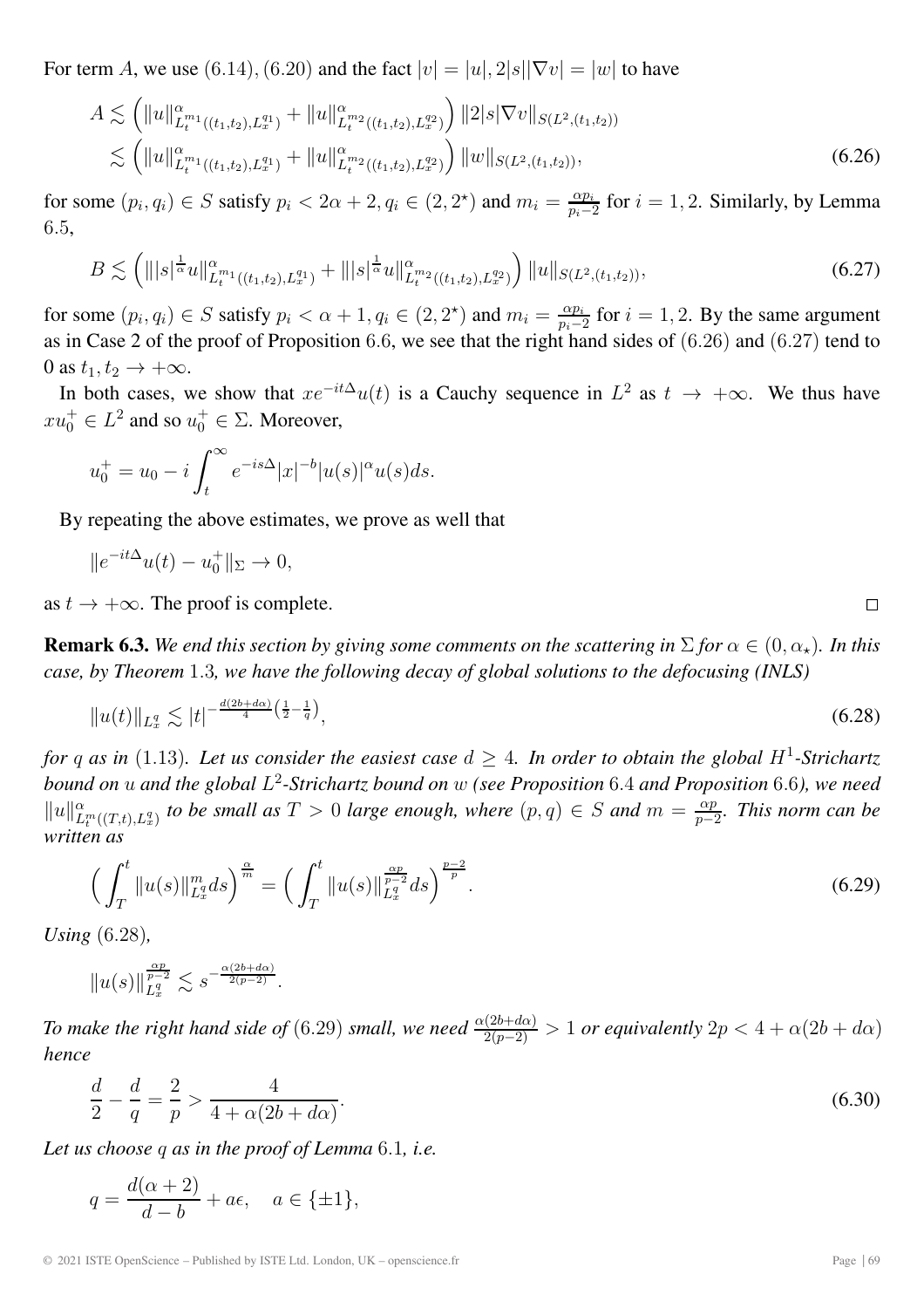For term $A$, we use $(6.14), (6.20)$ and the fact $|v| = |u|, 2|s||\nabla v| = |w|$ to have

$$A \lesssim \left( \|u\|^{\alpha}_{L^{m_1}_t((t_1,t_2),L^{q_1}_x)} + \|u\|^{\alpha}_{L^{m_2}_t((t_1,t_2),L^{q_2}_x)} \right) \|2|s|\nabla v\|_{S(L^2,(t_1,t_2))}$$
$$\lesssim \left( \|u\|^{\alpha}_{L^{m_1}_t((t_1,t_2),L^{q_1}_x)} + \|u\|^{\alpha}_{L^{m_2}_t((t_1,t_2),L^{q_2}_x)} \right) \|w\|_{S(L^2,(t_1,t_2))}, \tag{6.26}$$

for some $(p_i, q_i) \in S$ satisfy $p_i < 2\alpha + 2, q_i \in (2, 2^\star)$ and $m_i = \frac{\alpha p_i}{p_i - 2}$ for $i = 1, 2$. Similarly, by Lemma 6.5,

$$B \lesssim \left( \||s|^{\frac{1}{\alpha}} u\|^{\alpha}_{L^{m_1}_t((t_1,t_2),L^{q_1}_x)} + \||s|^{\frac{1}{\alpha}} u\|^{\alpha}_{L^{m_2}_t((t_1,t_2),L^{q_2}_x)} \right) \|u\|_{S(L^2,(t_1,t_2))}, \tag{6.27}$$

for some $(p_i, q_i) \in S$ satisfy $p_i < \alpha + 1, q_i \in (2, 2^\star)$ and $m_i = \frac{\alpha p_i}{p_i - 2}$ for $i = 1, 2$. By the same argument as in Case 2 of the proof of Proposition 6.6, we see that the right hand sides of $(6.26)$ and $(6.27)$ tend to 0 as $t_1, t_2 \to +\infty$.

In both cases, we show that $xe^{-it\Delta}u(t)$ is a Cauchy sequence in $L^2$ as $t \to +\infty$. We thus have $xu_0^+ \in L^2$ and so $u_0^+ \in \Sigma$. Moreover,

$$u_0^+ = u_0 - i \int_t^\infty e^{-is\Delta} |x|^{-b} |u(s)|^\alpha u(s) ds.$$

By repeating the above estimates, we prove as well that

$$\|e^{-it\Delta}u(t) - u_0^+\|_\Sigma \to 0,$$

as $t \to +\infty$. The proof is complete. $\square$

**Remark 6.3.** *We end this section by giving some comments on the scattering in $\Sigma$ for $\alpha \in (0, \alpha_\star)$. In this case, by Theorem 1.3, we have the following decay of global solutions to the defocusing (INLS)*

$$\|u(t)\|_{L^q_x} \lesssim |t|^{-\frac{d(2b+d\alpha)}{4}\left(\frac{1}{2}-\frac{1}{q}\right)}, \tag{6.28}$$

*for $q$ as in (1.13). Let us consider the easiest case $d \geq 4$. In order to obtain the global $H^1$-Strichartz bound on $u$ and the global $L^2$-Strichartz bound on $w$ (see Proposition 6.4 and Proposition 6.6), we need $\|u\|^{\alpha}_{L^m_t((T,t),L^q_x)}$ to be small as $T > 0$ large enough, where $(p, q) \in S$ and $m = \frac{\alpha p}{p-2}$. This norm can be written as*

$$\left( \int_T^t \|u(s)\|^m_{L^q_x} ds \right)^{\frac{\alpha}{m}} = \left( \int_T^t \|u(s)\|^{\frac{\alpha p}{p-2}}_{L^q_x} ds \right)^{\frac{p-2}{p}}. \tag{6.29}$$

*Using (6.28),*

$$\|u(s)\|^{\frac{\alpha p}{p-2}}_{L^q_x} \lesssim s^{-\frac{\alpha(2b+d\alpha)}{2(p-2)}}.$$

*To make the right hand side of (6.29) small, we need $\frac{\alpha(2b+d\alpha)}{2(p-2)} > 1$ or equivalently $2p < 4 + \alpha(2b + d\alpha)$ hence*

$$\frac{d}{2} - \frac{d}{q} = \frac{2}{p} > \frac{4}{4 + \alpha(2b + d\alpha)}. \tag{6.30}$$

*Let us choose $q$ as in the proof of Lemma 6.1, i.e.*

$$q = \frac{d(\alpha + 2)}{d - b} + a\epsilon, \quad a \in \{\pm 1\},$$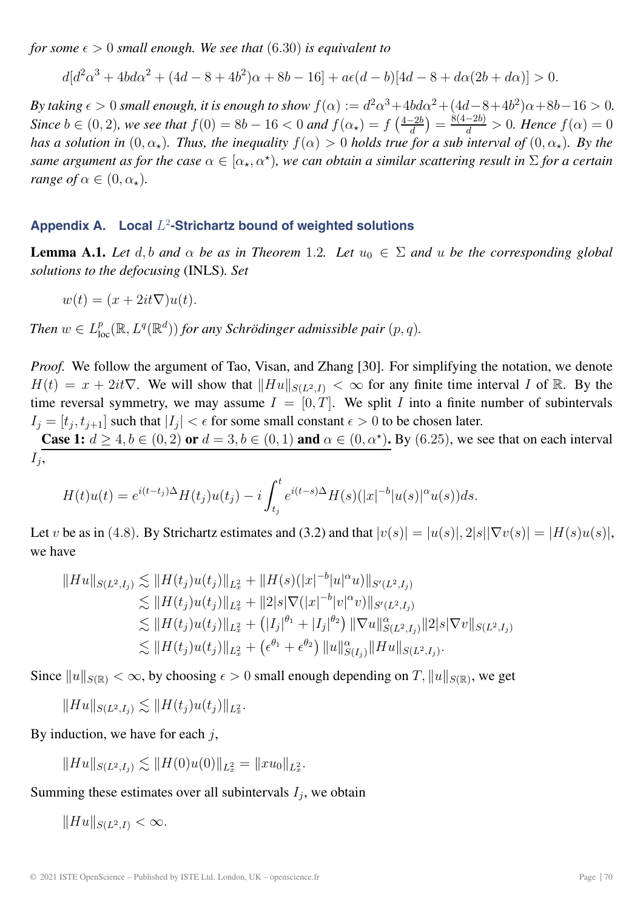*for some $\epsilon > 0$ small enough. We see that $(6.30)$ is equivalent to*

$$d[d^2\alpha^3 + 4bd\alpha^2 + (4d - 8 + 4b^2)\alpha + 8b - 16] + a\epsilon(d-b)[4d - 8 + d\alpha(2b + d\alpha)] > 0.$$

*By taking $\epsilon > 0$ small enough, it is enough to show $f(\alpha) := d^2\alpha^3 + 4bd\alpha^2 + (4d-8+4b^2)\alpha + 8b - 16 > 0$. Since $b \in (0,2)$, we see that $f(0) = 8b - 16 < 0$ and $f(\alpha_\star) = f\left(\frac{4-2b}{d}\right) = \frac{8(4-2b)}{d} > 0$. Hence $f(\alpha) = 0$ has a solution in $(0, \alpha_\star)$. Thus, the inequality $f(\alpha) > 0$ holds true for a sub interval of $(0, \alpha_\star)$. By the same argument as for the case $\alpha \in [\alpha_\star, \alpha^\star)$, we can obtain a similar scattering result in $\Sigma$ for a certain range of $\alpha \in (0, \alpha_\star)$.*

## Appendix A. Local $L^2$-Strichartz bound of weighted solutions

**Lemma A.1.** *Let $d, b$ and $\alpha$ be as in Theorem 1.2. Let $u_0 \in \Sigma$ and $u$ be the corresponding global solutions to the defocusing* (INLS)*. Set*

$$w(t) = (x + 2it\nabla)u(t).$$

*Then $w \in L^p_{\text{loc}}(\mathbb{R}, L^q(\mathbb{R}^d))$ for any Schrödinger admissible pair $(p,q)$.*

*Proof.* We follow the argument of Tao, Visan, and Zhang [30]. For simplifying the notation, we denote $H(t) = x + 2it\nabla$. We will show that $\|Hu\|_{S(L^2,I)} < \infty$ for any finite time interval $I$ of $\mathbb{R}$. By the time reversal symmetry, we may assume $I = [0,T]$. We split $I$ into a finite number of subintervals $I_j = [t_j, t_{j+1}]$ such that $|I_j| < \epsilon$ for some small constant $\epsilon > 0$ to be chosen later.

**Case 1: $d \geq 4, b \in (0,2)$ or $d = 3, b \in (0,1)$ and $\alpha \in (0, \alpha^\star)$.** By $(6.25)$, we see that on each interval $I_j$,

$$H(t)u(t) = e^{i(t-t_j)\Delta}H(t_j)u(t_j) - i\int_{t_j}^t e^{i(t-s)\Delta}H(s)(|x|^{-b}|u(s)|^\alpha u(s))ds.$$

Let $v$ be as in $(4.8)$. By Strichartz estimates and (3.2) and that $|v(s)| = |u(s)|, 2|s||\nabla v(s)| = |H(s)u(s)|$, we have

$$\begin{aligned}
\|Hu\|_{S(L^2,I_j)} &\lesssim \|H(t_j)u(t_j)\|_{L^2_x} + \|H(s)(|x|^{-b}|u|^\alpha u)\|_{S'(L^2,I_j)} \\
&\lesssim \|H(t_j)u(t_j)\|_{L^2_x} + \|2|s|\nabla(|x|^{-b}|v|^\alpha v)\|_{S'(L^2,I_j)} \\
&\lesssim \|H(t_j)u(t_j)\|_{L^2_x} + \left(|I_j|^{\theta_1} + |I_j|^{\theta_2}\right)\|\nabla u\|^\alpha_{S(L^2,I_j)}\|2|s|\nabla v\|_{S(L^2,I_j)} \\
&\lesssim \|H(t_j)u(t_j)\|_{L^2_x} + \left(\epsilon^{\theta_1} + \epsilon^{\theta_2}\right)\|u\|^\alpha_{S(I_j)}\|Hu\|_{S(L^2,I_j)}.
\end{aligned}$$

Since $\|u\|_{S(\mathbb{R})} < \infty$, by choosing $\epsilon > 0$ small enough depending on $T, \|u\|_{S(\mathbb{R})}$, we get

$$\|Hu\|_{S(L^2,I_j)} \lesssim \|H(t_j)u(t_j)\|_{L^2_x}.$$

By induction, we have for each $j$,

$$\|Hu\|_{S(L^2,I_j)} \lesssim \|H(0)u(0)\|_{L^2_x} = \|xu_0\|_{L^2_x}.$$

Summing these estimates over all subintervals $I_j$, we obtain

$$\|Hu\|_{S(L^2,I)} < \infty.$$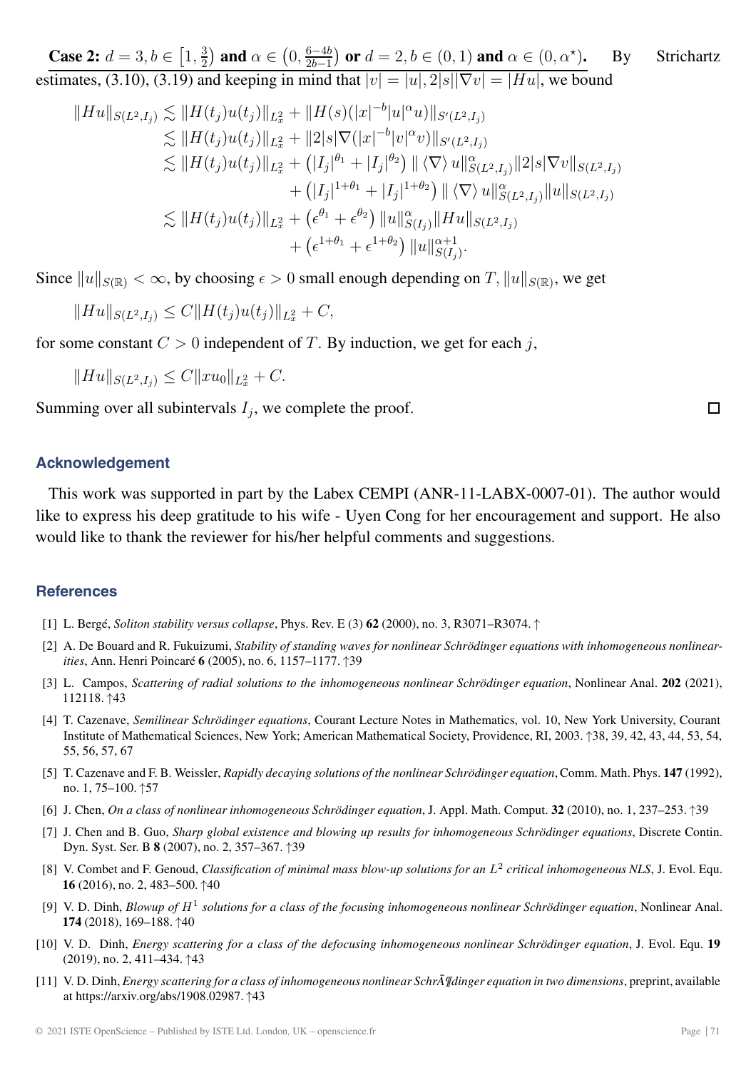**Case 2:** $d = 3, b \in \left[1, \frac{3}{2}\right)$ **and** $\alpha \in \left(0, \frac{6-4b}{2b-1}\right)$ **or** $d = 2, b \in (0,1)$ **and** $\alpha \in (0, \alpha^\star)$**.** By Strichartz estimates, (3.10), (3.19) and keeping in mind that $|v| = |u|, 2|s||\nabla v| = |Hu|$, we bound

$$
\begin{aligned}
\|Hu\|_{S(L^2,I_j)} &\lesssim \|H(t_j)u(t_j)\|_{L^2_x} + \|H(s)(|x|^{-b}|u|^\alpha u)\|_{S'(L^2,I_j)} \\
&\lesssim \|H(t_j)u(t_j)\|_{L^2_x} + \|2|s|\nabla(|x|^{-b}|v|^\alpha v)\|_{S'(L^2,I_j)} \\
&\lesssim \|H(t_j)u(t_j)\|_{L^2_x} + \left(|I_j|^{\theta_1} + |I_j|^{\theta_2}\right) \| \langle \nabla \rangle u\|^\alpha_{S(L^2,I_j)} \|2|s|\nabla v\|_{S(L^2,I_j)} \\
&\quad + \left(|I_j|^{1+\theta_1} + |I_j|^{1+\theta_2}\right) \| \langle \nabla \rangle u\|^\alpha_{S(L^2,I_j)} \|u\|_{S(L^2,I_j)} \\
&\lesssim \|H(t_j)u(t_j)\|_{L^2_x} + \left(\epsilon^{\theta_1} + \epsilon^{\theta_2}\right) \|u\|^\alpha_{S(I_j)} \|Hu\|_{S(L^2,I_j)} \\
&\quad + \left(\epsilon^{1+\theta_1} + \epsilon^{1+\theta_2}\right) \|u\|^{\alpha+1}_{S(I_j)}.
\end{aligned}
$$

Since $\|u\|_{S(\mathbb{R})} < \infty$, by choosing $\epsilon > 0$ small enough depending on $T, \|u\|_{S(\mathbb{R})}$, we get

$$
\|Hu\|_{S(L^2,I_j)} \le C\|H(t_j)u(t_j)\|_{L^2_x} + C,
$$

for some constant $C > 0$ independent of $T$. By induction, we get for each $j$,

$$
\|Hu\|_{S(L^2,I_j)} \le C\|xu_0\|_{L^2_x} + C.
$$

Summing over all subintervals $I_j$, we complete the proof. □

## Acknowledgement

This work was supported in part by the Labex CEMPI (ANR-11-LABX-0007-01). The author would like to express his deep gratitude to his wife - Uyen Cong for her encouragement and support. He also would like to thank the reviewer for his/her helpful comments and suggestions.

## References

[1] L. Bergé, *Soliton stability versus collapse*, Phys. Rev. E (3) **62** (2000), no. 3, R3071–R3074. ↑

[2] A. De Bouard and R. Fukuizumi, *Stability of standing waves for nonlinear Schrödinger equations with inhomogeneous nonlinearities*, Ann. Henri Poincaré **6** (2005), no. 6, 1157–1177. ↑39

[3] L. Campos, *Scattering of radial solutions to the inhomogeneous nonlinear Schrödinger equation*, Nonlinear Anal. **202** (2021), 112118. ↑43

[4] T. Cazenave, *Semilinear Schrödinger equations*, Courant Lecture Notes in Mathematics, vol. 10, New York University, Courant Institute of Mathematical Sciences, New York; American Mathematical Society, Providence, RI, 2003. ↑38, 39, 42, 43, 44, 53, 54, 55, 56, 57, 67

[5] T. Cazenave and F. B. Weissler, *Rapidly decaying solutions of the nonlinear Schrödinger equation*, Comm. Math. Phys. **147** (1992), no. 1, 75–100. ↑57

[6] J. Chen, *On a class of nonlinear inhomogeneous Schrödinger equation*, J. Appl. Math. Comput. **32** (2010), no. 1, 237–253. ↑39

[7] J. Chen and B. Guo, *Sharp global existence and blowing up results for inhomogeneous Schrödinger equations*, Discrete Contin. Dyn. Syst. Ser. B **8** (2007), no. 2, 357–367. ↑39

[8] V. Combet and F. Genoud, *Classification of minimal mass blow-up solutions for an $L^2$ critical inhomogeneous NLS*, J. Evol. Equ. **16** (2016), no. 2, 483–500. ↑40

[9] V. D. Dinh, *Blowup of $H^1$ solutions for a class of the focusing inhomogeneous nonlinear Schrödinger equation*, Nonlinear Anal. **174** (2018), 169–188. ↑40

[10] V. D. Dinh, *Energy scattering for a class of the defocusing inhomogeneous nonlinear Schrödinger equation*, J. Evol. Equ. **19** (2019), no. 2, 411–434. ↑43

[11] V. D. Dinh, *Energy scattering for a class of inhomogeneous nonlinear SchrÃ¶dinger equation in two dimensions*, preprint, available at https://arxiv.org/abs/1908.02987. ↑43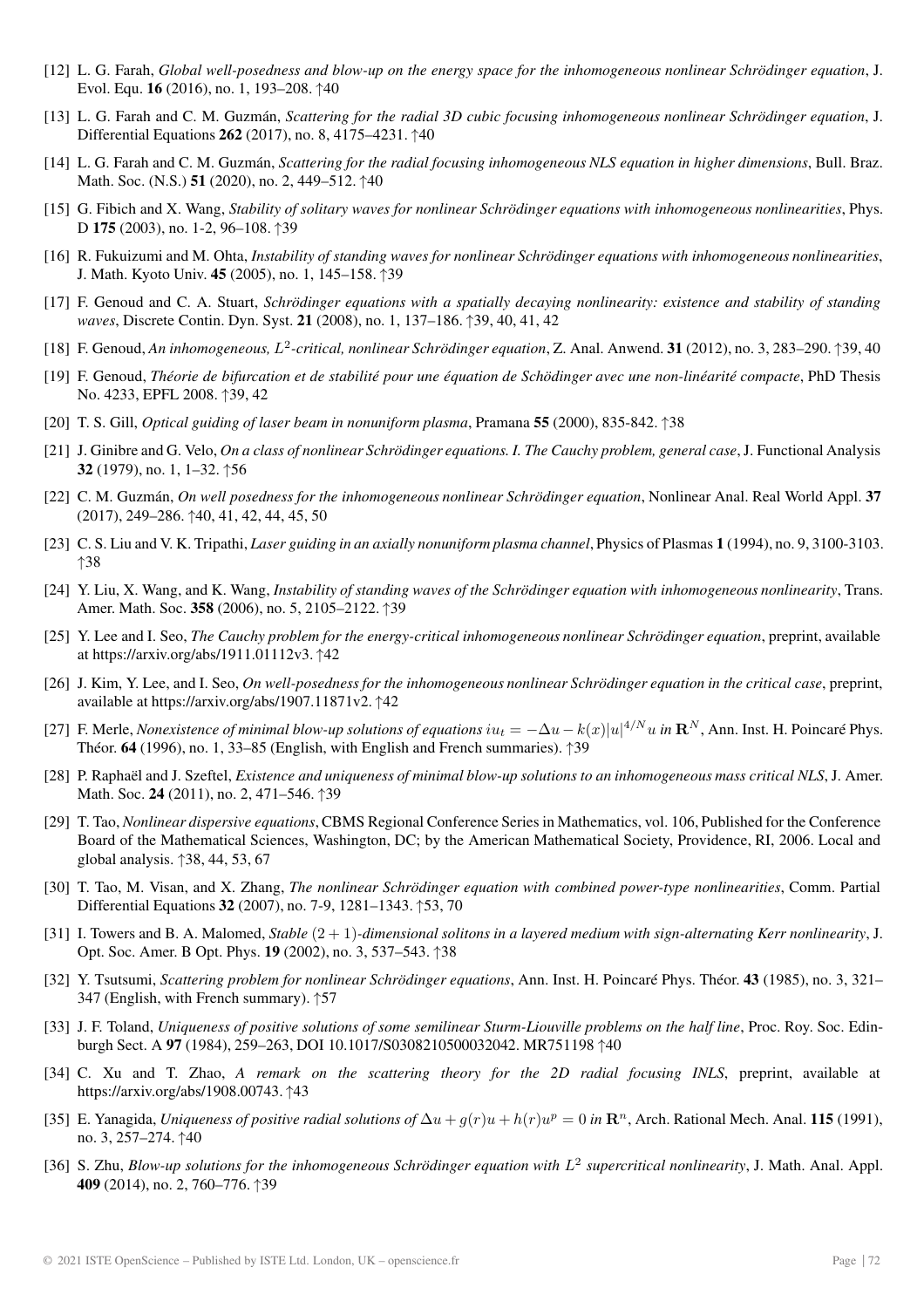[12] L. G. Farah, *Global well-posedness and blow-up on the energy space for the inhomogeneous nonlinear Schrödinger equation*, J. Evol. Equ. **16** (2016), no. 1, 193–208. ↑40

[13] L. G. Farah and C. M. Guzmán, *Scattering for the radial 3D cubic focusing inhomogeneous nonlinear Schrödinger equation*, J. Differential Equations **262** (2017), no. 8, 4175–4231. ↑40

[14] L. G. Farah and C. M. Guzmán, *Scattering for the radial focusing inhomogeneous NLS equation in higher dimensions*, Bull. Braz. Math. Soc. (N.S.) **51** (2020), no. 2, 449–512. ↑40

[15] G. Fibich and X. Wang, *Stability of solitary waves for nonlinear Schrödinger equations with inhomogeneous nonlinearities*, Phys. D **175** (2003), no. 1-2, 96–108. ↑39

[16] R. Fukuizumi and M. Ohta, *Instability of standing waves for nonlinear Schrödinger equations with inhomogeneous nonlinearities*, J. Math. Kyoto Univ. **45** (2005), no. 1, 145–158. ↑39

[17] F. Genoud and C. A. Stuart, *Schrödinger equations with a spatially decaying nonlinearity: existence and stability of standing waves*, Discrete Contin. Dyn. Syst. **21** (2008), no. 1, 137–186. ↑39, 40, 41, 42

[18] F. Genoud, *An inhomogeneous, $L^2$-critical, nonlinear Schrödinger equation*, Z. Anal. Anwend. **31** (2012), no. 3, 283–290. ↑39, 40

[19] F. Genoud, *Théorie de bifurcation et de stabilité pour une équation de Schödinger avec une non-linéarité compacte*, PhD Thesis No. 4233, EPFL 2008. ↑39, 42

[20] T. S. Gill, *Optical guiding of laser beam in nonuniform plasma*, Pramana **55** (2000), 835-842. ↑38

[21] J. Ginibre and G. Velo, *On a class of nonlinear Schrödinger equations. I. The Cauchy problem, general case*, J. Functional Analysis **32** (1979), no. 1, 1–32. ↑56

[22] C. M. Guzmán, *On well posedness for the inhomogeneous nonlinear Schrödinger equation*, Nonlinear Anal. Real World Appl. **37** (2017), 249–286. ↑40, 41, 42, 44, 45, 50

[23] C. S. Liu and V. K. Tripathi, *Laser guiding in an axially nonuniform plasma channel*, Physics of Plasmas **1** (1994), no. 9, 3100-3103. ↑38

[24] Y. Liu, X. Wang, and K. Wang, *Instability of standing waves of the Schrödinger equation with inhomogeneous nonlinearity*, Trans. Amer. Math. Soc. **358** (2006), no. 5, 2105–2122. ↑39

[25] Y. Lee and I. Seo, *The Cauchy problem for the energy-critical inhomogeneous nonlinear Schrödinger equation*, preprint, available at https://arxiv.org/abs/1911.01112v3. ↑42

[26] J. Kim, Y. Lee, and I. Seo, *On well-posedness for the inhomogeneous nonlinear Schrödinger equation in the critical case*, preprint, available at https://arxiv.org/abs/1907.11871v2. ↑42

[27] F. Merle, *Nonexistence of minimal blow-up solutions of equations $iu_t = -\Delta u - k(x)|u|^{4/N}u$ in $\mathbf{R}^N$*, Ann. Inst. H. Poincaré Phys. Théor. **64** (1996), no. 1, 33–85 (English, with English and French summaries). ↑39

[28] P. Raphaël and J. Szeftel, *Existence and uniqueness of minimal blow-up solutions to an inhomogeneous mass critical NLS*, J. Amer. Math. Soc. **24** (2011), no. 2, 471–546. ↑39

[29] T. Tao, *Nonlinear dispersive equations*, CBMS Regional Conference Series in Mathematics, vol. 106, Published for the Conference Board of the Mathematical Sciences, Washington, DC; by the American Mathematical Society, Providence, RI, 2006. Local and global analysis. ↑38, 44, 53, 67

[30] T. Tao, M. Visan, and X. Zhang, *The nonlinear Schrödinger equation with combined power-type nonlinearities*, Comm. Partial Differential Equations **32** (2007), no. 7-9, 1281–1343. ↑53, 70

[31] I. Towers and B. A. Malomed, *Stable $(2+1)$-dimensional solitons in a layered medium with sign-alternating Kerr nonlinearity*, J. Opt. Soc. Amer. B Opt. Phys. **19** (2002), no. 3, 537–543. ↑38

[32] Y. Tsutsumi, *Scattering problem for nonlinear Schrödinger equations*, Ann. Inst. H. Poincaré Phys. Théor. **43** (1985), no. 3, 321–347 (English, with French summary). ↑57

[33] J. F. Toland, *Uniqueness of positive solutions of some semilinear Sturm-Liouville problems on the half line*, Proc. Roy. Soc. Edinburgh Sect. A **97** (1984), 259–263, DOI 10.1017/S0308210500032042. MR751198 ↑40

[34] C. Xu and T. Zhao, *A remark on the scattering theory for the 2D radial focusing INLS*, preprint, available at https://arxiv.org/abs/1908.00743. ↑43

[35] E. Yanagida, *Uniqueness of positive radial solutions of $\Delta u + g(r)u + h(r)u^p = 0$ in $\mathbf{R}^n$*, Arch. Rational Mech. Anal. **115** (1991), no. 3, 257–274. ↑40

[36] S. Zhu, *Blow-up solutions for the inhomogeneous Schrödinger equation with $L^2$ supercritical nonlinearity*, J. Math. Anal. Appl. **409** (2014), no. 2, 760–776. ↑39